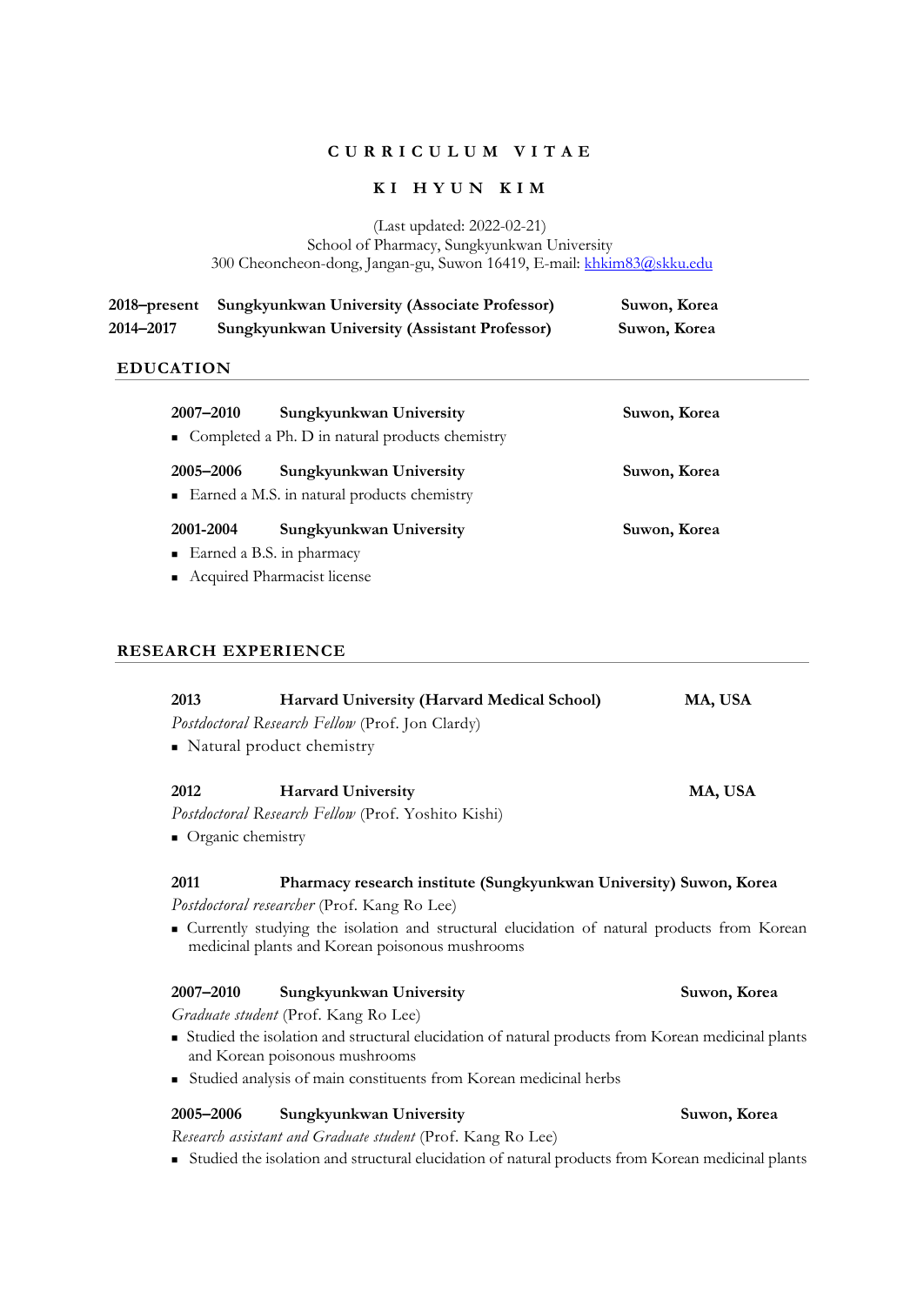# CURRICULUM VITAE

## KI HYUN KIM

(Last updated: 2022-02-21)
School of Pharmacy, Sungkyunkwan University
300 Cheoncheon-dong, Jangan-gu, Suwon 16419, E-mail: khkim83@skku.edu

**2018–present** **Sungkyunkwan University (Associate Professor)** **Suwon, Korea**
**2014–2017** **Sungkyunkwan University (Assistant Professor)** **Suwon, Korea**

## EDUCATION

**2007–2010** **Sungkyunkwan University** **Suwon, Korea**
- Completed a Ph. D in natural products chemistry

**2005–2006** **Sungkyunkwan University** **Suwon, Korea**
- Earned a M.S. in natural products chemistry

**2001-2004** **Sungkyunkwan University** **Suwon, Korea**
- Earned a B.S. in pharmacy
- Acquired Pharmacist license

## RESEARCH EXPERIENCE

**2013** **Harvard University (Harvard Medical School)** **MA, USA**
*Postdoctoral Research Fellow* (Prof. Jon Clardy)
- Natural product chemistry

**2012** **Harvard University** **MA, USA**
*Postdoctoral Research Fellow* (Prof. Yoshito Kishi)
- Organic chemistry

**2011** **Pharmacy research institute (Sungkyunkwan University)** **Suwon, Korea**
*Postdoctoral researcher* (Prof. Kang Ro Lee)
- Currently studying the isolation and structural elucidation of natural products from Korean medicinal plants and Korean poisonous mushrooms

**2007–2010** **Sungkyunkwan University** **Suwon, Korea**
*Graduate student* (Prof. Kang Ro Lee)
- Studied the isolation and structural elucidation of natural products from Korean medicinal plants and Korean poisonous mushrooms
- Studied analysis of main constituents from Korean medicinal herbs

**2005–2006** **Sungkyunkwan University** **Suwon, Korea**
*Research assistant and Graduate student* (Prof. Kang Ro Lee)
- Studied the isolation and structural elucidation of natural products from Korean medicinal plants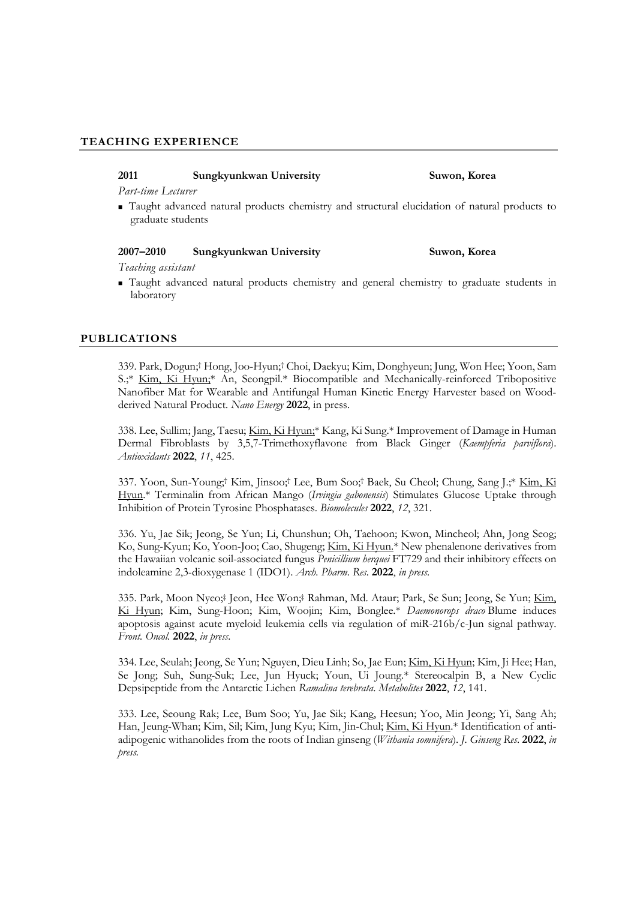## TEACHING EXPERIENCE

**2011** **Sungkyunkwan University** **Suwon, Korea**

*Part-time Lecturer*

- Taught advanced natural products chemistry and structural elucidation of natural products to graduate students

**2007–2010** **Sungkyunkwan University** **Suwon, Korea**

*Teaching assistant*

- Taught advanced natural products chemistry and general chemistry to graduate students in laboratory

## PUBLICATIONS

339. Park, Dogun;† Hong, Joo-Hyun;† Choi, Daekyu; Kim, Donghyeun; Jung, Won Hee; Yoon, Sam S.;* <u>Kim, Ki Hyun;</u>* An, Seongpil.* Biocompatible and Mechanically-reinforced Tribopositive Nanofiber Mat for Wearable and Antifungal Human Kinetic Energy Harvester based on Wood-derived Natural Product. *Nano Energy* **2022**, in press.

338. Lee, Sullim; Jang, Taesu; <u>Kim, Ki Hyun;</u>* Kang, Ki Sung.* Improvement of Damage in Human Dermal Fibroblasts by 3,5,7-Trimethoxyflavone from Black Ginger (*Kaempferia parviflora*). *Antioxidants* **2022**, *11*, 425.

337. Yoon, Sun-Young;† Kim, Jinsoo;† Lee, Bum Soo;† Baek, Su Cheol; Chung, Sang J.;* <u>Kim, Ki Hyun</u>.* Terminalin from African Mango (*Irvingia gabonensis*) Stimulates Glucose Uptake through Inhibition of Protein Tyrosine Phosphatases. *Biomolecules* **2022**, *12*, 321.

336. Yu, Jae Sik; Jeong, Se Yun; Li, Chunshun; Oh, Taehoon; Kwon, Mincheol; Ahn, Jong Seog; Ko, Sung-Kyun; Ko, Yoon-Joo; Cao, Shugeng; <u>Kim, Ki Hyun.</u>* New phenalenone derivatives from the Hawaiian volcanic soil-associated fungus *Penicillium herquei* FT729 and their inhibitory effects on indoleamine 2,3-dioxygenase 1 (IDO1). *Arch. Pharm. Res.* **2022**, *in press*.

335. Park, Moon Nyeo;‡ Jeon, Hee Won;‡ Rahman, Md. Ataur; Park, Se Sun; Jeong, Se Yun; <u>Kim, Ki Hyun</u>; Kim, Sung-Hoon; Kim, Woojin; Kim, Bonglee.* *Daemonorops draco* Blume induces apoptosis against acute myeloid leukemia cells via regulation of miR-216b/c-Jun signal pathway. *Front. Oncol.* **2022**, *in press*.

334. Lee, Seulah; Jeong, Se Yun; Nguyen, Dieu Linh; So, Jae Eun; <u>Kim, Ki Hyun</u>; Kim, Ji Hee; Han, Se Jong; Suh, Sung-Suk; Lee, Jun Hyuck; Youn, Ui Joung.* Stereocalpin B, a New Cyclic Depsipeptide from the Antarctic Lichen *Ramalina terebrata*. *Metabolites* **2022**, *12*, 141.

333. Lee, Seoung Rak; Lee, Bum Soo; Yu, Jae Sik; Kang, Heesun; Yoo, Min Jeong; Yi, Sang Ah; Han, Jeung-Whan; Kim, Sil; Kim, Jung Kyu; Kim, Jin-Chul; <u>Kim, Ki Hyun</u>.* Identification of anti-adipogenic withanolides from the roots of Indian ginseng (*Withania somnifera*). *J. Ginseng Res.* **2022**, *in press*.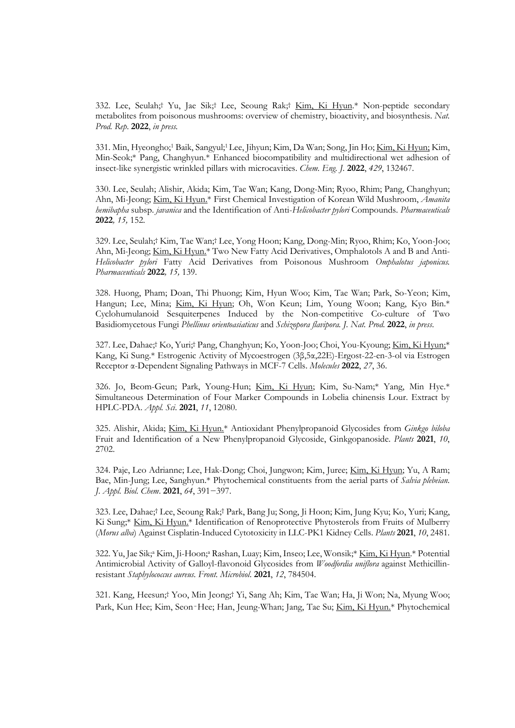332. Lee, Seulah;† Yu, Jae Sik;† Lee, Seoung Rak;† Kim, Ki Hyun.* Non-peptide secondary metabolites from poisonous mushrooms: overview of chemistry, bioactivity, and biosynthesis. *Nat. Prod. Rep*. **2022**, *in press.*

331. Min, Hyeongho;[1] Baik, Sangyul;[1] Lee, Jihyun; Kim, Da Wan; Song, Jin Ho; Kim, Ki Hyun; Kim, Min-Seok;* Pang, Changhyun.* Enhanced biocompatibility and multidirectional wet adhesion of insect-like synergistic wrinkled pillars with microcavities. *Chem. Eng. J.* **2022**, *429*, 132467.

330. Lee, Seulah; Alishir, Akida; Kim, Tae Wan; Kang, Dong-Min; Ryoo, Rhim; Pang, Changhyun; Ahn, Mi-Jeong; Kim, Ki Hyun.* First Chemical Investigation of Korean Wild Mushroom, *Amanita hemibapha* subsp. *javanica* and the Identification of Anti-*Helicobacter pylori* Compounds. *Pharmaceuticals* **2022***, 15,* 152.

329. Lee, Seulah;† Kim, Tae Wan;† Lee, Yong Hoon; Kang, Dong-Min; Ryoo, Rhim; Ko, Yoon-Joo; Ahn, Mi-Jeong; Kim, Ki Hyun.* Two New Fatty Acid Derivatives, Omphalotols A and B and Anti-*Helicobacter pylori* Fatty Acid Derivatives from Poisonous Mushroom *Omphalotus japonicus. Pharmaceuticals* **2022***, 15,* 139.

328. Huong, Pham; Doan, Thi Phuong; Kim, Hyun Woo; Kim, Tae Wan; Park, So-Yeon; Kim, Hangun; Lee, Mina; Kim, Ki Hyun; Oh, Won Keun; Lim, Young Woon; Kang, Kyo Bin.* Cyclohumulanoid Sesquiterpenes Induced by the Non-competitive Co-culture of Two Basidiomycetous Fungi *Phellinus orientoasiaticus* and *Schizopora flavipora. J. Nat. Prod.* **2022**, *in press*.

327. Lee, Dahae;† Ko, Yuri;† Pang, Changhyun; Ko, Yoon-Joo; Choi, You-Kyoung; Kim, Ki Hyun;* Kang, Ki Sung.* Estrogenic Activity of Mycoestrogen (3β,5α,22E)-Ergost-22-en-3-ol via Estrogen Receptor α-Dependent Signaling Pathways in MCF-7 Cells. *Molecules* **2022**, *27*, 36.

326. Jo, Beom-Geun; Park, Young-Hun; Kim, Ki Hyun; Kim, Su-Nam;* Yang, Min Hye.* Simultaneous Determination of Four Marker Compounds in Lobelia chinensis Lour. Extract by HPLC-PDA. *Appl. Sci*. **2021**, *11*, 12080.

325. Alishir, Akida; Kim, Ki Hyun.* Antioxidant Phenylpropanoid Glycosides from *Ginkgo biloba* Fruit and Identification of a New Phenylpropanoid Glycoside, Ginkgopanoside. *Plants* **2021**, *10*, 2702.

324. Paje, Leo Adrianne; Lee, Hak-Dong; Choi, Jungwon; Kim, Juree; Kim, Ki Hyun; Yu, A Ram; Bae, Min-Jung; Lee, Sanghyun.* Phytochemical constituents from the aerial parts of *Salvia plebeian*. *J. Appl. Biol. Chem*. **2021**, *64*, 391−397.

323. Lee, Dahae;† Lee, Seoung Rak;† Park, Bang Ju; Song, Ji Hoon; Kim, Jung Kyu; Ko, Yuri; Kang, Ki Sung;* Kim, Ki Hyun.* Identification of Renoprotective Phytosterols from Fruits of Mulberry (*Morus alba*) Against Cisplatin-Induced Cytotoxicity in LLC-PK1 Kidney Cells. *Plants* **2021**, *10*, 2481.

322. Yu, Jae Sik;[a] Kim, Ji-Hoon;[a] Rashan, Luay; Kim, Inseo; Lee, Wonsik;* Kim, Ki Hyun.* Potential Antimicrobial Activity of Galloyl-flavonoid Glycosides from *Woodfordia uniflora* against Methicillin-resistant *Staphylococcus aureus*. *Front. Microbiol*. **2021**, *12*, 784504.

321. Kang, Heesun;† Yoo, Min Jeong;† Yi, Sang Ah; Kim, Tae Wan; Ha, Ji Won; Na, Myung Woo; Park, Kun Hee; Kim, Seon‑Hee; Han, Jeung-Whan; Jang, Tae Su; Kim, Ki Hyun.* Phytochemical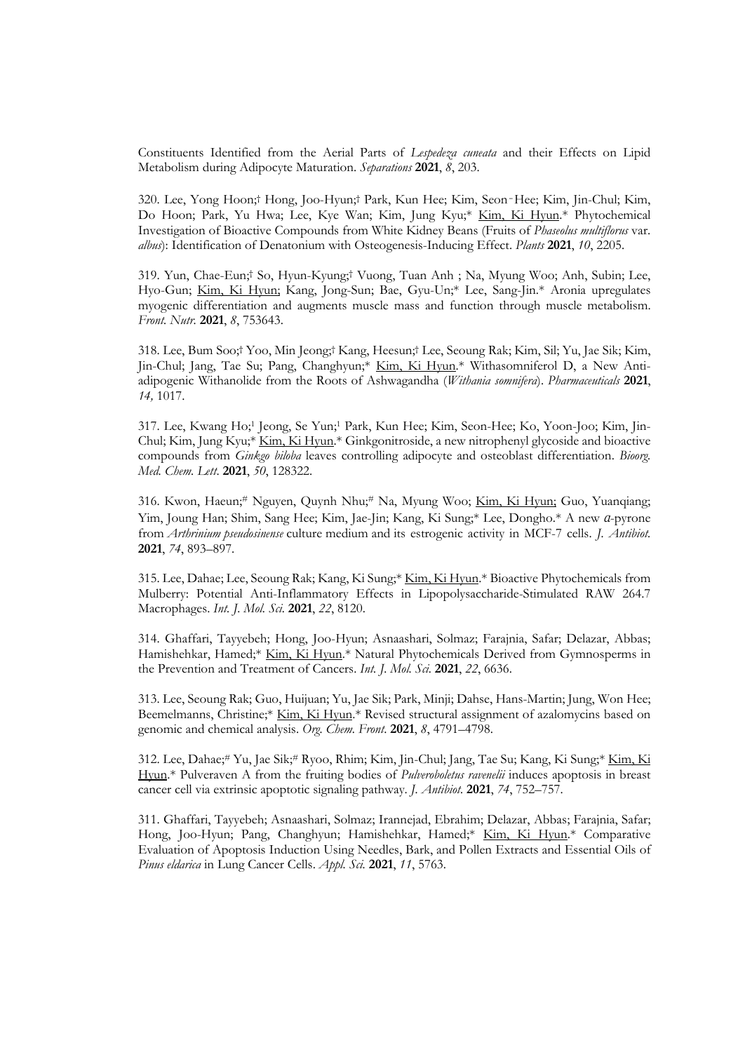Constituents Identified from the Aerial Parts of *Lespedeza cuneata* and their Effects on Lipid Metabolism during Adipocyte Maturation. *Separations* **2021**, *8*, 203.

320. Lee, Yong Hoon;† Hong, Joo-Hyun;† Park, Kun Hee; Kim, Seon‑Hee; Kim, Jin-Chul; Kim, Do Hoon; Park, Yu Hwa; Lee, Kye Wan; Kim, Jung Kyu;* Kim, Ki Hyun.* Phytochemical Investigation of Bioactive Compounds from White Kidney Beans (Fruits of *Phaseolus multiflorus* var. *albus*): Identification of Denatonium with Osteogenesis-Inducing Effect. *Plants* **2021**, *10*, 2205.

319. Yun, Chae-Eun;† So, Hyun-Kyung;† Vuong, Tuan Anh ; Na, Myung Woo; Anh, Subin; Lee, Hyo-Gun; Kim, Ki Hyun; Kang, Jong-Sun; Bae, Gyu-Un;* Lee, Sang-Jin.* Aronia upregulates myogenic differentiation and augments muscle mass and function through muscle metabolism. *Front. Nutr.* **2021**, *8*, 753643.

318. Lee, Bum Soo;† Yoo, Min Jeong;† Kang, Heesun;† Lee, Seoung Rak; Kim, Sil; Yu, Jae Sik; Kim, Jin-Chul; Jang, Tae Su; Pang, Changhyun;* Kim, Ki Hyun.* Withasomniferol D, a New Anti-adipogenic Withanolide from the Roots of Ashwagandha (*Withania somnifera*). *Pharmaceuticals* **2021**, *14,* 1017.

317. Lee, Kwang Ho;[1] Jeong, Se Yun;[1] Park, Kun Hee; Kim, Seon-Hee; Ko, Yoon-Joo; Kim, Jin-Chul; Kim, Jung Kyu;* Kim, Ki Hyun.* Ginkgonitroside, a new nitrophenyl glycoside and bioactive compounds from *Ginkgo biloba* leaves controlling adipocyte and osteoblast differentiation. *Bioorg. Med. Chem. Lett*. **2021**, *50*, 128322.

316. Kwon, Haeun;# Nguyen, Quynh Nhu;# Na, Myung Woo; Kim, Ki Hyun; Guo, Yuanqiang; Yim, Joung Han; Shim, Sang Hee; Kim, Jae-Jin; Kang, Ki Sung;* Lee, Dongho.* A new *α*-pyrone from *Arthrinium pseudosinense* culture medium and its estrogenic activity in MCF-7 cells. *J. Antibiot.* **2021**, *74*, 893–897.

315. Lee, Dahae; Lee, Seoung Rak; Kang, Ki Sung;* Kim, Ki Hyun.* Bioactive Phytochemicals from Mulberry: Potential Anti-Inflammatory Effects in Lipopolysaccharide-Stimulated RAW 264.7 Macrophages. *Int. J. Mol. Sci.* **2021**, *22*, 8120.

314. Ghaffari, Tayyebeh; Hong, Joo-Hyun; Asnaashari, Solmaz; Farajnia, Safar; Delazar, Abbas; Hamishehkar, Hamed;* Kim, Ki Hyun.* Natural Phytochemicals Derived from Gymnosperms in the Prevention and Treatment of Cancers. *Int. J. Mol. Sci*. **2021**, *22*, 6636.

313. Lee, Seoung Rak; Guo, Huijuan; Yu, Jae Sik; Park, Minji; Dahse, Hans-Martin; Jung, Won Hee; Beemelmanns, Christine;* Kim, Ki Hyun.* Revised structural assignment of azalomycins based on genomic and chemical analysis. *Org. Chem. Front*. **2021**, *8*, 4791–4798.

312. Lee, Dahae;# Yu, Jae Sik;# Ryoo, Rhim; Kim, Jin-Chul; Jang, Tae Su; Kang, Ki Sung;* Kim, Ki Hyun.* Pulveraven A from the fruiting bodies of *Pulveroboletus ravenelii* induces apoptosis in breast cancer cell via extrinsic apoptotic signaling pathway. *J. Antibiot*. **2021**, *74*, 752–757.

311. Ghaffari, Tayyebeh; Asnaashari, Solmaz; Irannejad, Ebrahim; Delazar, Abbas; Farajnia, Safar; Hong, Joo-Hyun; Pang, Changhyun; Hamishehkar, Hamed;* Kim, Ki Hyun.* Comparative Evaluation of Apoptosis Induction Using Needles, Bark, and Pollen Extracts and Essential Oils of *Pinus eldarica* in Lung Cancer Cells. *Appl. Sci.* **2021**, *11*, 5763.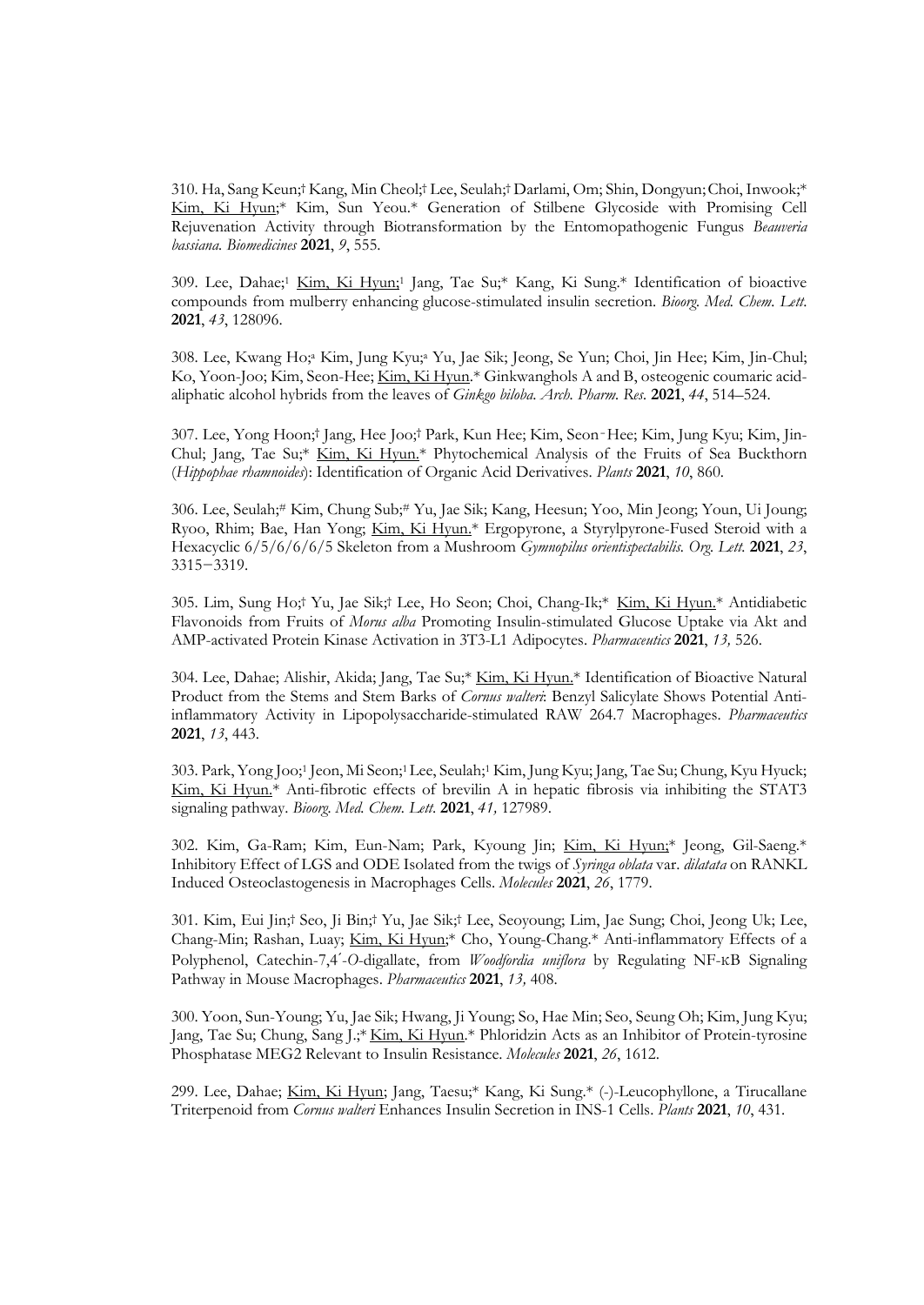310. Ha, Sang Keun;† Kang, Min Cheol;† Lee, Seulah;† Darlami, Om; Shin, Dongyun; Choi, Inwook;* Kim, Ki Hyun;* Kim, Sun Yeou.* Generation of Stilbene Glycoside with Promising Cell Rejuvenation Activity through Biotransformation by the Entomopathogenic Fungus *Beauveria bassiana*. *Biomedicines* **2021**, *9*, 555.

309. Lee, Dahae;[1] Kim, Ki Hyun;[1] Jang, Tae Su;* Kang, Ki Sung.* Identification of bioactive compounds from mulberry enhancing glucose-stimulated insulin secretion. *Bioorg. Med. Chem. Lett.* **2021**, *43*, 128096.

308. Lee, Kwang Ho;[a] Kim, Jung Kyu;[a] Yu, Jae Sik; Jeong, Se Yun; Choi, Jin Hee; Kim, Jin-Chul; Ko, Yoon-Joo; Kim, Seon-Hee; Kim, Ki Hyun.* Ginkwanghols A and B, osteogenic coumaric acid-aliphatic alcohol hybrids from the leaves of *Ginkgo biloba*. *Arch. Pharm. Res.* **2021**, *44*, 514–524.

307. Lee, Yong Hoon;† Jang, Hee Joo;† Park, Kun Hee; Kim, Seon-Hee; Kim, Jung Kyu; Kim, Jin-Chul; Jang, Tae Su;* Kim, Ki Hyun.* Phytochemical Analysis of the Fruits of Sea Buckthorn (*Hippophae rhamnoides*): Identification of Organic Acid Derivatives. *Plants* **2021**, *10*, 860.

306. Lee, Seulah;# Kim, Chung Sub;# Yu, Jae Sik; Kang, Heesun; Yoo, Min Jeong; Youn, Ui Joung; Ryoo, Rhim; Bae, Han Yong; Kim, Ki Hyun.* Ergopyrone, a Styrylpyrone-Fused Steroid with a Hexacyclic 6/5/6/6/6/5 Skeleton from a Mushroom *Gymnopilus orientispectabilis*. *Org. Lett.* **2021**, *23*, 3315−3319.

305. Lim, Sung Ho;† Yu, Jae Sik;† Lee, Ho Seon; Choi, Chang-Ik;* Kim, Ki Hyun.* Antidiabetic Flavonoids from Fruits of *Morus alba* Promoting Insulin-stimulated Glucose Uptake via Akt and AMP-activated Protein Kinase Activation in 3T3-L1 Adipocytes. *Pharmaceutics* **2021**, *13,* 526.

304. Lee, Dahae; Alishir, Akida; Jang, Tae Su;* Kim, Ki Hyun.* Identification of Bioactive Natural Product from the Stems and Stem Barks of *Cornus walteri*: Benzyl Salicylate Shows Potential Anti-inflammatory Activity in Lipopolysaccharide-stimulated RAW 264.7 Macrophages. *Pharmaceutics* **2021**, *13*, 443.

303. Park, Yong Joo;[1] Jeon, Mi Seon;[1] Lee, Seulah;[1] Kim, Jung Kyu; Jang, Tae Su; Chung, Kyu Hyuck; Kim, Ki Hyun.* Anti-fibrotic effects of brevilin A in hepatic fibrosis via inhibiting the STAT3 signaling pathway. *Bioorg. Med. Chem. Lett.* **2021**, *41,* 127989.

302. Kim, Ga-Ram; Kim, Eun-Nam; Park, Kyoung Jin; Kim, Ki Hyun;* Jeong, Gil-Saeng.* Inhibitory Effect of LGS and ODE Isolated from the twigs of *Syringa oblata* var. *dilatata* on RANKL Induced Osteoclastogenesis in Macrophages Cells. *Molecules* **2021**, *26*, 1779.

301. Kim, Eui Jin;† Seo, Ji Bin;† Yu, Jae Sik;† Lee, Seoyoung; Lim, Jae Sung; Choi, Jeong Uk; Lee, Chang-Min; Rashan, Luay; Kim, Ki Hyun;* Cho, Young-Chang.* Anti-inflammatory Effects of a Polyphenol, Catechin-7,4´-*O*-digallate, from *Woodfordia uniflora* by Regulating NF-κB Signaling Pathway in Mouse Macrophages. *Pharmaceutics* **2021**, *13,* 408.

300. Yoon, Sun-Young; Yu, Jae Sik; Hwang, Ji Young; So, Hae Min; Seo, Seung Oh; Kim, Jung Kyu; Jang, Tae Su; Chung, Sang J.;* Kim, Ki Hyun.* Phloridzin Acts as an Inhibitor of Protein-tyrosine Phosphatase MEG2 Relevant to Insulin Resistance. *Molecules* **2021**, *26*, 1612.

299. Lee, Dahae; Kim, Ki Hyun; Jang, Taesu;* Kang, Ki Sung.* (-)-Leucophyllone, a Tirucallane Triterpenoid from *Cornus walteri* Enhances Insulin Secretion in INS-1 Cells. *Plants* **2021**, *10*, 431.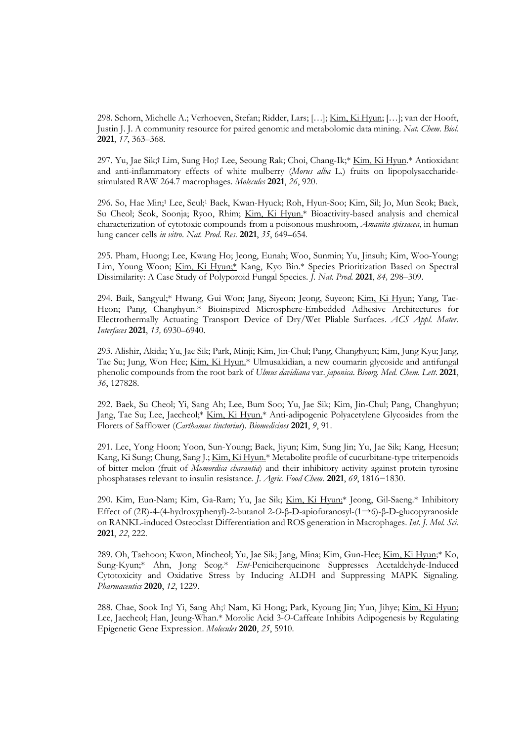298. Schorn, Michelle A.; Verhoeven, Stefan; Ridder, Lars; […]; Kim, Ki Hyun; […]; van der Hooft, Justin J. J. A community resource for paired genomic and metabolomic data mining. *Nat. Chem. Biol.* **2021**, *17*, 363–368.

297. Yu, Jae Sik;† Lim, Sung Ho;† Lee, Seoung Rak; Choi, Chang-Ik;* Kim, Ki Hyun.* Antioxidant and anti-inflammatory effects of white mulberry (*Morus alba* L.) fruits on lipopolysaccharide-stimulated RAW 264.7 macrophages. *Molecules* **2021**, *26*, 920.

296. So, Hae Min;[1] Lee, Seul;[1] Baek, Kwan-Hyuck; Roh, Hyun-Soo; Kim, Sil; Jo, Mun Seok; Baek, Su Cheol; Seok, Soonja; Ryoo, Rhim; Kim, Ki Hyun.* Bioactivity-based analysis and chemical characterization of cytotoxic compounds from a poisonous mushroom, *Amanita spissacea*, in human lung cancer cells *in vitro*. *Nat. Prod. Res.* **2021**, *35*, 649–654.

295. Pham, Huong; Lee, Kwang Ho; Jeong, Eunah; Woo, Sunmin; Yu, Jinsuh; Kim, Woo-Young; Lim, Young Woon; Kim, Ki Hyun;* Kang, Kyo Bin.* Species Prioritization Based on Spectral Dissimilarity: A Case Study of Polyporoid Fungal Species. *J. Nat. Prod.* **2021**, *84,* 298–309.

294. Baik, Sangyul;* Hwang, Gui Won; Jang, Siyeon; Jeong, Suyeon; Kim, Ki Hyun; Yang, Tae-Heon; Pang, Changhyun.* Bioinspired Microsphere-Embedded Adhesive Architectures for Electrothermally Actuating Transport Device of Dry/Wet Pliable Surfaces. *ACS Appl. Mater. Interfaces* **2021**, *13,* 6930–6940.

293. Alishir, Akida; Yu, Jae Sik; Park, Minji; Kim, Jin-Chul; Pang, Changhyun; Kim, Jung Kyu; Jang, Tae Su; Jung, Won Hee; Kim, Ki Hyun.* Ulmusakidian, a new coumarin glycoside and antifungal phenolic compounds from the root bark of *Ulmus davidiana* var. *japonica*. *Bioorg. Med. Chem. Lett.* **2021**, *36*, 127828.

292. Baek, Su Cheol; Yi, Sang Ah; Lee, Bum Soo; Yu, Jae Sik; Kim, Jin-Chul; Pang, Changhyun; Jang, Tae Su; Lee, Jaecheol;* Kim, Ki Hyun.* Anti-adipogenic Polyacetylene Glycosides from the Florets of Safflower (*Carthamus tinctorius*). *Biomedicines* **2021**, *9*, 91.

291. Lee, Yong Hoon; Yoon, Sun-Young; Baek, Jiyun; Kim, Sung Jin; Yu, Jae Sik; Kang, Heesun; Kang, Ki Sung; Chung, Sang J.; Kim, Ki Hyun.* Metabolite profile of cucurbitane-type triterpenoids of bitter melon (fruit of *Momordica charantia*) and their inhibitory activity against protein tyrosine phosphatases relevant to insulin resistance. *J. Agric. Food Chem.* **2021**, *69*, 1816−1830.

290. Kim, Eun-Nam; Kim, Ga-Ram; Yu, Jae Sik; Kim, Ki Hyun;* Jeong, Gil-Saeng.* Inhibitory Effect of (2*R*)-4-(4-hydroxyphenyl)-2-butanol 2-*O*-β-D-apiofuranosyl-(1→6)-β-D-glucopyranoside on RANKL-induced Osteoclast Differentiation and ROS generation in Macrophages. *Int. J. Mol. Sci.* **2021**, *22*, 222.

289. Oh, Taehoon; Kwon, Mincheol; Yu, Jae Sik; Jang, Mina; Kim, Gun-Hee; Kim, Ki Hyun;* Ko, Sung-Kyun;* Ahn, Jong Seog.* *Ent*-Peniciherqueinone Suppresses Acetaldehyde-Induced Cytotoxicity and Oxidative Stress by Inducing ALDH and Suppressing MAPK Signaling. *Pharmaceutics* **2020**, *12*, 1229.

288. Chae, Sook In;† Yi, Sang Ah;† Nam, Ki Hong; Park, Kyoung Jin; Yun, Jihye; Kim, Ki Hyun; Lee, Jaecheol; Han, Jeung-Whan.* Morolic Acid 3-*O*-Caffeate Inhibits Adipogenesis by Regulating Epigenetic Gene Expression. *Molecules* **2020**, *25*, 5910.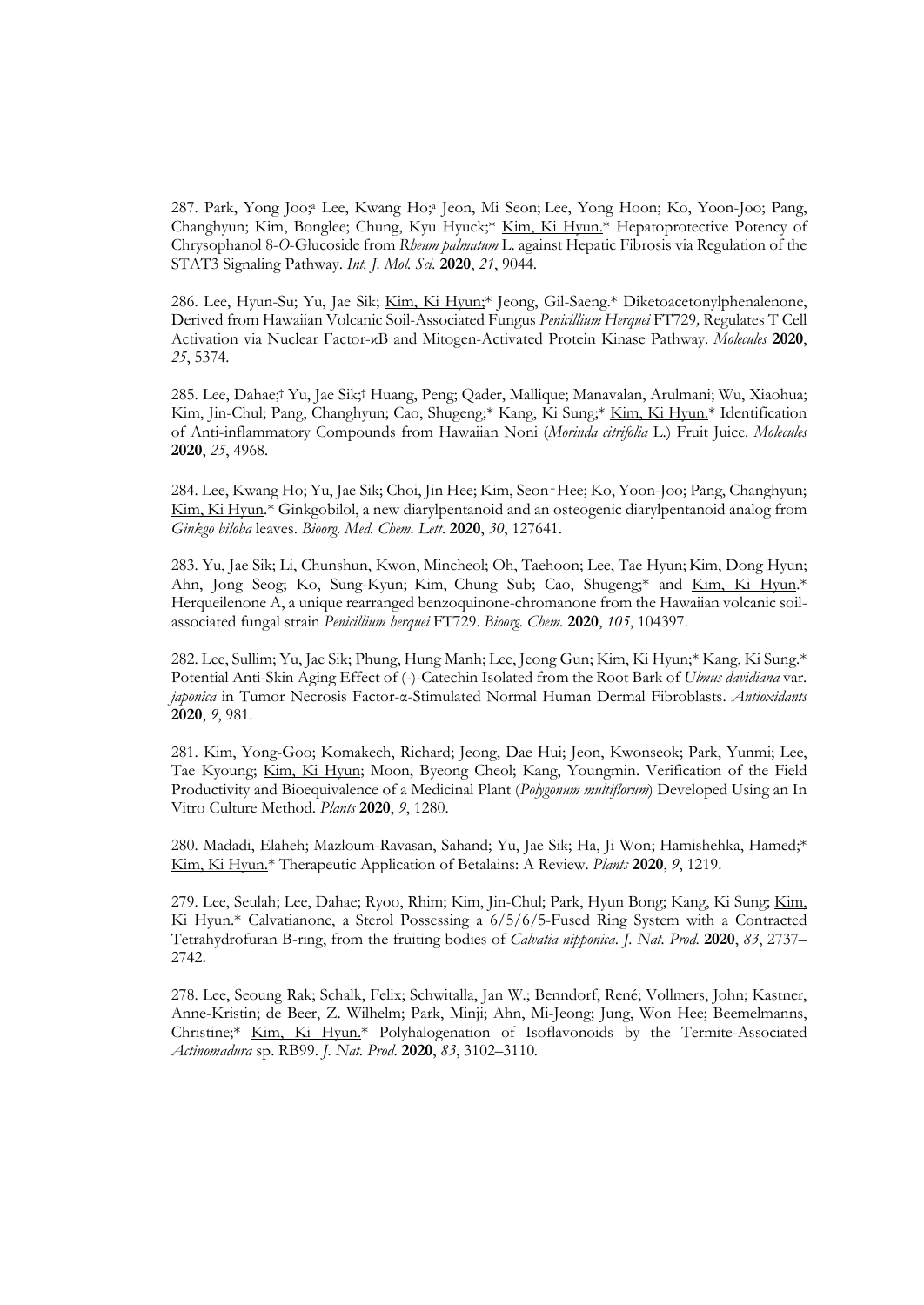287. Park, Yong Joo;[a] Lee, Kwang Ho;[a] Jeon, Mi Seon; Lee, Yong Hoon; Ko, Yoon-Joo; Pang, Changhyun; Kim, Bonglee; Chung, Kyu Hyuck;* Kim, Ki Hyun.* Hepatoprotective Potency of Chrysophanol 8-*O*-Glucoside from *Rheum palmatum* L. against Hepatic Fibrosis via Regulation of the STAT3 Signaling Pathway. *Int. J. Mol. Sci.* **2020**, *21*, 9044.

286. Lee, Hyun-Su; Yu, Jae Sik; Kim, Ki Hyun;* Jeong, Gil-Saeng.* Diketoacetonylphenalenone, Derived from Hawaiian Volcanic Soil-Associated Fungus *Penicillium Herquei* FT729, Regulates T Cell Activation via Nuclear Factor-κB and Mitogen-Activated Protein Kinase Pathway. *Molecules* **2020**, *25*, 5374.

285. Lee, Dahae;† Yu, Jae Sik;† Huang, Peng; Qader, Mallique; Manavalan, Arulmani; Wu, Xiaohua; Kim, Jin-Chul; Pang, Changhyun; Cao, Shugeng;* Kang, Ki Sung;* Kim, Ki Hyun.* Identification of Anti-inflammatory Compounds from Hawaiian Noni (*Morinda citrifolia* L.) Fruit Juice. *Molecules* **2020**, *25*, 4968.

284. Lee, Kwang Ho; Yu, Jae Sik; Choi, Jin Hee; Kim, Seon-Hee; Ko, Yoon-Joo; Pang, Changhyun; Kim, Ki Hyun.* Ginkgobilol, a new diarylpentanoid and an osteogenic diarylpentanoid analog from *Ginkgo biloba* leaves. *Bioorg. Med. Chem. Lett.* **2020**, *30*, 127641.

283. Yu, Jae Sik; Li, Chunshun, Kwon, Mincheol; Oh, Taehoon; Lee, Tae Hyun; Kim, Dong Hyun; Ahn, Jong Seog; Ko, Sung-Kyun; Kim, Chung Sub; Cao, Shugeng;* and Kim, Ki Hyun.* Herqueilenone A, a unique rearranged benzoquinone-chromanone from the Hawaiian volcanic soil-associated fungal strain *Penicillium herquei* FT729. *Bioorg. Chem.* **2020**, *105*, 104397.

282. Lee, Sullim; Yu, Jae Sik; Phung, Hung Manh; Lee, Jeong Gun; Kim, Ki Hyun;* Kang, Ki Sung.* Potential Anti-Skin Aging Effect of (-)-Catechin Isolated from the Root Bark of *Ulmus davidiana* var. *japonica* in Tumor Necrosis Factor-α-Stimulated Normal Human Dermal Fibroblasts. *Antioxidants* **2020**, *9*, 981.

281. Kim, Yong-Goo; Komakech, Richard; Jeong, Dae Hui; Jeon, Kwonseok; Park, Yunmi; Lee, Tae Kyoung; Kim, Ki Hyun; Moon, Byeong Cheol; Kang, Youngmin. Verification of the Field Productivity and Bioequivalence of a Medicinal Plant (*Polygonum multiflorum*) Developed Using an In Vitro Culture Method. *Plants* **2020**, *9*, 1280.

280. Madadi, Elaheh; Mazloum-Ravasan, Sahand; Yu, Jae Sik; Ha, Ji Won; Hamishehka, Hamed;* Kim, Ki Hyun.* Therapeutic Application of Betalains: A Review. *Plants* **2020**, *9*, 1219.

279. Lee, Seulah; Lee, Dahae; Ryoo, Rhim; Kim, Jin-Chul; Park, Hyun Bong; Kang, Ki Sung; Kim, Ki Hyun.* Calvatianone, a Sterol Possessing a 6/5/6/5-Fused Ring System with a Contracted Tetrahydrofuran B-ring, from the fruiting bodies of *Calvatia nipponica*. *J. Nat. Prod.* **2020**, *83*, 2737–2742.

278. Lee, Seoung Rak; Schalk, Felix; Schwitalla, Jan W.; Benndorf, René; Vollmers, John; Kastner, Anne-Kristin; de Beer, Z. Wilhelm; Park, Minji; Ahn, Mi-Jeong; Jung, Won Hee; Beemelmanns, Christine;* Kim, Ki Hyun.* Polyhalogenation of Isoflavonoids by the Termite-Associated *Actinomadura* sp. RB99. *J. Nat. Prod.* **2020**, *83*, 3102–3110.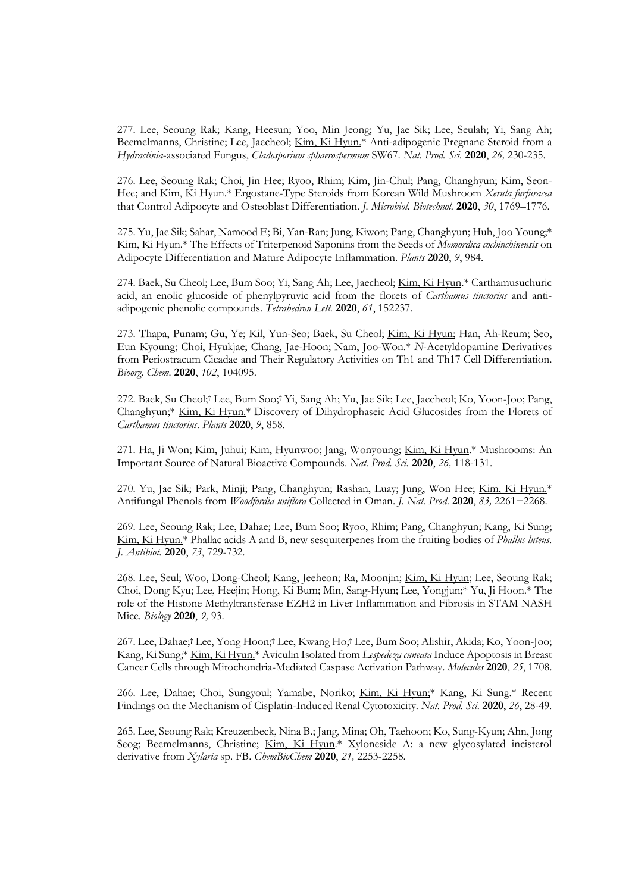277. Lee, Seoung Rak; Kang, Heesun; Yoo, Min Jeong; Yu, Jae Sik; Lee, Seulah; Yi, Sang Ah; Beemelmanns, Christine; Lee, Jaecheol; Kim, Ki Hyun.* Anti-adipogenic Pregnane Steroid from a *Hydractinia*-associated Fungus, *Cladosporium sphaerospermum* SW67. *Nat. Prod. Sci.* **2020**, *26,* 230-235.

276. Lee, Seoung Rak; Choi, Jin Hee; Ryoo, Rhim; Kim, Jin-Chul; Pang, Changhyun; Kim, Seon-Hee; and Kim, Ki Hyun.* Ergostane-Type Steroids from Korean Wild Mushroom *Xerula furfuracea* that Control Adipocyte and Osteoblast Differentiation. *J. Microbiol. Biotechnol.* **2020**, *30*, 1769–1776.

275. Yu, Jae Sik; Sahar, Namood E; Bi, Yan-Ran; Jung, Kiwon; Pang, Changhyun; Huh, Joo Young;* Kim, Ki Hyun.* The Effects of Triterpenoid Saponins from the Seeds of *Momordica cochinchinensis* on Adipocyte Differentiation and Mature Adipocyte Inflammation. *Plants* **2020**, *9*, 984.

274. Baek, Su Cheol; Lee, Bum Soo; Yi, Sang Ah; Lee, Jaecheol; Kim, Ki Hyun.* Carthamusuchuric acid, an enolic glucoside of phenylpyruvic acid from the florets of *Carthamus tinctorius* and anti-adipogenic phenolic compounds. *Tetrahedron Lett.* **2020**, *61*, 152237.

273. Thapa, Punam; Gu, Ye; Kil, Yun-Seo; Baek, Su Cheol; Kim, Ki Hyun; Han, Ah-Reum; Seo, Eun Kyoung; Choi, Hyukjae; Chang, Jae-Hoon; Nam, Joo-Won.* *N*-Acetyldopamine Derivatives from Periostracum Cicadae and Their Regulatory Activities on Th1 and Th17 Cell Differentiation. *Bioorg. Chem.* **2020**, *102*, 104095.

272. Baek, Su Cheol;† Lee, Bum Soo;† Yi, Sang Ah; Yu, Jae Sik; Lee, Jaecheol; Ko, Yoon-Joo; Pang, Changhyun;* Kim, Ki Hyun.* Discovery of Dihydrophaseic Acid Glucosides from the Florets of *Carthamus tinctorius*. *Plants* **2020**, *9*, 858.

271. Ha, Ji Won; Kim, Juhui; Kim, Hyunwoo; Jang, Wonyoung; Kim, Ki Hyun.* Mushrooms: An Important Source of Natural Bioactive Compounds. *Nat. Prod. Sci.* **2020**, *26,* 118-131.

270. Yu, Jae Sik; Park, Minji; Pang, Changhyun; Rashan, Luay; Jung, Won Hee; Kim, Ki Hyun.* Antifungal Phenols from *Woodfordia uniflora* Collected in Oman. *J. Nat. Prod.* **2020**, *83,* 2261−2268.

269. Lee, Seoung Rak; Lee, Dahae; Lee, Bum Soo; Ryoo, Rhim; Pang, Changhyun; Kang, Ki Sung; Kim, Ki Hyun.* Phallac acids A and B, new sesquiterpenes from the fruiting bodies of *Phallus luteus*. *J. Antibiot.* **2020**, *73*, 729-732.

268. Lee, Seul; Woo, Dong-Cheol; Kang, Jeeheon; Ra, Moonjin; Kim, Ki Hyun; Lee, Seoung Rak; Choi, Dong Kyu; Lee, Heejin; Hong, Ki Bum; Min, Sang-Hyun; Lee, Yongjun;* Yu, Ji Hoon.* The role of the Histone Methyltransferase EZH2 in Liver Inflammation and Fibrosis in STAM NASH Mice. *Biology* **2020**, *9,* 93.

267. Lee, Dahae;† Lee, Yong Hoon;† Lee, Kwang Ho;† Lee, Bum Soo; Alishir, Akida; Ko, Yoon-Joo; Kang, Ki Sung;* Kim, Ki Hyun.* Aviculin Isolated from *Lespedeza cuneata* Induce Apoptosis in Breast Cancer Cells through Mitochondria-Mediated Caspase Activation Pathway. *Molecules* **2020**, *25*, 1708.

266. Lee, Dahae; Choi, Sungyoul; Yamabe, Noriko; Kim, Ki Hyun;* Kang, Ki Sung.* Recent Findings on the Mechanism of Cisplatin-Induced Renal Cytotoxicity. *Nat. Prod. Sci.* **2020**, *26*, 28-49.

265. Lee, Seoung Rak; Kreuzenbeck, Nina B.; Jang, Mina; Oh, Taehoon; Ko, Sung-Kyun; Ahn, Jong Seog; Beemelmanns, Christine; Kim, Ki Hyun.* Xyloneside A: a new glycosylated incisterol derivative from *Xylaria* sp. FB. *ChemBioChem* **2020**, *21,* 2253-2258.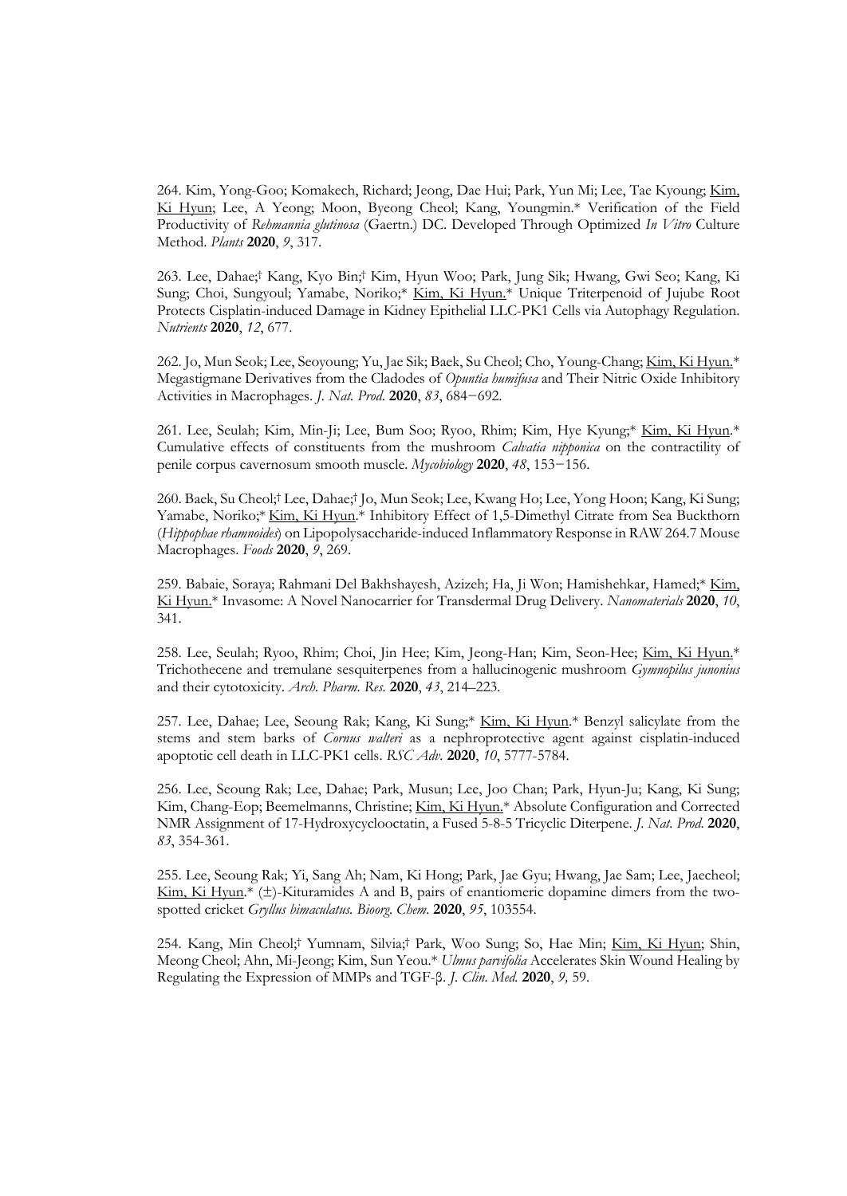264. Kim, Yong-Goo; Komakech, Richard; Jeong, Dae Hui; Park, Yun Mi; Lee, Tae Kyoung; Kim, Ki Hyun; Lee, A Yeong; Moon, Byeong Cheol; Kang, Youngmin.* Verification of the Field Productivity of *Rehmannia glutinosa* (Gaertn.) DC. Developed Through Optimized *In Vitro* Culture Method. *Plants* **2020**, *9*, 317.

263. Lee, Dahae;† Kang, Kyo Bin;† Kim, Hyun Woo; Park, Jung Sik; Hwang, Gwi Seo; Kang, Ki Sung; Choi, Sungyoul; Yamabe, Noriko;* Kim, Ki Hyun.* Unique Triterpenoid of Jujube Root Protects Cisplatin-induced Damage in Kidney Epithelial LLC-PK1 Cells via Autophagy Regulation. *Nutrients* **2020**, *12*, 677.

262. Jo, Mun Seok; Lee, Seoyoung; Yu, Jae Sik; Baek, Su Cheol; Cho, Young-Chang; Kim, Ki Hyun.* Megastigmane Derivatives from the Cladodes of *Opuntia humifusa* and Their Nitric Oxide Inhibitory Activities in Macrophages. *J. Nat. Prod.* **2020**, *83*, 684−692.

261. Lee, Seulah; Kim, Min-Ji; Lee, Bum Soo; Ryoo, Rhim; Kim, Hye Kyung;* Kim, Ki Hyun.* Cumulative effects of constituents from the mushroom *Calvatia nipponica* on the contractility of penile corpus cavernosum smooth muscle. *Mycobiology* **2020**, *48*, 153−156.

260. Baek, Su Cheol;† Lee, Dahae;† Jo, Mun Seok; Lee, Kwang Ho; Lee, Yong Hoon; Kang, Ki Sung; Yamabe, Noriko;* Kim, Ki Hyun.* Inhibitory Effect of 1,5-Dimethyl Citrate from Sea Buckthorn (*Hippophae rhamnoides*) on Lipopolysaccharide-induced Inflammatory Response in RAW 264.7 Mouse Macrophages. *Foods* **2020**, *9*, 269.

259. Babaie, Soraya; Rahmani Del Bakhshayesh, Azizeh; Ha, Ji Won; Hamishehkar, Hamed;* Kim, Ki Hyun.* Invasome: A Novel Nanocarrier for Transdermal Drug Delivery. *Nanomaterials* **2020**, *10*, 341.

258. Lee, Seulah; Ryoo, Rhim; Choi, Jin Hee; Kim, Jeong-Han; Kim, Seon-Hee; Kim, Ki Hyun.* Trichothecene and tremulane sesquiterpenes from a hallucinogenic mushroom *Gymnopilus junonius* and their cytotoxicity. *Arch. Pharm. Res.* **2020**, *43*, 214–223.

257. Lee, Dahae; Lee, Seoung Rak; Kang, Ki Sung;* Kim, Ki Hyun.* Benzyl salicylate from the stems and stem barks of *Cornus walteri* as a nephroprotective agent against cisplatin-induced apoptotic cell death in LLC-PK1 cells. *RSC Adv.* **2020**, *10*, 5777-5784.

256. Lee, Seoung Rak; Lee, Dahae; Park, Musun; Lee, Joo Chan; Park, Hyun-Ju; Kang, Ki Sung; Kim, Chang-Eop; Beemelmanns, Christine; Kim, Ki Hyun.* Absolute Configuration and Corrected NMR Assignment of 17-Hydroxycyclooctatin, a Fused 5-8-5 Tricyclic Diterpene. *J. Nat. Prod.* **2020**, *83*, 354-361.

255. Lee, Seoung Rak; Yi, Sang Ah; Nam, Ki Hong; Park, Jae Gyu; Hwang, Jae Sam; Lee, Jaecheol; Kim, Ki Hyun.* (±)-Kituramides A and B, pairs of enantiomeric dopamine dimers from the two-spotted cricket *Gryllus bimaculatus. Bioorg. Chem.* **2020**, *95*, 103554.

254. Kang, Min Cheol;† Yumnam, Silvia;† Park, Woo Sung; So, Hae Min; Kim, Ki Hyun; Shin, Meong Cheol; Ahn, Mi-Jeong; Kim, Sun Yeou.* *Ulmus parvifolia* Accelerates Skin Wound Healing by Regulating the Expression of MMPs and TGF-β. *J. Clin. Med.* **2020**, *9,* 59.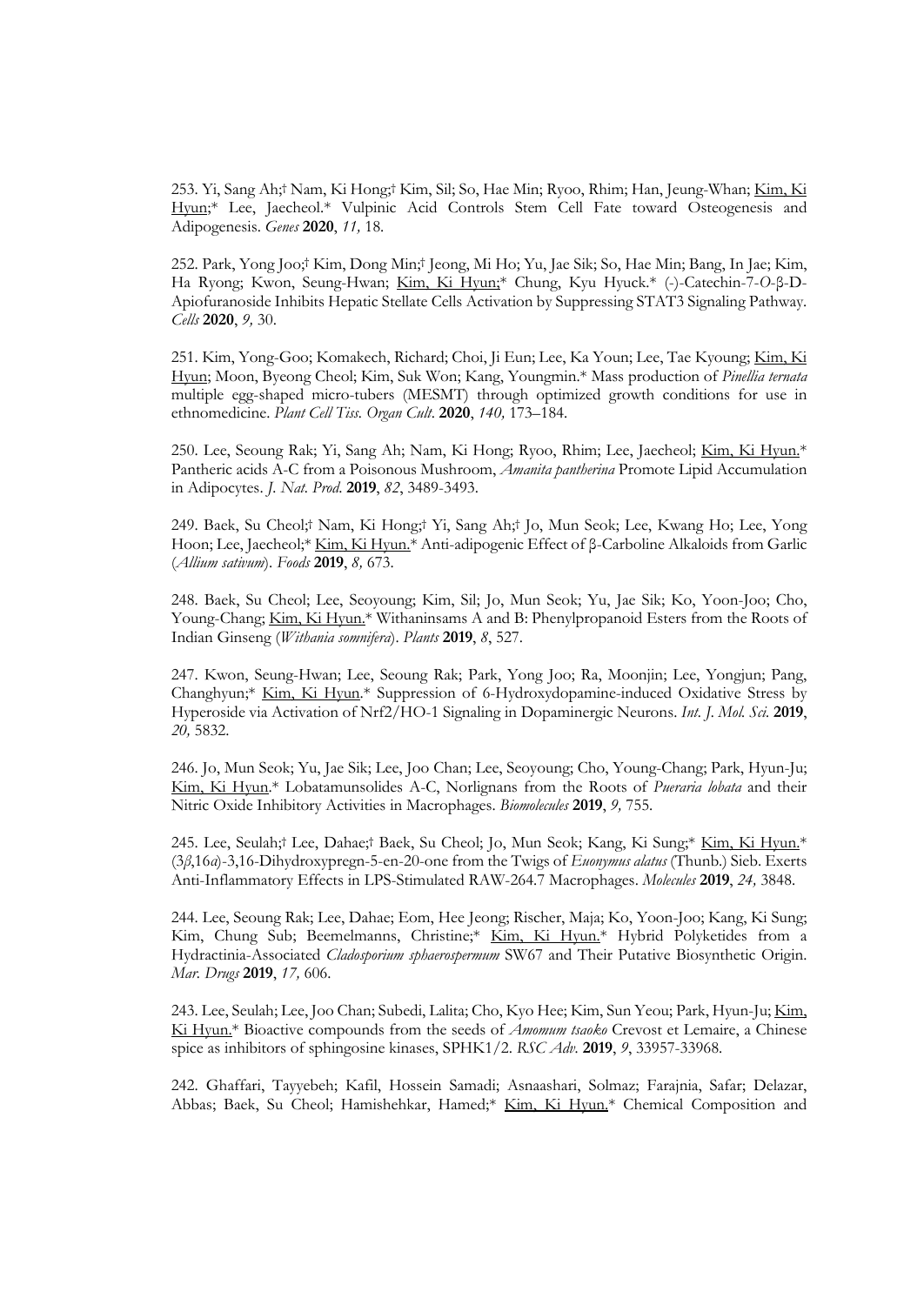253. Yi, Sang Ah;† Nam, Ki Hong;† Kim, Sil; So, Hae Min; Ryoo, Rhim; Han, Jeung-Whan; Kim, Ki Hyun;* Lee, Jaecheol.* Vulpinic Acid Controls Stem Cell Fate toward Osteogenesis and Adipogenesis. *Genes* **2020**, *11,* 18.

252. Park, Yong Joo;† Kim, Dong Min;† Jeong, Mi Ho; Yu, Jae Sik; So, Hae Min; Bang, In Jae; Kim, Ha Ryong; Kwon, Seung-Hwan; Kim, Ki Hyun;* Chung, Kyu Hyuck.* (-)-Catechin-7-*O*-β-D-Apiofuranoside Inhibits Hepatic Stellate Cells Activation by Suppressing STAT3 Signaling Pathway. *Cells* **2020**, *9,* 30.

251. Kim, Yong-Goo; Komakech, Richard; Choi, Ji Eun; Lee, Ka Youn; Lee, Tae Kyoung; Kim, Ki Hyun; Moon, Byeong Cheol; Kim, Suk Won; Kang, Youngmin.* Mass production of *Pinellia ternata* multiple egg-shaped micro-tubers (MESMT) through optimized growth conditions for use in ethnomedicine. *Plant Cell Tiss. Organ Cult*. **2020**, *140,* 173–184.

250. Lee, Seoung Rak; Yi, Sang Ah; Nam, Ki Hong; Ryoo, Rhim; Lee, Jaecheol; Kim, Ki Hyun.* Pantheric acids A-C from a Poisonous Mushroom, *Amanita pantherina* Promote Lipid Accumulation in Adipocytes. *J. Nat. Prod.* **2019**, *82*, 3489-3493.

249. Baek, Su Cheol;† Nam, Ki Hong;† Yi, Sang Ah;† Jo, Mun Seok; Lee, Kwang Ho; Lee, Yong Hoon; Lee, Jaecheol;* Kim, Ki Hyun.* Anti-adipogenic Effect of β-Carboline Alkaloids from Garlic (*Allium sativum*). *Foods* **2019**, *8,* 673.

248. Baek, Su Cheol; Lee, Seoyoung; Kim, Sil; Jo, Mun Seok; Yu, Jae Sik; Ko, Yoon-Joo; Cho, Young-Chang; Kim, Ki Hyun.* Withaninsams A and B: Phenylpropanoid Esters from the Roots of Indian Ginseng (*Withania somnifera*). *Plants* **2019**, *8*, 527.

247. Kwon, Seung-Hwan; Lee, Seoung Rak; Park, Yong Joo; Ra, Moonjin; Lee, Yongjun; Pang, Changhyun;* Kim, Ki Hyun.* Suppression of 6-Hydroxydopamine-induced Oxidative Stress by Hyperoside via Activation of Nrf2/HO-1 Signaling in Dopaminergic Neurons. *Int. J. Mol. Sci.* **2019**, *20,* 5832.

246. Jo, Mun Seok; Yu, Jae Sik; Lee, Joo Chan; Lee, Seoyoung; Cho, Young-Chang; Park, Hyun-Ju; Kim, Ki Hyun.* Lobatamunsolides A-C, Norlignans from the Roots of *Pueraria lobata* and their Nitric Oxide Inhibitory Activities in Macrophages. *Biomolecules* **2019**, *9,* 755.

245. Lee, Seulah;† Lee, Dahae;† Baek, Su Cheol; Jo, Mun Seok; Kang, Ki Sung;* Kim, Ki Hyun.* (3*β*,16*α*)-3,16-Dihydroxypregn-5-en-20-one from the Twigs of *Euonymus alatus* (Thunb.) Sieb. Exerts Anti-Inflammatory Effects in LPS-Stimulated RAW-264.7 Macrophages. *Molecules* **2019**, *24,* 3848.

244. Lee, Seoung Rak; Lee, Dahae; Eom, Hee Jeong; Rischer, Maja; Ko, Yoon-Joo; Kang, Ki Sung; Kim, Chung Sub; Beemelmanns, Christine;* Kim, Ki Hyun.* Hybrid Polyketides from a Hydractinia-Associated *Cladosporium sphaerospermum* SW67 and Their Putative Biosynthetic Origin. *Mar. Drugs* **2019**, *17,* 606.

243. Lee, Seulah; Lee, Joo Chan; Subedi, Lalita; Cho, Kyo Hee; Kim, Sun Yeou; Park, Hyun-Ju; Kim, Ki Hyun.* Bioactive compounds from the seeds of *Amomum tsaoko* Crevost et Lemaire, a Chinese spice as inhibitors of sphingosine kinases, SPHK1/2. *RSC Adv.* **2019**, *9*, 33957-33968.

242. Ghaffari, Tayyebeh; Kafil, Hossein Samadi; Asnaashari, Solmaz; Farajnia, Safar; Delazar, Abbas; Baek, Su Cheol; Hamishehkar, Hamed;* Kim, Ki Hyun.* Chemical Composition and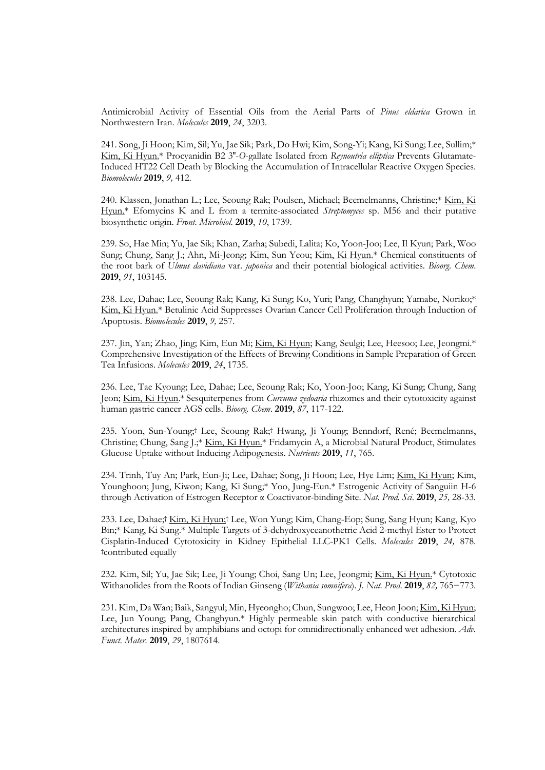Antimicrobial Activity of Essential Oils from the Aerial Parts of *Pinus eldarica* Grown in Northwestern Iran. *Molecules* **2019**, *24*, 3203.

241. Song, Ji Hoon; Kim, Sil; Yu, Jae Sik; Park, Do Hwi; Kim, Song-Yi; Kang, Ki Sung; Lee, Sullim;* <u>Kim, Ki Hyun.</u>* Procyanidin B2 3''-*O*-gallate Isolated from *Reynoutria elliptica* Prevents Glutamate-Induced HT22 Cell Death by Blocking the Accumulation of Intracellular Reactive Oxygen Species. *Biomolecules* **2019**, *9,* 412.

240. Klassen, Jonathan L.; Lee, Seoung Rak; Poulsen, Michael; Beemelmanns, Christine;* <u>Kim, Ki Hyun.</u>* Efomycins K and L from a termite-associated *Streptomyces* sp. M56 and their putative biosynthetic origin. *Front. Microbiol.* **2019**, *10*, 1739.

239. So, Hae Min; Yu, Jae Sik; Khan, Zarha; Subedi, Lalita; Ko, Yoon-Joo; Lee, Il Kyun; Park, Woo Sung; Chung, Sang J.; Ahn, Mi-Jeong; Kim, Sun Yeou; <u>Kim, Ki Hyun.</u>* Chemical constituents of the root bark of *Ulmus davidiana* var. *japonica* and their potential biological activities. *Bioorg. Chem.* **2019**, *91*, 103145.

238. Lee, Dahae; Lee, Seoung Rak; Kang, Ki Sung; Ko, Yuri; Pang, Changhyun; Yamabe, Noriko;* <u>Kim, Ki Hyun.</u>* Betulinic Acid Suppresses Ovarian Cancer Cell Proliferation through Induction of Apoptosis. *Biomolecules* **2019**, *9,* 257.

237. Jin, Yan; Zhao, Jing; Kim, Eun Mi; <u>Kim, Ki Hyun</u>; Kang, Seulgi; Lee, Heesoo; Lee, Jeongmi.* Comprehensive Investigation of the Effects of Brewing Conditions in Sample Preparation of Green Tea Infusions. *Molecules* **2019**, *24*, 1735.

236. Lee, Tae Kyoung; Lee, Dahae; Lee, Seoung Rak; Ko, Yoon-Joo; Kang, Ki Sung; Chung, Sang Jeon; <u>Kim, Ki Hyun</u>.* Sesquiterpenes from *Curcuma zedoaria* rhizomes and their cytotoxicity against human gastric cancer AGS cells. *Bioorg. Chem*. **2019**, *87*, 117-122.

235. Yoon, Sun-Young;† Lee, Seoung Rak;† Hwang, Ji Young; Benndorf, René; Beemelmanns, Christine; Chung, Sang J.;* <u>Kim, Ki Hyun.</u>* Fridamycin A, a Microbial Natural Product, Stimulates Glucose Uptake without Inducing Adipogenesis. *Nutrients* **2019**, *11*, 765.

234. Trinh, Tuy An; Park, Eun-Ji; Lee, Dahae; Song, Ji Hoon; Lee, Hye Lim; <u>Kim, Ki Hyun</u>; Kim, Younghoon; Jung, Kiwon; Kang, Ki Sung;* Yoo, Jung-Eun.* Estrogenic Activity of Sanguiin H-6 through Activation of Estrogen Receptor α Coactivator-binding Site. *Nat. Prod. Sci*. **2019**, *25,* 28-33.

233. Lee, Dahae;† <u>Kim, Ki Hyun;</u>† Lee, Won Yung; Kim, Chang-Eop; Sung, Sang Hyun; Kang, Kyo Bin;* Kang, Ki Sung.* Multiple Targets of 3-dehydroxyceanothetric Acid 2-methyl Ester to Protect Cisplatin-Induced Cytotoxicity in Kidney Epithelial LLC-PK1 Cells. *Molecules* **2019**, *24,* 878. †contributed equally

232. Kim, Sil; Yu, Jae Sik; Lee, Ji Young; Choi, Sang Un; Lee, Jeongmi; <u>Kim, Ki Hyun.</u>* Cytotoxic Withanolides from the Roots of Indian Ginseng (*Withania somnifera*). *J. Nat. Prod*. **2019**, *82,* 765−773.

231. Kim, Da Wan; Baik, Sangyul; Min, Hyeongho; Chun, Sungwoo; Lee, Heon Joon; <u>Kim, Ki Hyun</u>; Lee, Jun Young; Pang, Changhyun.* Highly permeable skin patch with conductive hierarchical architectures inspired by amphibians and octopi for omnidirectionally enhanced wet adhesion. *Adv. Funct. Mater.* **2019**, *29*, 1807614.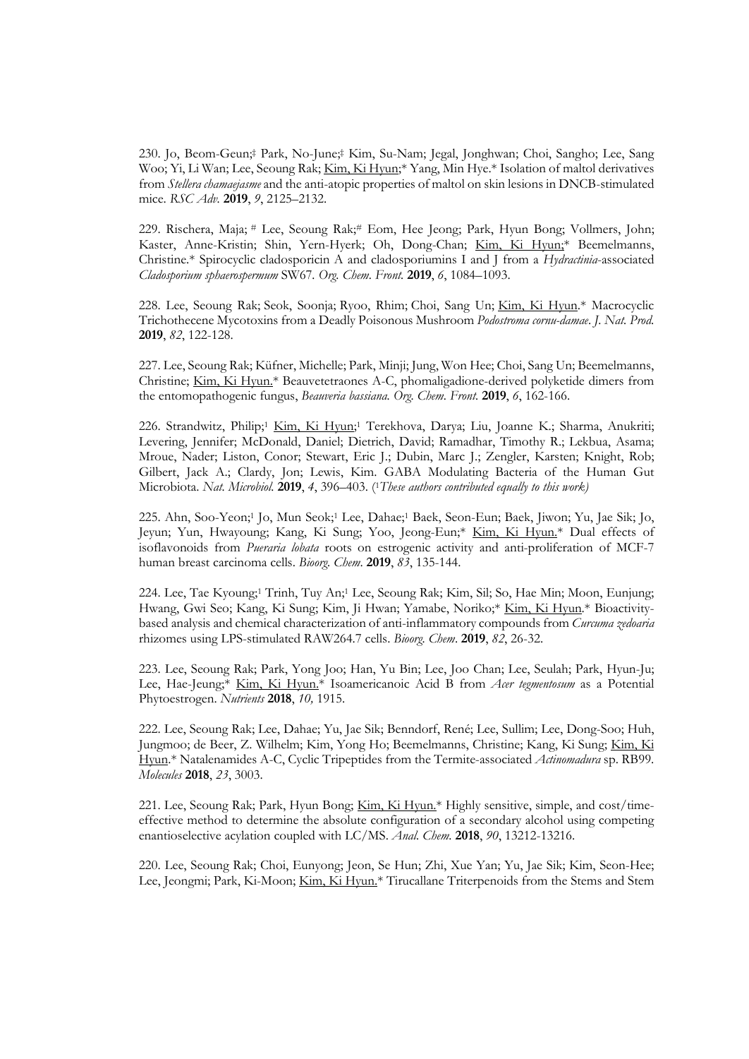230. Jo, Beom-Geun;‡ Park, No-June;‡ Kim, Su-Nam; Jegal, Jonghwan; Choi, Sangho; Lee, Sang Woo; Yi, Li Wan; Lee, Seoung Rak; Kim, Ki Hyun;* Yang, Min Hye.* Isolation of maltol derivatives from *Stellera chamaejasme* and the anti-atopic properties of maltol on skin lesions in DNCB-stimulated mice. *RSC Adv.* **2019**, *9*, 2125–2132.

229. Rischera, Maja; # Lee, Seoung Rak;# Eom, Hee Jeong; Park, Hyun Bong; Vollmers, John; Kaster, Anne-Kristin; Shin, Yern-Hyerk; Oh, Dong-Chan; Kim, Ki Hyun;* Beemelmanns, Christine.* Spirocyclic cladosporicin A and cladosporiumins I and J from a *Hydractinia*-associated *Cladosporium sphaerospermum* SW67. *Org. Chem. Front.* **2019**, *6*, 1084–1093.

228. Lee, Seoung Rak; Seok, Soonja; Ryoo, Rhim; Choi, Sang Un; Kim, Ki Hyun.* Macrocyclic Trichothecene Mycotoxins from a Deadly Poisonous Mushroom *Podostroma cornu-damae*. *J. Nat. Prod.* **2019**, *82*, 122-128.

227. Lee, Seoung Rak; Küfner, Michelle; Park, Minji; Jung, Won Hee; Choi, Sang Un; Beemelmanns, Christine; Kim, Ki Hyun.* Beauvetetraones A-C, phomaligadione-derived polyketide dimers from the entomopathogenic fungus, *Beauveria bassiana. Org. Chem. Front.* **2019**, *6*, 162-166.

226. Strandwitz, Philip;[1] Kim, Ki Hyun;[1] Terekhova, Darya; Liu, Joanne K.; Sharma, Anukriti; Levering, Jennifer; McDonald, Daniel; Dietrich, David; Ramadhar, Timothy R.; Lekbua, Asama; Mroue, Nader; Liston, Conor; Stewart, Eric J.; Dubin, Marc J.; Zengler, Karsten; Knight, Rob; Gilbert, Jack A.; Clardy, Jon; Lewis, Kim. GABA Modulating Bacteria of the Human Gut Microbiota. *Nat. Microbiol.* **2019**, *4*, 396–403. ([1]*These authors contributed equally to this work)*

225. Ahn, Soo-Yeon;[1] Jo, Mun Seok;[1] Lee, Dahae;[1] Baek, Seon-Eun; Baek, Jiwon; Yu, Jae Sik; Jo, Jeyun; Yun, Hwayoung; Kang, Ki Sung; Yoo, Jeong-Eun;* Kim, Ki Hyun.* Dual effects of isoflavonoids from *Pueraria lobata* roots on estrogenic activity and anti-proliferation of MCF-7 human breast carcinoma cells. *Bioorg. Chem*. **2019**, *83*, 135-144.

224. Lee, Tae Kyoung;[1] Trinh, Tuy An;[1] Lee, Seoung Rak; Kim, Sil; So, Hae Min; Moon, Eunjung; Hwang, Gwi Seo; Kang, Ki Sung; Kim, Ji Hwan; Yamabe, Noriko;* Kim, Ki Hyun.* Bioactivity-based analysis and chemical characterization of anti-inflammatory compounds from *Curcuma zedoaria* rhizomes using LPS-stimulated RAW264.7 cells. *Bioorg. Chem*. **2019**, *82*, 26-32.

223. Lee, Seoung Rak; Park, Yong Joo; Han, Yu Bin; Lee, Joo Chan; Lee, Seulah; Park, Hyun-Ju; Lee, Hae-Jeung;* Kim, Ki Hyun.* Isoamericanoic Acid B from *Acer tegmentosum* as a Potential Phytoestrogen. *Nutrients* **2018**, *10,* 1915.

222. Lee, Seoung Rak; Lee, Dahae; Yu, Jae Sik; Benndorf, René; Lee, Sullim; Lee, Dong-Soo; Huh, Jungmoo; de Beer, Z. Wilhelm; Kim, Yong Ho; Beemelmans, Christine; Kang, Ki Sung; Kim, Ki Hyun.* Natalenamides A-C, Cyclic Tripeptides from the Termite-associated *Actinomadura* sp. RB99. *Molecules* **2018**, *23*, 3003.

221. Lee, Seoung Rak; Park, Hyun Bong; Kim, Ki Hyun.* Highly sensitive, simple, and cost/time-effective method to determine the absolute configuration of a secondary alcohol using competing enantioselective acylation coupled with LC/MS. *Anal. Chem.* **2018**, *90*, 13212-13216.

220. Lee, Seoung Rak; Choi, Eunyong; Jeon, Se Hun; Zhi, Xue Yan; Yu, Jae Sik; Kim, Seon-Hee; Lee, Jeongmi; Park, Ki-Moon; Kim, Ki Hyun.* Tirucallane Triterpenoids from the Stems and Stem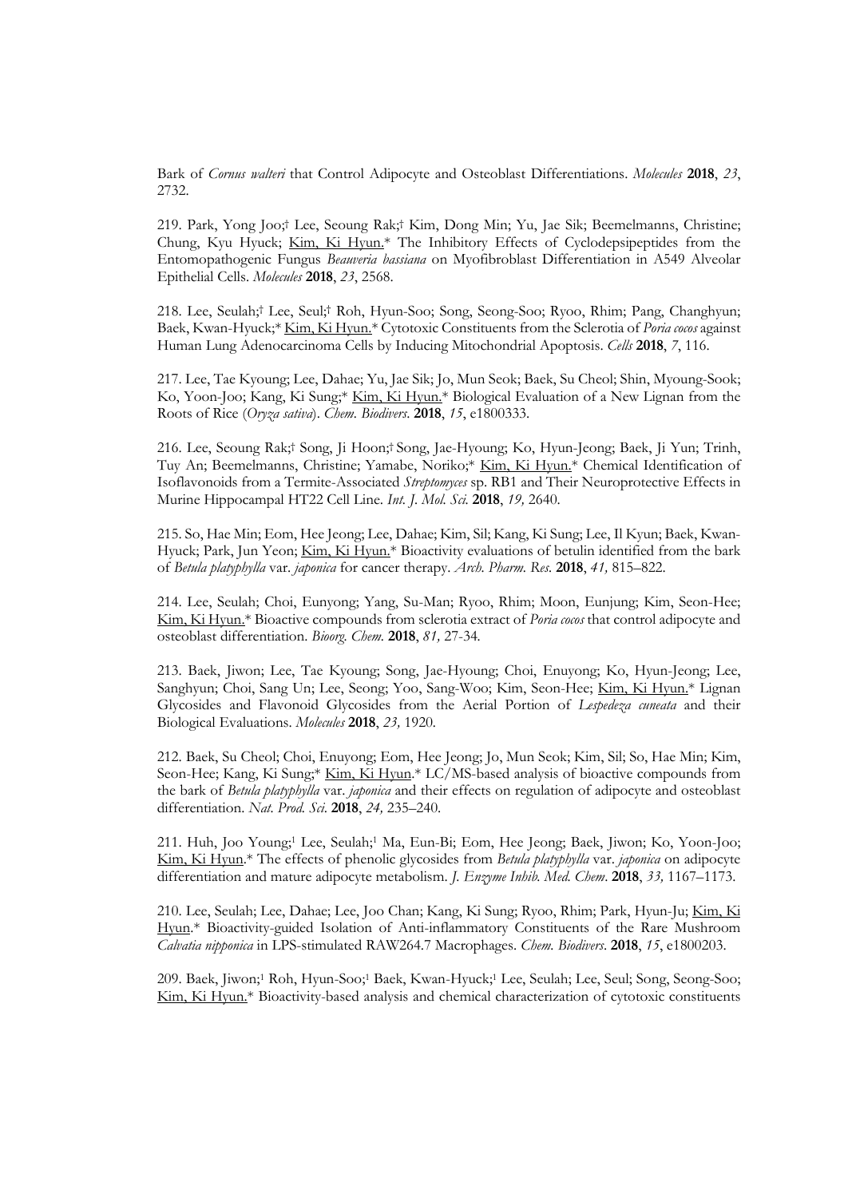Bark of *Cornus walteri* that Control Adipocyte and Osteoblast Differentiations. *Molecules* **2018**, *23*, 2732.

219. Park, Yong Joo;† Lee, Seoung Rak;† Kim, Dong Min; Yu, Jae Sik; Beemelmanns, Christine; Chung, Kyu Hyuck; Kim, Ki Hyun.* The Inhibitory Effects of Cyclodepsipeptides from the Entomopathogenic Fungus *Beauveria bassiana* on Myofibroblast Differentiation in A549 Alveolar Epithelial Cells. *Molecules* **2018**, *23*, 2568.

218. Lee, Seulah;† Lee, Seul;† Roh, Hyun-Soo; Song, Seong-Soo; Ryoo, Rhim; Pang, Changhyun; Baek, Kwan-Hyuck;* Kim, Ki Hyun.* Cytotoxic Constituents from the Sclerotia of *Poria cocos* against Human Lung Adenocarcinoma Cells by Inducing Mitochondrial Apoptosis. *Cells* **2018**, *7*, 116.

217. Lee, Tae Kyoung; Lee, Dahae; Yu, Jae Sik; Jo, Mun Seok; Baek, Su Cheol; Shin, Myoung-Sook; Ko, Yoon-Joo; Kang, Ki Sung;* Kim, Ki Hyun.* Biological Evaluation of a New Lignan from the Roots of Rice (*Oryza sativa*). *Chem. Biodivers*. **2018**, *15*, e1800333.

216. Lee, Seoung Rak;† Song, Ji Hoon;† Song, Jae-Hyoung; Ko, Hyun-Jeong; Baek, Ji Yun; Trinh, Tuy An; Beemelmanns, Christine; Yamabe, Noriko;* Kim, Ki Hyun.* Chemical Identification of Isoflavonoids from a Termite-Associated *Streptomyces* sp. RB1 and Their Neuroprotective Effects in Murine Hippocampal HT22 Cell Line. *Int. J. Mol. Sci.* **2018**, *19,* 2640.

215. So, Hae Min; Eom, Hee Jeong; Lee, Dahae; Kim, Sil; Kang, Ki Sung; Lee, Il Kyun; Baek, Kwan-Hyuck; Park, Jun Yeon; Kim, Ki Hyun.* Bioactivity evaluations of betulin identified from the bark of *Betula platyphylla* var. *japonica* for cancer therapy. *Arch. Pharm. Res*. **2018**, *41,* 815–822.

214. Lee, Seulah; Choi, Eunyong; Yang, Su-Man; Ryoo, Rhim; Moon, Eunjung; Kim, Seon-Hee; Kim, Ki Hyun.* Bioactive compounds from sclerotia extract of *Poria cocos* that control adipocyte and osteoblast differentiation. *Bioorg. Chem.* **2018**, *81,* 27-34.

213. Baek, Jiwon; Lee, Tae Kyoung; Song, Jae-Hyoung; Choi, Enuyong; Ko, Hyun-Jeong; Lee, Sanghyun; Choi, Sang Un; Lee, Seong; Yoo, Sang-Woo; Kim, Seon-Hee; Kim, Ki Hyun.* Lignan Glycosides and Flavonoid Glycosides from the Aerial Portion of *Lespedeza cuneata* and their Biological Evaluations. *Molecules* **2018**, *23,* 1920.

212. Baek, Su Cheol; Choi, Enuyong; Eom, Hee Jeong; Jo, Mun Seok; Kim, Sil; So, Hae Min; Kim, Seon-Hee; Kang, Ki Sung;* Kim, Ki Hyun.* LC/MS-based analysis of bioactive compounds from the bark of *Betula platyphylla* var. *japonica* and their effects on regulation of adipocyte and osteoblast differentiation. *Nat. Prod. Sci*. **2018**, *24,* 235–240.

211. Huh, Joo Young;[1] Lee, Seulah;[1] Ma, Eun-Bi; Eom, Hee Jeong; Baek, Jiwon; Ko, Yoon-Joo; Kim, Ki Hyun.* The effects of phenolic glycosides from *Betula platyphylla* var. *japonica* on adipocyte differentiation and mature adipocyte metabolism. *J. Enzyme Inhib. Med. Chem*. **2018**, *33,* 1167–1173.

210. Lee, Seulah; Lee, Dahae; Lee, Joo Chan; Kang, Ki Sung; Ryoo, Rhim; Park, Hyun-Ju; Kim, Ki Hyun.* Bioactivity-guided Isolation of Anti-inflammatory Constituents of the Rare Mushroom *Calvatia nipponica* in LPS-stimulated RAW264.7 Macrophages. *Chem. Biodivers*. **2018**, *15*, e1800203.

209. Baek, Jiwon;[1] Roh, Hyun-Soo;[1] Baek, Kwan-Hyuck;[1] Lee, Seulah; Lee, Seul; Song, Seong-Soo; Kim, Ki Hyun.* Bioactivity-based analysis and chemical characterization of cytotoxic constituents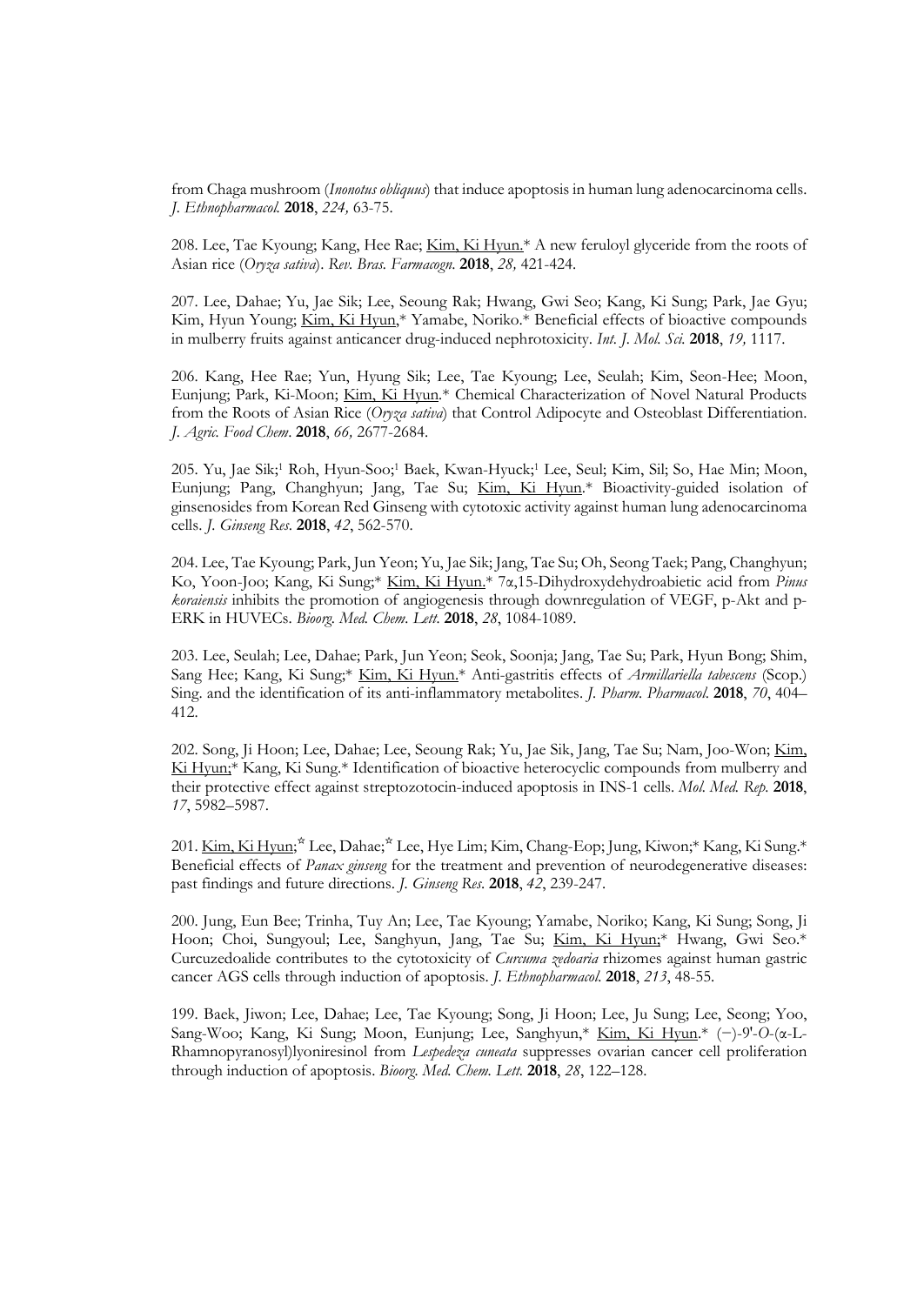from Chaga mushroom (*Inonotus obliquus*) that induce apoptosis in human lung adenocarcinoma cells. *J. Ethnopharmacol.* **2018**, *224,* 63-75.

208. Lee, Tae Kyoung; Kang, Hee Rae; <u>Kim, Ki Hyun.</u>* A new feruloyl glyceride from the roots of Asian rice (*Oryza sativa*). *Rev. Bras. Farmacogn.* **2018**, *28,* 421-424.

207. Lee, Dahae; Yu, Jae Sik; Lee, Seoung Rak; Hwang, Gwi Seo; Kang, Ki Sung; Park, Jae Gyu; Kim, Hyun Young; <u>Kim, Ki Hyun</u>,* Yamabe, Noriko.* Beneficial effects of bioactive compounds in mulberry fruits against anticancer drug-induced nephrotoxicity. *Int. J. Mol. Sci.* **2018**, *19,* 1117.

206. Kang, Hee Rae; Yun, Hyung Sik; Lee, Tae Kyoung; Lee, Seulah; Kim, Seon-Hee; Moon, Eunjung; Park, Ki-Moon; <u>Kim, Ki Hyun</u>.* Chemical Characterization of Novel Natural Products from the Roots of Asian Rice (*Oryza sativa*) that Control Adipocyte and Osteoblast Differentiation. *J. Agric. Food Chem*. **2018**, *66,* 2677-2684.

205. Yu, Jae Sik;[1] Roh, Hyun-Soo;[1] Baek, Kwan-Hyuck;[1] Lee, Seul; Kim, Sil; So, Hae Min; Moon, Eunjung; Pang, Changhyun; Jang, Tae Su; <u>Kim, Ki Hyun</u>.* Bioactivity-guided isolation of ginsenosides from Korean Red Ginseng with cytotoxic activity against human lung adenocarcinoma cells. *J. Ginseng Res*. **2018**, *42*, 562-570.

204. Lee, Tae Kyoung; Park, Jun Yeon; Yu, Jae Sik; Jang, Tae Su; Oh, Seong Taek; Pang, Changhyun; Ko, Yoon-Joo; Kang, Ki Sung;* <u>Kim, Ki Hyun.</u>* 7α,15-Dihydroxydehydroabietic acid from *Pinus koraiensis* inhibits the promotion of angiogenesis through downregulation of VEGF, p-Akt and p-ERK in HUVECs. *Bioorg. Med. Chem. Lett*. **2018**, *28*, 1084-1089.

203. Lee, Seulah; Lee, Dahae; Park, Jun Yeon; Seok, Soonja; Jang, Tae Su; Park, Hyun Bong; Shim, Sang Hee; Kang, Ki Sung;* <u>Kim, Ki Hyun.</u>* Anti-gastritis effects of *Armillariella tabescens* (Scop.) Sing. and the identification of its anti-inflammatory metabolites. *J. Pharm. Pharmacol*. **2018**, *70*, 404–412.

202. Song, Ji Hoon; Lee, Dahae; Lee, Seoung Rak; Yu, Jae Sik, Jang, Tae Su; Nam, Joo-Won; <u>Kim, Ki Hyun;</u>* Kang, Ki Sung.* Identification of bioactive heterocyclic compounds from mulberry and their protective effect against streptozotocin-induced apoptosis in INS-1 cells. *Mol. Med. Rep*. **2018**, *17*, 5982–5987.

201. <u>Kim, Ki Hyun;</u>☆ Lee, Dahae;☆ Lee, Hye Lim; Kim, Chang-Eop; Jung, Kiwon;* Kang, Ki Sung.* Beneficial effects of *Panax ginseng* for the treatment and prevention of neurodegenerative diseases: past findings and future directions. *J. Ginseng Res*. **2018**, *42*, 239-247.

200. Jung, Eun Bee; Trinha, Tuy An; Lee, Tae Kyoung; Yamabe, Noriko; Kang, Ki Sung; Song, Ji Hoon; Choi, Sungyoul; Lee, Sanghyun, Jang, Tae Su; <u>Kim, Ki Hyun;</u>* Hwang, Gwi Seo.* Curcuzedoalide contributes to the cytotoxicity of *Curcuma zedoaria* rhizomes against human gastric cancer AGS cells through induction of apoptosis. *J. Ethnopharmacol*. **2018**, *213*, 48-55.

199. Baek, Jiwon; Lee, Dahae; Lee, Tae Kyoung; Song, Ji Hoon; Lee, Ju Sung; Lee, Seong; Yoo, Sang-Woo; Kang, Ki Sung; Moon, Eunjung; Lee, Sanghyun,* <u>Kim, Ki Hyun</u>.* (−)-9'-*O*-(α-L-Rhamnopyranosyl)lyoniresinol from *Lespedeza cuneata* suppresses ovarian cancer cell proliferation through induction of apoptosis. *Bioorg. Med. Chem. Lett*. **2018**, *28*, 122–128.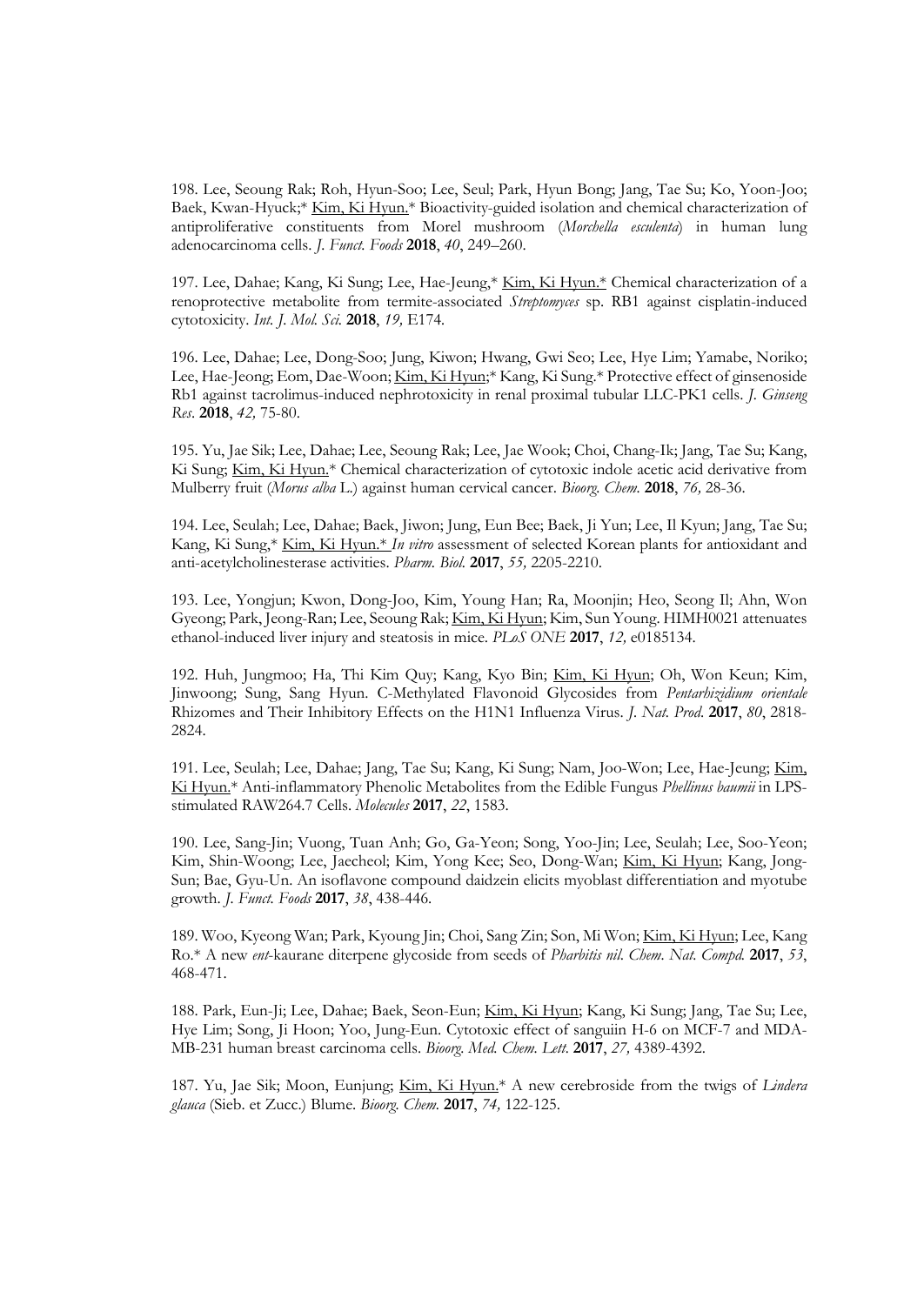198. Lee, Seoung Rak; Roh, Hyun-Soo; Lee, Seul; Park, Hyun Bong; Jang, Tae Su; Ko, Yoon-Joo; Baek, Kwan-Hyuck;* <u>Kim, Ki Hyun.</u>* Bioactivity-guided isolation and chemical characterization of antiproliferative constituents from Morel mushroom (*Morchella esculenta*) in human lung adenocarcinoma cells. *J. Funct. Foods* **2018**, *40*, 249–260.

197. Lee, Dahae; Kang, Ki Sung; Lee, Hae-Jeung,* <u>Kim, Ki Hyun.*</u> Chemical characterization of a renoprotective metabolite from termite-associated *Streptomyces* sp. RB1 against cisplatin-induced cytotoxicity. *Int. J. Mol. Sci.* **2018**, *19,* E174.

196. Lee, Dahae; Lee, Dong-Soo; Jung, Kiwon; Hwang, Gwi Seo; Lee, Hye Lim; Yamabe, Noriko; Lee, Hae-Jeong; Eom, Dae-Woon; <u>Kim, Ki Hyun</u>;* Kang, Ki Sung.* Protective effect of ginsenoside Rb1 against tacrolimus-induced nephrotoxicity in renal proximal tubular LLC-PK1 cells. *J. Ginseng Res.* **2018**, *42,* 75-80.

195. Yu, Jae Sik; Lee, Dahae; Lee, Seoung Rak; Lee, Jae Wook; Choi, Chang-Ik; Jang, Tae Su; Kang, Ki Sung; <u>Kim, Ki Hyun.</u>* Chemical characterization of cytotoxic indole acetic acid derivative from Mulberry fruit (*Morus alba* L.) against human cervical cancer. *Bioorg. Chem.* **2018**, *76,* 28-36.

194. Lee, Seulah; Lee, Dahae; Baek, Jiwon; Jung, Eun Bee; Baek, Ji Yun; Lee, Il Kyun; Jang, Tae Su; Kang, Ki Sung,* <u>Kim, Ki Hyun.*</u> *In vitro* assessment of selected Korean plants for antioxidant and anti-acetylcholinesterase activities. *Pharm. Biol.* **2017**, *55,* 2205-2210.

193. Lee, Yongjun; Kwon, Dong-Joo, Kim, Young Han; Ra, Moonjin; Heo, Seong Il; Ahn, Won Gyeong; Park, Jeong-Ran; Lee, Seoung Rak; <u>Kim, Ki Hyun</u>; Kim, Sun Young. HIMH0021 attenuates ethanol-induced liver injury and steatosis in mice. *PLoS ONE* **2017**, *12,* e0185134.

192. Huh, Jungmoo; Ha, Thi Kim Quy; Kang, Kyo Bin; <u>Kim, Ki Hyun</u>; Oh, Won Keun; Kim, Jinwoong; Sung, Sang Hyun. C-Methylated Flavonoid Glycosides from *Pentarhizidium orientale* Rhizomes and Their Inhibitory Effects on the H1N1 Influenza Virus. *J. Nat. Prod.* **2017**, *80*, 2818-2824.

191. Lee, Seulah; Lee, Dahae; Jang, Tae Su; Kang, Ki Sung; Nam, Joo-Won; Lee, Hae-Jeung; <u>Kim, Ki Hyun.</u>* Anti-inflammatory Phenolic Metabolites from the Edible Fungus *Phellinus baumii* in LPS-stimulated RAW264.7 Cells. *Molecules* **2017**, *22*, 1583.

190. Lee, Sang-Jin; Vuong, Tuan Anh; Go, Ga-Yeon; Song, Yoo-Jin; Lee, Seulah; Lee, Soo-Yeon; Kim, Shin-Woong; Lee, Jaecheol; Kim, Yong Kee; Seo, Dong-Wan; <u>Kim, Ki Hyun</u>; Kang, Jong-Sun; Bae, Gyu-Un. An isoflavone compound daidzein elicits myoblast differentiation and myotube growth. *J. Funct. Foods* **2017**, *38*, 438-446.

189. Woo, Kyeong Wan; Park, Kyoung Jin; Choi, Sang Zin; Son, Mi Won; <u>Kim, Ki Hyun</u>; Lee, Kang Ro.* A new *ent*-kaurane diterpene glycoside from seeds of *Pharbitis nil*. *Chem. Nat. Compd.* **2017**, *53*, 468-471.

188. Park, Eun-Ji; Lee, Dahae; Baek, Seon-Eun; <u>Kim, Ki Hyun</u>; Kang, Ki Sung; Jang, Tae Su; Lee, Hye Lim; Song, Ji Hoon; Yoo, Jung-Eun. Cytotoxic effect of sanguiin H-6 on MCF-7 and MDA-MB-231 human breast carcinoma cells. *Bioorg. Med. Chem. Lett.* **2017**, *27,* 4389-4392.

187. Yu, Jae Sik; Moon, Eunjung; <u>Kim, Ki Hyun.</u>* A new cerebroside from the twigs of *Lindera glauca* (Sieb. et Zucc.) Blume. *Bioorg. Chem.* **2017**, *74,* 122-125.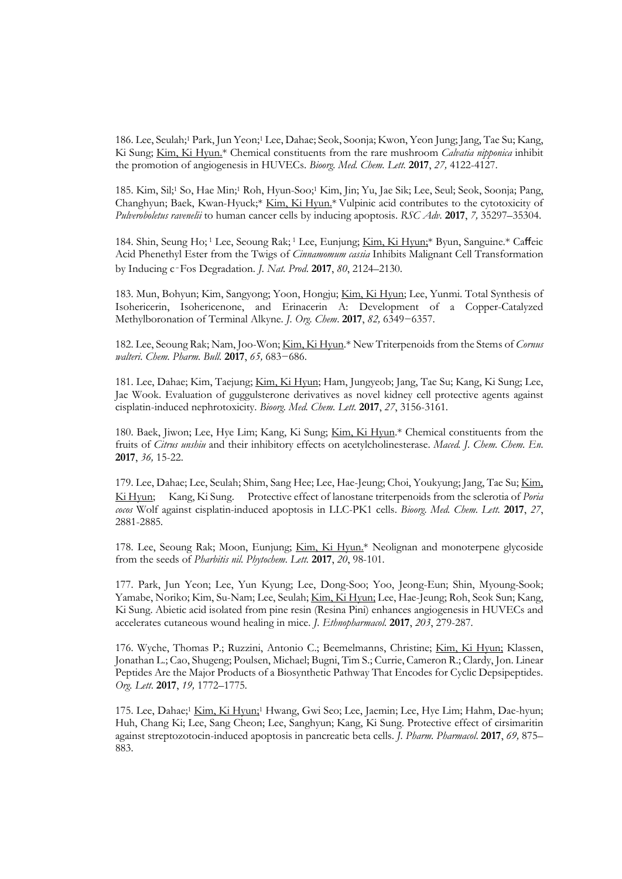186. Lee, Seulah;[1] Park, Jun Yeon;[1] Lee, Dahae; Seok, Soonja; Kwon, Yeon Jung; Jang, Tae Su; Kang, Ki Sung; Kim, Ki Hyun.* Chemical constituents from the rare mushroom *Calvatia nipponica* inhibit the promotion of angiogenesis in HUVECs. *Bioorg. Med. Chem. Lett.* **2017**, *27,* 4122-4127.

185. Kim, Sil;[1] So, Hae Min;[1] Roh, Hyun-Soo;[1] Kim, Jin; Yu, Jae Sik; Lee, Seul; Seok, Soonja; Pang, Changhyun; Baek, Kwan-Hyuck;* Kim, Ki Hyun.* Vulpinic acid contributes to the cytotoxicity of *Pulveroboletus ravenelii* to human cancer cells by inducing apoptosis. *RSC Adv.* **2017**, *7,* 35297–35304.

184. Shin, Seung Ho; [1] Lee, Seoung Rak; [1] Lee, Eunjung; Kim, Ki Hyun;* Byun, Sanguine.* Caffeic Acid Phenethyl Ester from the Twigs of *Cinnamomum cassia* Inhibits Malignant Cell Transformation by Inducing c-Fos Degradation. *J. Nat. Prod.* **2017**, *80*, 2124–2130.

183. Mun, Bohyun; Kim, Sangyong; Yoon, Hongju; Kim, Ki Hyun; Lee, Yunmi. Total Synthesis of Isohericerin, Isohericenone, and Erinacerin A: Development of a Copper-Catalyzed Methylboronation of Terminal Alkyne. *J. Org. Chem*. **2017**, *82,* 6349−6357.

182. Lee, Seoung Rak; Nam, Joo-Won; Kim, Ki Hyun.* New Triterpenoids from the Stems of *Cornus walteri*. *Chem. Pharm. Bull.* **2017**, *65,* 683−686.

181. Lee, Dahae; Kim, Taejung; Kim, Ki Hyun; Ham, Jungyeob; Jang, Tae Su; Kang, Ki Sung; Lee, Jae Wook. Evaluation of guggulsterone derivatives as novel kidney cell protective agents against cisplatin-induced nephrotoxicity. *Bioorg. Med. Chem. Lett.* **2017**, *27*, 3156-3161.

180. Baek, Jiwon; Lee, Hye Lim; Kang, Ki Sung; Kim, Ki Hyun.* Chemical constituents from the fruits of *Citrus unshiu* and their inhibitory effects on acetylcholinesterase. *Maced. J. Chem. Chem. En.* **2017**, *36,* 15-22.

179. Lee, Dahae; Lee, Seulah; Shim, Sang Hee; Lee, Hae-Jeung; Choi, Youkyung; Jang, Tae Su; Kim, Ki Hyun; Kang, Ki Sung. Protective effect of lanostane triterpenoids from the sclerotia of *Poria cocos* Wolf against cisplatin-induced apoptosis in LLC-PK1 cells. *Bioorg. Med. Chem. Lett.* **2017**, *27*, 2881-2885.

178. Lee, Seoung Rak; Moon, Eunjung; Kim, Ki Hyun.* Neolignan and monoterpene glycoside from the seeds of *Pharbitis nil*. *Phytochem. Lett.* **2017**, *20*, 98-101.

177. Park, Jun Yeon; Lee, Yun Kyung; Lee, Dong-Soo; Yoo, Jeong-Eun; Shin, Myoung-Sook; Yamabe, Noriko; Kim, Su-Nam; Lee, Seulah; Kim, Ki Hyun; Lee, Hae-Jeung; Roh, Seok Sun; Kang, Ki Sung. Abietic acid isolated from pine resin (Resina Pini) enhances angiogenesis in HUVECs and accelerates cutaneous wound healing in mice. *J. Ethnopharmacol.* **2017**, *203*, 279-287.

176. Wyche, Thomas P.; Ruzzini, Antonio C.; Beemelmanns, Christine; Kim, Ki Hyun; Klassen, Jonathan L.; Cao, Shugeng; Poulsen, Michael; Bugni, Tim S.; Currie, Cameron R.; Clardy, Jon. Linear Peptides Are the Major Products of a Biosynthetic Pathway That Encodes for Cyclic Depsipeptides. *Org. Lett.* **2017**, *19,* 1772–1775.

175. Lee, Dahae;[1] Kim, Ki Hyun;[1] Hwang, Gwi Seo; Lee, Jaemin; Lee, Hye Lim; Hahm, Dae-hyun; Huh, Chang Ki; Lee, Sang Cheon; Lee, Sanghyun; Kang, Ki Sung. Protective effect of cirsimaritin against streptozotocin-induced apoptosis in pancreatic beta cells. *J. Pharm. Pharmacol.* **2017**, *69,* 875–883.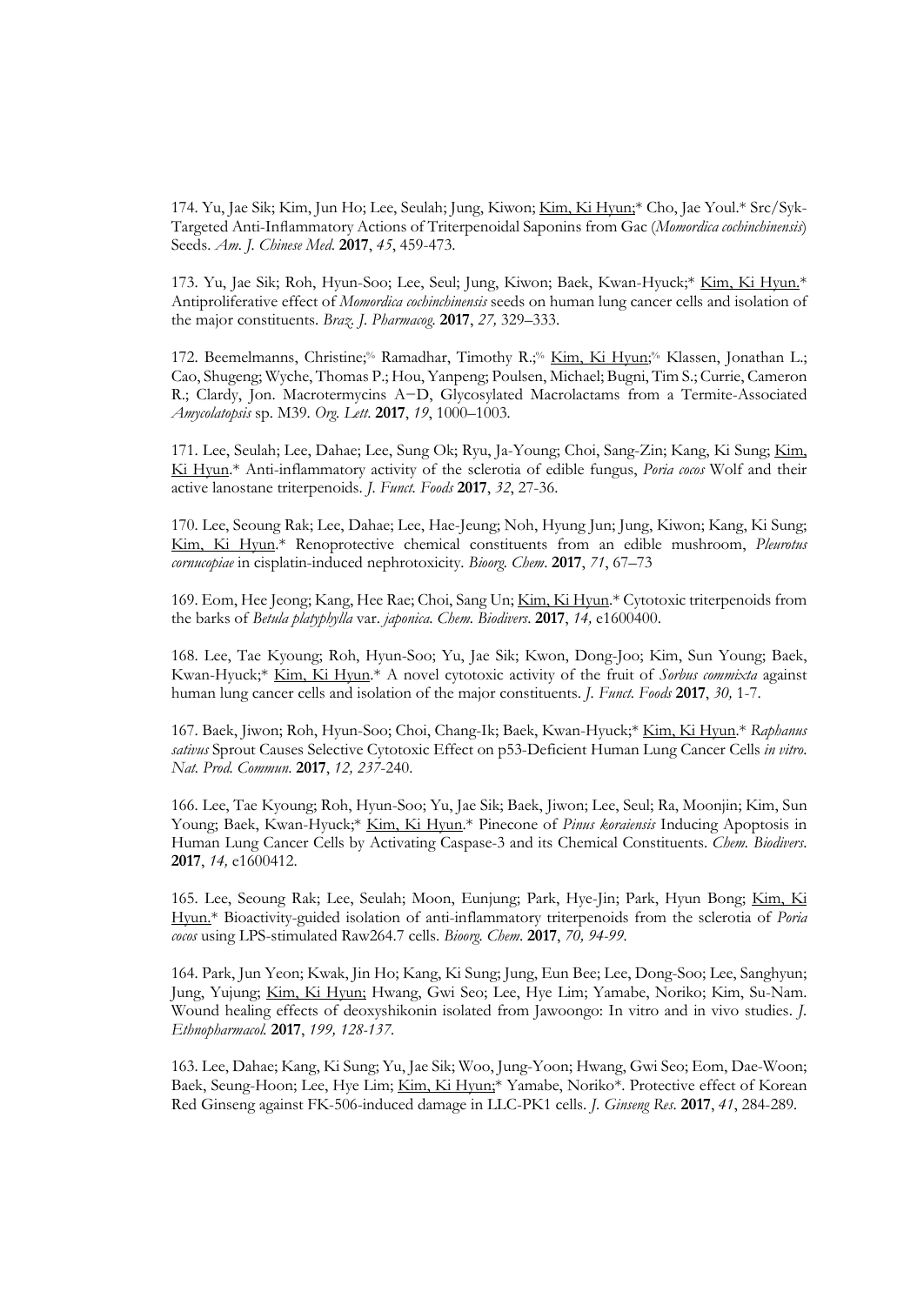174. Yu, Jae Sik; Kim, Jun Ho; Lee, Seulah; Jung, Kiwon; Kim, Ki Hyun;* Cho, Jae Youl.* Src/Syk-Targeted Anti-Inflammatory Actions of Triterpenoidal Saponins from Gac (*Momordica cochinchinensis*) Seeds. *Am. J. Chinese Med.* **2017**, *45*, 459-473.

173. Yu, Jae Sik; Roh, Hyun-Soo; Lee, Seul; Jung, Kiwon; Baek, Kwan-Hyuck;* Kim, Ki Hyun.* Antiproliferative effect of *Momordica cochinchinensis* seeds on human lung cancer cells and isolation of the major constituents. *Braz. J. Pharmacog.* **2017**, *27,* 329–333.

172. Beemelmanns, Christine;% Ramadhar, Timothy R.;% Kim, Ki Hyun;% Klassen, Jonathan L.; Cao, Shugeng; Wyche, Thomas P.; Hou, Yanpeng; Poulsen, Michael; Bugni, Tim S.; Currie, Cameron R.; Clardy, Jon. Macrotermycins A−D, Glycosylated Macrolactams from a Termite-Associated *Amycolatopsis* sp. M39. *Org. Lett.* **2017**, *19*, 1000–1003.

171. Lee, Seulah; Lee, Dahae; Lee, Sung Ok; Ryu, Ja-Young; Choi, Sang-Zin; Kang, Ki Sung; Kim, Ki Hyun.* Anti-inflammatory activity of the sclerotia of edible fungus, *Poria cocos* Wolf and their active lanostane triterpenoids. *J. Funct. Foods* **2017**, *32*, 27-36.

170. Lee, Seoung Rak; Lee, Dahae; Lee, Hae-Jeung; Noh, Hyung Jun; Jung, Kiwon; Kang, Ki Sung; Kim, Ki Hyun.* Renoprotective chemical constituents from an edible mushroom, *Pleurotus cornucopiae* in cisplatin-induced nephrotoxicity. *Bioorg. Chem*. **2017**, *71*, 67–73

169. Eom, Hee Jeong; Kang, Hee Rae; Choi, Sang Un; Kim, Ki Hyun.* Cytotoxic triterpenoids from the barks of *Betula platyphylla* var. *japonica*. *Chem. Biodivers*. **2017**, *14,* e1600400.

168. Lee, Tae Kyoung; Roh, Hyun-Soo; Yu, Jae Sik; Kwon, Dong-Joo; Kim, Sun Young; Baek, Kwan-Hyuck;* Kim, Ki Hyun.* A novel cytotoxic activity of the fruit of *Sorbus commixta* against human lung cancer cells and isolation of the major constituents. *J. Funct. Foods* **2017**, *30,* 1-7.

167. Baek, Jiwon; Roh, Hyun-Soo; Choi, Chang-Ik; Baek, Kwan-Hyuck;* Kim, Ki Hyun.* *Raphanus sativus* Sprout Causes Selective Cytotoxic Effect on p53-Deficient Human Lung Cancer Cells *in vitro*. *Nat. Prod. Commun*. **2017**, *12, 237*-240.

166. Lee, Tae Kyoung; Roh, Hyun-Soo; Yu, Jae Sik; Baek, Jiwon; Lee, Seul; Ra, Moonjin; Kim, Sun Young; Baek, Kwan-Hyuck;* Kim, Ki Hyun.* Pinecone of *Pinus koraiensis* Inducing Apoptosis in Human Lung Cancer Cells by Activating Caspase-3 and its Chemical Constituents. *Chem. Biodivers*. **2017**, *14,* e1600412.

165. Lee, Seoung Rak; Lee, Seulah; Moon, Eunjung; Park, Hye-Jin; Park, Hyun Bong; Kim, Ki Hyun.* Bioactivity-guided isolation of anti-inflammatory triterpenoids from the sclerotia of *Poria cocos* using LPS-stimulated Raw264.7 cells. *Bioorg. Chem*. **2017**, *70, 94-99.*

164. Park, Jun Yeon; Kwak, Jin Ho; Kang, Ki Sung; Jung, Eun Bee; Lee, Dong-Soo; Lee, Sanghyun; Jung, Yujung; Kim, Ki Hyun; Hwang, Gwi Seo; Lee, Hye Lim; Yamabe, Noriko; Kim, Su-Nam. Wound healing effects of deoxyshikonin isolated from Jawoongo: In vitro and in vivo studies. *J. Ethnopharmacol.* **2017**, *199, 128-137.*

163. Lee, Dahae; Kang, Ki Sung; Yu, Jae Sik; Woo, Jung-Yoon; Hwang, Gwi Seo; Eom, Dae-Woon; Baek, Seung-Hoon; Lee, Hye Lim; Kim, Ki Hyun;* Yamabe, Noriko*. Protective effect of Korean Red Ginseng against FK-506-induced damage in LLC-PK1 cells. *J. Ginseng Res.* **2017**, *41*, 284-289.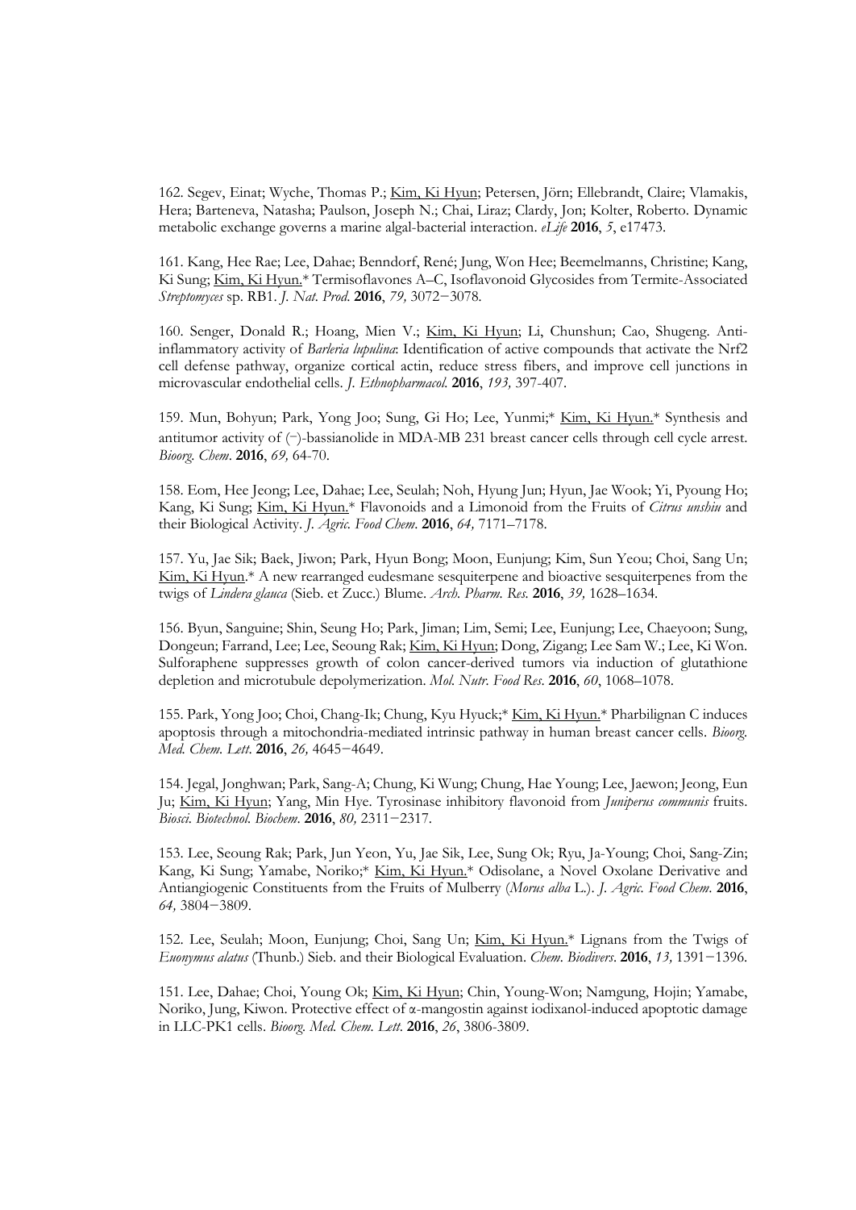162. Segev, Einat; Wyche, Thomas P.; Kim, Ki Hyun; Petersen, Jörn; Ellebrandt, Claire; Vlamakis, Hera; Barteneva, Natasha; Paulson, Joseph N.; Chai, Liraz; Clardy, Jon; Kolter, Roberto. Dynamic metabolic exchange governs a marine algal-bacterial interaction. *eLife* **2016**, *5*, e17473.

161. Kang, Hee Rae; Lee, Dahae; Benndorf, René; Jung, Won Hee; Beemelmanns, Christine; Kang, Ki Sung; Kim, Ki Hyun.* Termisoflavones A–C, Isoflavonoid Glycosides from Termite-Associated *Streptomyces* sp. RB1. *J. Nat. Prod.* **2016**, *79,* 3072−3078.

160. Senger, Donald R.; Hoang, Mien V.; Kim, Ki Hyun; Li, Chunshun; Cao, Shugeng. Anti-inflammatory activity of *Barleria lupulina*: Identification of active compounds that activate the Nrf2 cell defense pathway, organize cortical actin, reduce stress fibers, and improve cell junctions in microvascular endothelial cells. *J. Ethnopharmacol.* **2016**, *193,* 397-407.

159. Mun, Bohyun; Park, Yong Joo; Sung, Gi Ho; Lee, Yunmi;* Kim, Ki Hyun.* Synthesis and antitumor activity of (−)-bassianolide in MDA-MB 231 breast cancer cells through cell cycle arrest. *Bioorg. Chem*. **2016**, *69,* 64-70.

158. Eom, Hee Jeong; Lee, Dahae; Lee, Seulah; Noh, Hyung Jun; Hyun, Jae Wook; Yi, Pyoung Ho; Kang, Ki Sung; Kim, Ki Hyun.* Flavonoids and a Limonoid from the Fruits of *Citrus unshiu* and their Biological Activity. *J. Agric. Food Chem*. **2016**, *64,* 7171–7178.

157. Yu, Jae Sik; Baek, Jiwon; Park, Hyun Bong; Moon, Eunjung; Kim, Sun Yeou; Choi, Sang Un; Kim, Ki Hyun.* A new rearranged eudesmane sesquiterpene and bioactive sesquiterpenes from the twigs of *Lindera glauca* (Sieb. et Zucc.) Blume. *Arch. Pharm. Res.* **2016**, *39,* 1628–1634.

156. Byun, Sanguine; Shin, Seung Ho; Park, Jiman; Lim, Semi; Lee, Eunjung; Lee, Chaeyoon; Sung, Dongeun; Farrand, Lee; Lee, Seoung Rak; Kim, Ki Hyun; Dong, Zigang; Lee Sam W.; Lee, Ki Won. Sulforaphene suppresses growth of colon cancer-derived tumors via induction of glutathione depletion and microtubule depolymerization. *Mol. Nutr. Food Res.* **2016**, *60*, 1068–1078.

155. Park, Yong Joo; Choi, Chang-Ik; Chung, Kyu Hyuck;* Kim, Ki Hyun.* Pharbilignan C induces apoptosis through a mitochondria-mediated intrinsic pathway in human breast cancer cells. *Bioorg. Med. Chem. Lett*. **2016**, *26,* 4645−4649.

154. Jegal, Jonghwan; Park, Sang-A; Chung, Ki Wung; Chung, Hae Young; Lee, Jaewon; Jeong, Eun Ju; Kim, Ki Hyun; Yang, Min Hye. Tyrosinase inhibitory flavonoid from *Juniperus communis* fruits. *Biosci. Biotechnol. Biochem*. **2016**, *80,* 2311−2317.

153. Lee, Seoung Rak; Park, Jun Yeon, Yu, Jae Sik, Lee, Sung Ok; Ryu, Ja-Young; Choi, Sang-Zin; Kang, Ki Sung; Yamabe, Noriko;* Kim, Ki Hyun.* Odisolane, a Novel Oxolane Derivative and Antiangiogenic Constituents from the Fruits of Mulberry (*Morus alba* L.). *J. Agric. Food Chem*. **2016**, *64,* 3804−3809.

152. Lee, Seulah; Moon, Eunjung; Choi, Sang Un; Kim, Ki Hyun.* Lignans from the Twigs of *Euonymus alatus* (Thunb.) Sieb. and their Biological Evaluation. *Chem. Biodivers*. **2016**, *13,* 1391−1396.

151. Lee, Dahae; Choi, Young Ok; Kim, Ki Hyun; Chin, Young-Won; Namgung, Hojin; Yamabe, Noriko, Jung, Kiwon. Protective effect of α-mangostin against iodixanol-induced apoptotic damage in LLC-PK1 cells. *Bioorg. Med. Chem. Lett*. **2016**, *26*, 3806-3809.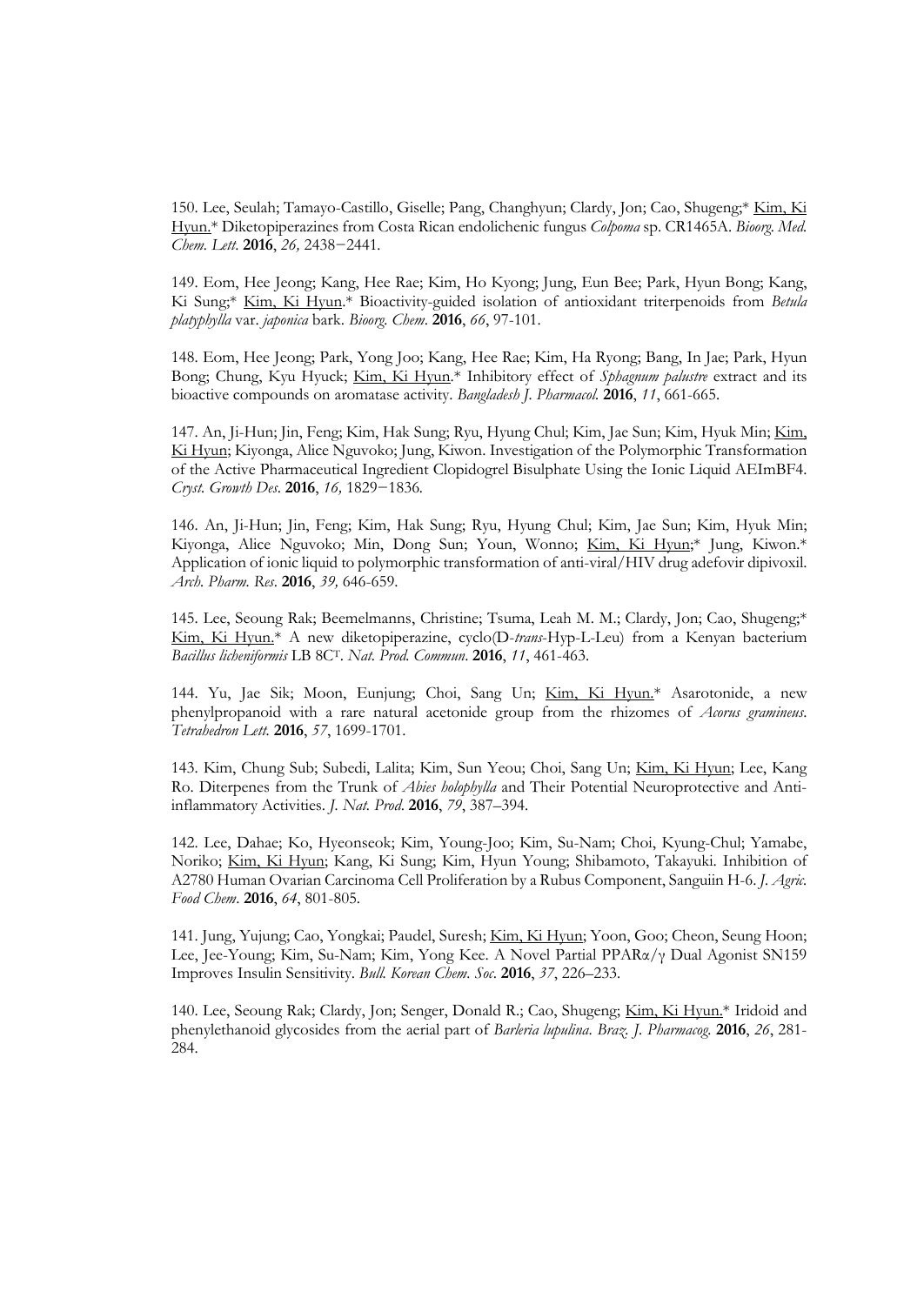150. Lee, Seulah; Tamayo-Castillo, Giselle; Pang, Changhyun; Clardy, Jon; Cao, Shugeng;* Kim, Ki Hyun.* Diketopiperazines from Costa Rican endolichenic fungus *Colpoma* sp. CR1465A. *Bioorg. Med. Chem. Lett.* **2016**, *26,* 2438−2441.

149. Eom, Hee Jeong; Kang, Hee Rae; Kim, Ho Kyong; Jung, Eun Bee; Park, Hyun Bong; Kang, Ki Sung;* Kim, Ki Hyun.* Bioactivity-guided isolation of antioxidant triterpenoids from *Betula platyphylla* var. *japonica* bark. *Bioorg. Chem*. **2016**, *66*, 97-101.

148. Eom, Hee Jeong; Park, Yong Joo; Kang, Hee Rae; Kim, Ha Ryong; Bang, In Jae; Park, Hyun Bong; Chung, Kyu Hyuck; Kim, Ki Hyun.* Inhibitory effect of *Sphagnum palustre* extract and its bioactive compounds on aromatase activity. *Bangladesh J. Pharmacol.* **2016**, *11*, 661-665.

147. An, Ji-Hun; Jin, Feng; Kim, Hak Sung; Ryu, Hyung Chul; Kim, Jae Sun; Kim, Hyuk Min; Kim, Ki Hyun; Kiyonga, Alice Nguvoko; Jung, Kiwon. Investigation of the Polymorphic Transformation of the Active Pharmaceutical Ingredient Clopidogrel Bisulphate Using the Ionic Liquid AEImBF4. *Cryst. Growth Des*. **2016**, *16,* 1829−1836.

146. An, Ji-Hun; Jin, Feng; Kim, Hak Sung; Ryu, Hyung Chul; Kim, Jae Sun; Kim, Hyuk Min; Kiyonga, Alice Nguvoko; Min, Dong Sun; Youn, Wonno; Kim, Ki Hyun;* Jung, Kiwon.* Application of ionic liquid to polymorphic transformation of anti-viral/HIV drug adefovir dipivoxil. *Arch. Pharm. Res*. **2016**, *39,* 646-659.

145. Lee, Seoung Rak; Beemelmanns, Christine; Tsuma, Leah M. M.; Clardy, Jon; Cao, Shugeng;* Kim, Ki Hyun.* A new diketopiperazine, cyclo(D-*trans*-Hyp-L-Leu) from a Kenyan bacterium *Bacillus licheniformis* LB 8C$^{T}$. *Nat. Prod. Commun*. **2016**, *11*, 461-463.

144. Yu, Jae Sik; Moon, Eunjung; Choi, Sang Un; Kim, Ki Hyun.* Asarotonide, a new phenylpropanoid with a rare natural acetonide group from the rhizomes of *Acorus gramineus*. *Tetrahedron Lett.* **2016**, *57*, 1699-1701.

143. Kim, Chung Sub; Subedi, Lalita; Kim, Sun Yeou; Choi, Sang Un; Kim, Ki Hyun; Lee, Kang Ro. Diterpenes from the Trunk of *Abies holophylla* and Their Potential Neuroprotective and Anti-inflammatory Activities. *J. Nat. Prod*. **2016**, *79*, 387–394.

142. Lee, Dahae; Ko, Hyeonseok; Kim, Young-Joo; Kim, Su-Nam; Choi, Kyung-Chul; Yamabe, Noriko; Kim, Ki Hyun; Kang, Ki Sung; Kim, Hyun Young; Shibamoto, Takayuki. Inhibition of A2780 Human Ovarian Carcinoma Cell Proliferation by a Rubus Component, Sanguiin H-6. *J. Agric. Food Chem*. **2016**, *64*, 801-805.

141. Jung, Yujung; Cao, Yongkai; Paudel, Suresh; Kim, Ki Hyun; Yoon, Goo; Cheon, Seung Hoon; Lee, Jee-Young; Kim, Su-Nam; Kim, Yong Kee. A Novel Partial PPARα/γ Dual Agonist SN159 Improves Insulin Sensitivity. *Bull. Korean Chem. Soc*. **2016**, *37*, 226–233.

140. Lee, Seoung Rak; Clardy, Jon; Senger, Donald R.; Cao, Shugeng; Kim, Ki Hyun.* Iridoid and phenylethanoid glycosides from the aerial part of *Barleria lupulina*. *Braz. J. Pharmacog.* **2016**, *26*, 281-284.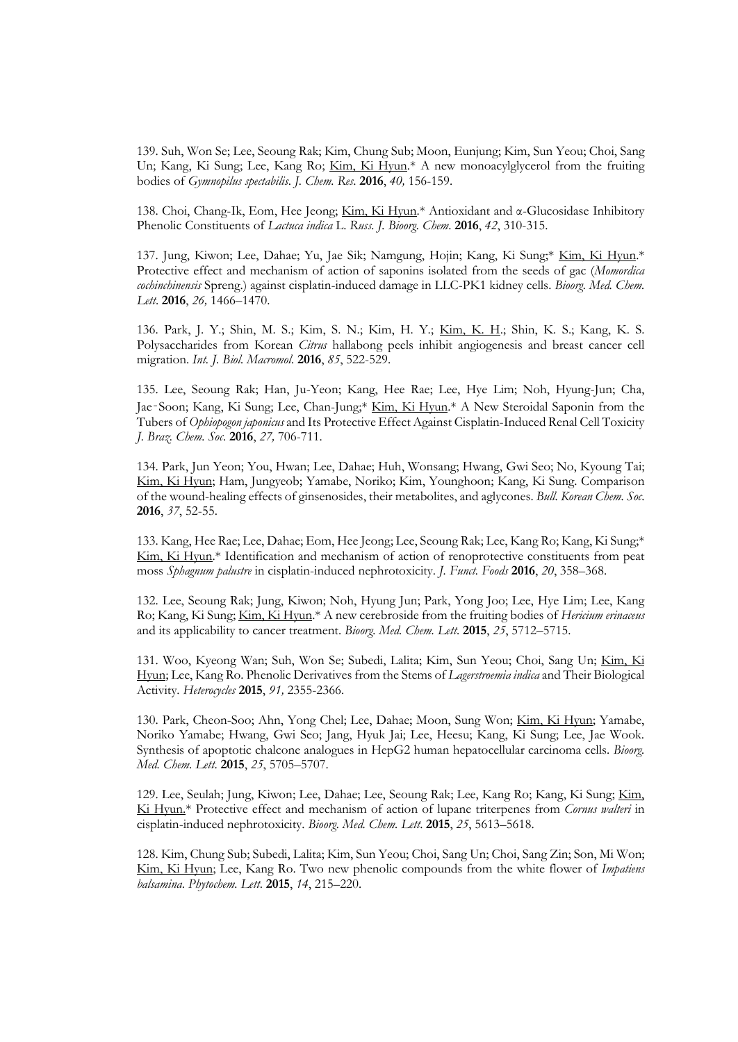139. Suh, Won Se; Lee, Seoung Rak; Kim, Chung Sub; Moon, Eunjung; Kim, Sun Yeou; Choi, Sang Un; Kang, Ki Sung; Lee, Kang Ro; Kim, Ki Hyun.* A new monoacylglycerol from the fruiting bodies of *Gymnopilus spectabilis*. *J. Chem. Res.* **2016**, *40,* 156-159.

138. Choi, Chang-Ik, Eom, Hee Jeong; Kim, Ki Hyun.* Antioxidant and α-Glucosidase Inhibitory Phenolic Constituents of *Lactuca indica* L. *Russ. J. Bioorg. Chem*. **2016**, *42*, 310-315.

137. Jung, Kiwon; Lee, Dahae; Yu, Jae Sik; Namgung, Hojin; Kang, Ki Sung;* Kim, Ki Hyun.* Protective effect and mechanism of action of saponins isolated from the seeds of gac (*Momordica cochinchinensis* Spreng.) against cisplatin-induced damage in LLC-PK1 kidney cells. *Bioorg. Med. Chem. Lett*. **2016**, *26,* 1466–1470.

136. Park, J. Y.; Shin, M. S.; Kim, S. N.; Kim, H. Y.; Kim, K. H.; Shin, K. S.; Kang, K. S. Polysaccharides from Korean *Citrus* hallabong peels inhibit angiogenesis and breast cancer cell migration. *Int. J. Biol. Macromol*. **2016**, *85*, 522-529.

135. Lee, Seoung Rak; Han, Ju-Yeon; Kang, Hee Rae; Lee, Hye Lim; Noh, Hyung-Jun; Cha, Jae‑Soon; Kang, Ki Sung; Lee, Chan-Jung;* Kim, Ki Hyun.* A New Steroidal Saponin from the Tubers of *Ophiopogon japonicus* and Its Protective Effect Against Cisplatin-Induced Renal Cell Toxicity *J. Braz. Chem. Soc*. **2016**, *27,* 706-711.

134. Park, Jun Yeon; You, Hwan; Lee, Dahae; Huh, Wonsang; Hwang, Gwi Seo; No, Kyoung Tai; Kim, Ki Hyun; Ham, Jungyeob; Yamabe, Noriko; Kim, Younghoon; Kang, Ki Sung. Comparison of the wound-healing effects of ginsenosides, their metabolites, and aglycones. *Bull. Korean Chem. Soc.* **2016**, *37*, 52-55.

133. Kang, Hee Rae; Lee, Dahae; Eom, Hee Jeong; Lee, Seoung Rak; Lee, Kang Ro; Kang, Ki Sung;* Kim, Ki Hyun.* Identification and mechanism of action of renoprotective constituents from peat moss *Sphagnum palustre* in cisplatin-induced nephrotoxicity. *J. Funct. Foods* **2016**, *20*, 358–368.

132. Lee, Seoung Rak; Jung, Kiwon; Noh, Hyung Jun; Park, Yong Joo; Lee, Hye Lim; Lee, Kang Ro; Kang, Ki Sung; Kim, Ki Hyun.* A new cerebroside from the fruiting bodies of *Hericium erinaceus* and its applicability to cancer treatment. *Bioorg. Med. Chem. Lett*. **2015**, *25*, 5712–5715.

131. Woo, Kyeong Wan; Suh, Won Se; Subedi, Lalita; Kim, Sun Yeou; Choi, Sang Un; Kim, Ki Hyun; Lee, Kang Ro. Phenolic Derivatives from the Stems of *Lagerstroemia indica* and Their Biological Activity. *Heterocycles* **2015**, *91,* 2355-2366.

130. Park, Cheon-Soo; Ahn, Yong Chel; Lee, Dahae; Moon, Sung Won; Kim, Ki Hyun; Yamabe, Noriko Yamabe; Hwang, Gwi Seo; Jang, Hyuk Jai; Lee, Heesu; Kang, Ki Sung; Lee, Jae Wook. Synthesis of apoptotic chalcone analogues in HepG2 human hepatocellular carcinoma cells. *Bioorg. Med. Chem. Lett*. **2015**, *25*, 5705–5707.

129. Lee, Seulah; Jung, Kiwon; Lee, Dahae; Lee, Seoung Rak; Lee, Kang Ro; Kang, Ki Sung; Kim, Ki Hyun.* Protective effect and mechanism of action of lupane triterpenes from *Cornus walteri* in cisplatin-induced nephrotoxicity. *Bioorg. Med. Chem. Lett*. **2015**, *25*, 5613–5618.

128. Kim, Chung Sub; Subedi, Lalita; Kim, Sun Yeou; Choi, Sang Un; Choi, Sang Zin; Son, Mi Won; Kim, Ki Hyun; Lee, Kang Ro. Two new phenolic compounds from the white flower of *Impatiens balsamina*. *Phytochem. Lett*. **2015**, *14*, 215–220.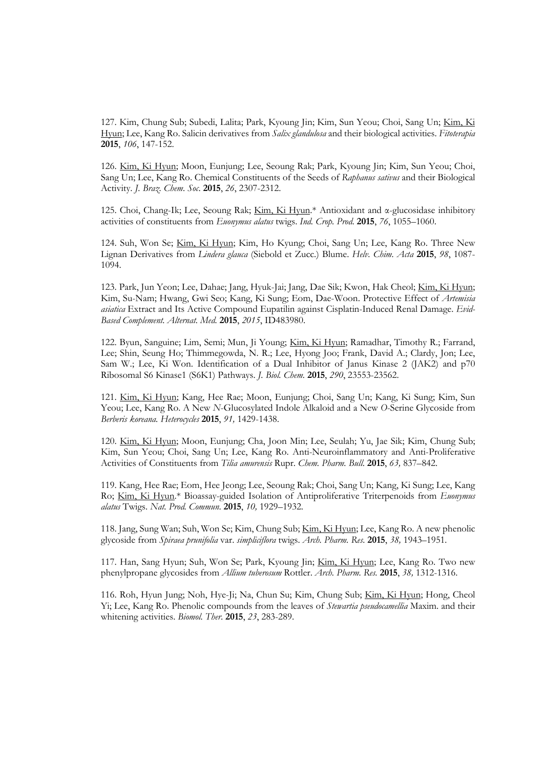127. Kim, Chung Sub; Subedi, Lalita; Park, Kyoung Jin; Kim, Sun Yeou; Choi, Sang Un; <u>Kim, Ki Hyun</u>; Lee, Kang Ro. Salicin derivatives from *Salix glandulosa* and their biological activities. *Fitoterapia* **2015**, *106*, 147-152.

126. <u>Kim, Ki Hyun</u>; Moon, Eunjung; Lee, Seoung Rak; Park, Kyoung Jin; Kim, Sun Yeou; Choi, Sang Un; Lee, Kang Ro. Chemical Constituents of the Seeds of *Raphanus sativus* and their Biological Activity. *J. Braz. Chem. Soc.* **2015**, *26*, 2307-2312.

125. Choi, Chang-Ik; Lee, Seoung Rak; <u>Kim, Ki Hyun</u>.* Antioxidant and α-glucosidase inhibitory activities of constituents from *Euonymus alatus* twigs. *Ind. Crop. Prod.* **2015**, *76*, 1055–1060.

124. Suh, Won Se; <u>Kim, Ki Hyun</u>; Kim, Ho Kyung; Choi, Sang Un; Lee, Kang Ro. Three New Lignan Derivatives from *Lindera glauca* (Siebold et Zucc.) Blume. *Helv. Chim. Acta* **2015**, *98*, 1087-1094.

123. Park, Jun Yeon; Lee, Dahae; Jang, Hyuk-Jai; Jang, Dae Sik; Kwon, Hak Cheol; <u>Kim, Ki Hyun</u>; Kim, Su-Nam; Hwang, Gwi Seo; Kang, Ki Sung; Eom, Dae-Woon. Protective Effect of *Artemisia asiatica* Extract and Its Active Compound Eupatilin against Cisplatin-Induced Renal Damage. *Evid-Based Complement. Alternat. Med.* **2015**, *2015*, ID483980.

122. Byun, Sanguine; Lim, Semi; Mun, Ji Young; <u>Kim, Ki Hyun</u>; Ramadhar, Timothy R.; Farrand, Lee; Shin, Seung Ho; Thimmegowda, N. R.; Lee, Hyong Joo; Frank, David A.; Clardy, Jon; Lee, Sam W.; Lee, Ki Won. Identification of a Dual Inhibitor of Janus Kinase 2 (JAK2) and p70 Ribosomal S6 Kinase1 (S6K1) Pathways. *J. Biol. Chem.* **2015**, *290*, 23553-23562.

121. <u>Kim, Ki Hyun</u>; Kang, Hee Rae; Moon, Eunjung; Choi, Sang Un; Kang, Ki Sung; Kim, Sun Yeou; Lee, Kang Ro. A New *N*-Glucosylated Indole Alkaloid and a New *O*-Serine Glycoside from *Berberis koreana*. *Heterocycles* **2015**, *91,* 1429-1438.

120. <u>Kim, Ki Hyun</u>; Moon, Eunjung; Cha, Joon Min; Lee, Seulah; Yu, Jae Sik; Kim, Chung Sub; Kim, Sun Yeou; Choi, Sang Un; Lee, Kang Ro. Anti-Neuroinflammatory and Anti-Proliferative Activities of Constituents from *Tilia amurensis* Rupr. *Chem. Pharm. Bull.* **2015**, *63,* 837–842.

119. Kang, Hee Rae; Eom, Hee Jeong; Lee, Seoung Rak; Choi, Sang Un; Kang, Ki Sung; Lee, Kang Ro; <u>Kim, Ki Hyun</u>.* Bioassay-guided Isolation of Antiproliferative Triterpenoids from *Euonymus alatus* Twigs. *Nat. Prod. Commun.* **2015**, *10,* 1929–1932.

118. Jang, Sung Wan; Suh, Won Se; Kim, Chung Sub; <u>Kim, Ki Hyun</u>; Lee, Kang Ro. A new phenolic glycoside from *Spiraea prunifolia* var. *simpliciflora* twigs. *Arch. Pharm. Res.* **2015**, *38,* 1943–1951.

117. Han, Sang Hyun; Suh, Won Se; Park, Kyoung Jin; <u>Kim, Ki Hyun</u>; Lee, Kang Ro. Two new phenylpropane glycosides from *Allium tuberosum* Rottler. *Arch. Pharm. Res.* **2015**, *38,* 1312-1316.

116. Roh, Hyun Jung; Noh, Hye-Ji; Na, Chun Su; Kim, Chung Sub; <u>Kim, Ki Hyun</u>; Hong, Cheol Yi; Lee, Kang Ro. Phenolic compounds from the leaves of *Stewartia pseudocamellia* Maxim. and their whitening activities. *Biomol. Ther.* **2015**, *23*, 283-289.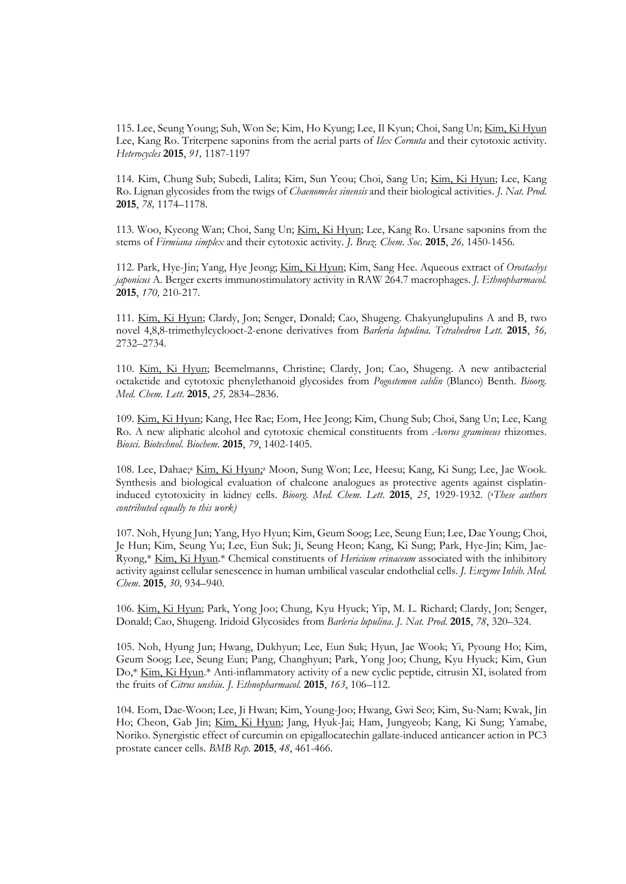115. Lee, Seung Young; Suh, Won Se; Kim, Ho Kyung; Lee, Il Kyun; Choi, Sang Un; Kim, Ki Hyun Lee, Kang Ro. Triterpene saponins from the aerial parts of *Ilex Cornuta* and their cytotoxic activity. *Heterocycles* **2015**, *91,* 1187-1197

114. Kim, Chung Sub; Subedi, Lalita; Kim, Sun Yeou; Choi, Sang Un; Kim, Ki Hyun; Lee, Kang Ro. Lignan glycosides from the twigs of *Chaenomeles sinensis* and their biological activities. *J. Nat. Prod.* **2015**, *78,* 1174–1178.

113. Woo, Kyeong Wan; Choi, Sang Un; Kim, Ki Hyun; Lee, Kang Ro. Ursane saponins from the stems of *Firmiana simplex* and their cytotoxic activity. *J. Braz. Chem. Soc.* **2015**, *26,* 1450-1456.

112. Park, Hye-Jin; Yang, Hye Jeong; Kim, Ki Hyun; Kim, Sang Hee. Aqueous extract of *Orostachys japonicus* A. Berger exerts immunostimulatory activity in RAW 264.7 macrophages. *J. Ethnopharmacol.* **2015**, *170,* 210-217.

111. Kim, Ki Hyun; Clardy, Jon; Senger, Donald; Cao, Shugeng. Chakyunglupulins A and B, two novel 4,8,8-trimethylcyclooct-2-enone derivatives from *Barleria lupulina. Tetrahedron Lett.* **2015**, *56,* 2732–2734.

110. Kim, Ki Hyun; Beemelmanns, Christine; Clardy, Jon; Cao, Shugeng. A new antibacterial octaketide and cytotoxic phenylethanoid glycosides from *Pogostemon cablin* (Blanco) Benth. *Bioorg. Med. Chem. Lett*. **2015**, *25,* 2834–2836.

109. Kim, Ki Hyun; Kang, Hee Rae; Eom, Hee Jeong; Kim, Chung Sub; Choi, Sang Un; Lee, Kang Ro. A new aliphatic alcohol and cytotoxic chemical constituents from *Acorus gramineus* rhizomes. *Biosci. Biotechnol. Biochem*. **2015**, *79*, 1402-1405.

108. Lee, Dahae;[a] Kim, Ki Hyun;[a] Moon, Sung Won; Lee, Heesu; Kang, Ki Sung; Lee, Jae Wook. Synthesis and biological evaluation of chalcone analogues as protective agents against cisplatin-induced cytotoxicity in kidney cells. *Bioorg. Med. Chem. Lett*. **2015**, *25*, 1929-1932. ([a]*These authors contributed equally to this work)*

107. Noh, Hyung Jun; Yang, Hyo Hyun; Kim, Geum Soog; Lee, Seung Eun; Lee, Dae Young; Choi, Je Hun; Kim, Seung Yu; Lee, Eun Suk; Ji, Seung Heon; Kang, Ki Sung; Park, Hye-Jin; Kim, Jae-Ryong,* Kim, Ki Hyun.* Chemical constituents of *Hericium erinaceum* associated with the inhibitory activity against cellular senescence in human umbilical vascular endothelial cells. *J. Enzyme Inhib. Med. Chem*. **2015**, *30,* 934–940.

106. Kim, Ki Hyun; Park, Yong Joo; Chung, Kyu Hyuck; Yip, M. L. Richard; Clardy, Jon; Senger, Donald; Cao, Shugeng. Iridoid Glycosides from *Barleria lupulina*. *J. Nat. Prod.* **2015**, *78*, 320–324.

105. Noh, Hyung Jun; Hwang, Dukhyun; Lee, Eun Suk; Hyun, Jae Wook; Yi, Pyoung Ho; Kim, Geum Soog; Lee, Seung Eun; Pang, Changhyun; Park, Yong Joo; Chung, Kyu Hyuck; Kim, Gun Do,* Kim, Ki Hyun.* Anti-inflammatory activity of a new cyclic peptide, citrusin XI, isolated from the fruits of *Citrus unshiu*. *J. Ethnopharmacol.* **2015**, *163*, 106–112.

104. Eom, Dae-Woon; Lee, Ji Hwan; Kim, Young-Joo; Hwang, Gwi Seo; Kim, Su-Nam; Kwak, Jin Ho; Cheon, Gab Jin; Kim, Ki Hyun; Jang, Hyuk-Jai; Ham, Jungyeob; Kang, Ki Sung; Yamabe, Noriko. Synergistic effect of curcumin on epigallocatechin gallate-induced anticancer action in PC3 prostate cancer cells. *BMB Rep.* **2015**, *48*, 461-466.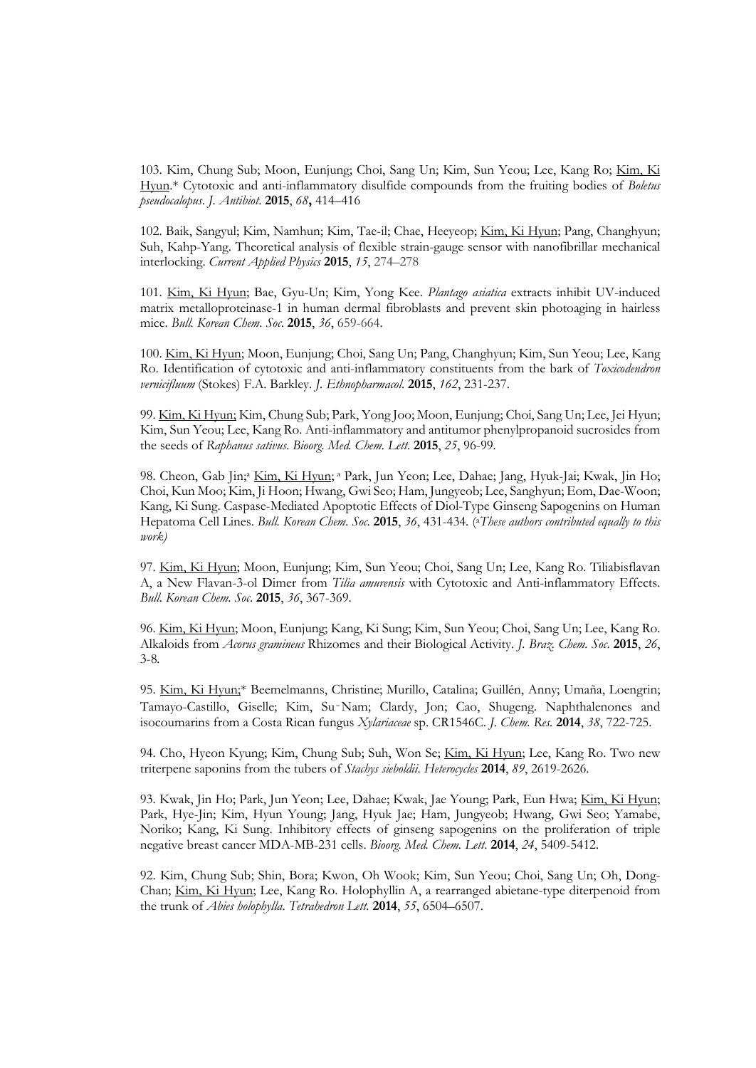103. Kim, Chung Sub; Moon, Eunjung; Choi, Sang Un; Kim, Sun Yeou; Lee, Kang Ro; Kim, Ki Hyun.* Cytotoxic and anti-inflammatory disulfide compounds from the fruiting bodies of *Boletus pseudocalopus*. *J. Antibiot.* **2015**, *68***,** 414–416

102. Baik, Sangyul; Kim, Namhun; Kim, Tae-il; Chae, Heeyeop; Kim, Ki Hyun; Pang, Changhyun; Suh, Kahp-Yang. Theoretical analysis of flexible strain-gauge sensor with nanofibrillar mechanical interlocking. *Current Applied Physics* **2015**, *15*, 274–278

101. Kim, Ki Hyun; Bae, Gyu-Un; Kim, Yong Kee. *Plantago asiatica* extracts inhibit UV-induced matrix metalloproteinase-1 in human dermal fibroblasts and prevent skin photoaging in hairless mice. *Bull. Korean Chem. Soc.* **2015**, *36*, 659-664.

100. Kim, Ki Hyun; Moon, Eunjung; Choi, Sang Un; Pang, Changhyun; Kim, Sun Yeou; Lee, Kang Ro. Identification of cytotoxic and anti-inflammatory constituents from the bark of *Toxicodendron vernicifluum* (Stokes) F.A. Barkley. *J. Ethnopharmacol.* **2015**, *162*, 231-237.

99. Kim, Ki Hyun; Kim, Chung Sub; Park, Yong Joo; Moon, Eunjung; Choi, Sang Un; Lee, Jei Hyun; Kim, Sun Yeou; Lee, Kang Ro. Anti-inflammatory and antitumor phenylpropanoid sucrosides from the seeds of *Raphanus sativus*. *Bioorg. Med. Chem. Lett.* **2015**, *25*, 96-99.

98. Cheon, Gab Jin;[a] Kim, Ki Hyun;[a] Park, Jun Yeon; Lee, Dahae; Jang, Hyuk-Jai; Kwak, Jin Ho; Choi, Kun Moo; Kim, Ji Hoon; Hwang, Gwi Seo; Ham, Jungyeob; Lee, Sanghyun; Eom, Dae-Woon; Kang, Ki Sung. Caspase-Mediated Apoptotic Effects of Diol-Type Ginseng Sapogenins on Human Hepatoma Cell Lines. *Bull. Korean Chem. Soc.* **2015**, *36*, 431-434. ([a]*These authors contributed equally to this work)*

97. Kim, Ki Hyun; Moon, Eunjung; Kim, Sun Yeou; Choi, Sang Un; Lee, Kang Ro. Tiliabisflavan A, a New Flavan-3-ol Dimer from *Tilia amurensis* with Cytotoxic and Anti-inflammatory Effects. *Bull. Korean Chem. Soc.* **2015**, *36*, 367-369.

96. Kim, Ki Hyun; Moon, Eunjung; Kang, Ki Sung; Kim, Sun Yeou; Choi, Sang Un; Lee, Kang Ro. Alkaloids from *Acorus gramineus* Rhizomes and their Biological Activity. *J. Braz. Chem. Soc.* **2015**, *26*, 3-8.

95. Kim, Ki Hyun;* Beemelmanns, Christine; Murillo, Catalina; Guillén, Anny; Umaña, Loengrin; Tamayo-Castillo, Giselle; Kim, Su-Nam; Clardy, Jon; Cao, Shugeng. Naphthalenones and isocoumarins from a Costa Rican fungus *Xylariaceae* sp. CR1546C. *J. Chem. Res.* **2014**, *38*, 722-725.

94. Cho, Hyeon Kyung; Kim, Chung Sub; Suh, Won Se; Kim, Ki Hyun; Lee, Kang Ro. Two new triterpene saponins from the tubers of *Stachys sieboldii*. *Heterocycles* **2014**, *89*, 2619-2626.

93. Kwak, Jin Ho; Park, Jun Yeon; Lee, Dahae; Kwak, Jae Young; Park, Eun Hwa; Kim, Ki Hyun; Park, Hye-Jin; Kim, Hyun Young; Jang, Hyuk Jae; Ham, Jungyeob; Hwang, Gwi Seo; Yamabe, Noriko; Kang, Ki Sung. Inhibitory effects of ginseng sapogenins on the proliferation of triple negative breast cancer MDA-MB-231 cells. *Bioorg. Med. Chem. Lett.* **2014**, *24*, 5409-5412.

92. Kim, Chung Sub; Shin, Bora; Kwon, Oh Wook; Kim, Sun Yeou; Choi, Sang Un; Oh, Dong-Chan; Kim, Ki Hyun; Lee, Kang Ro. Holophyllin A, a rearranged abietane-type diterpenoid from the trunk of *Abies holophylla*. *Tetrahedron Lett.* **2014**, *55*, 6504–6507.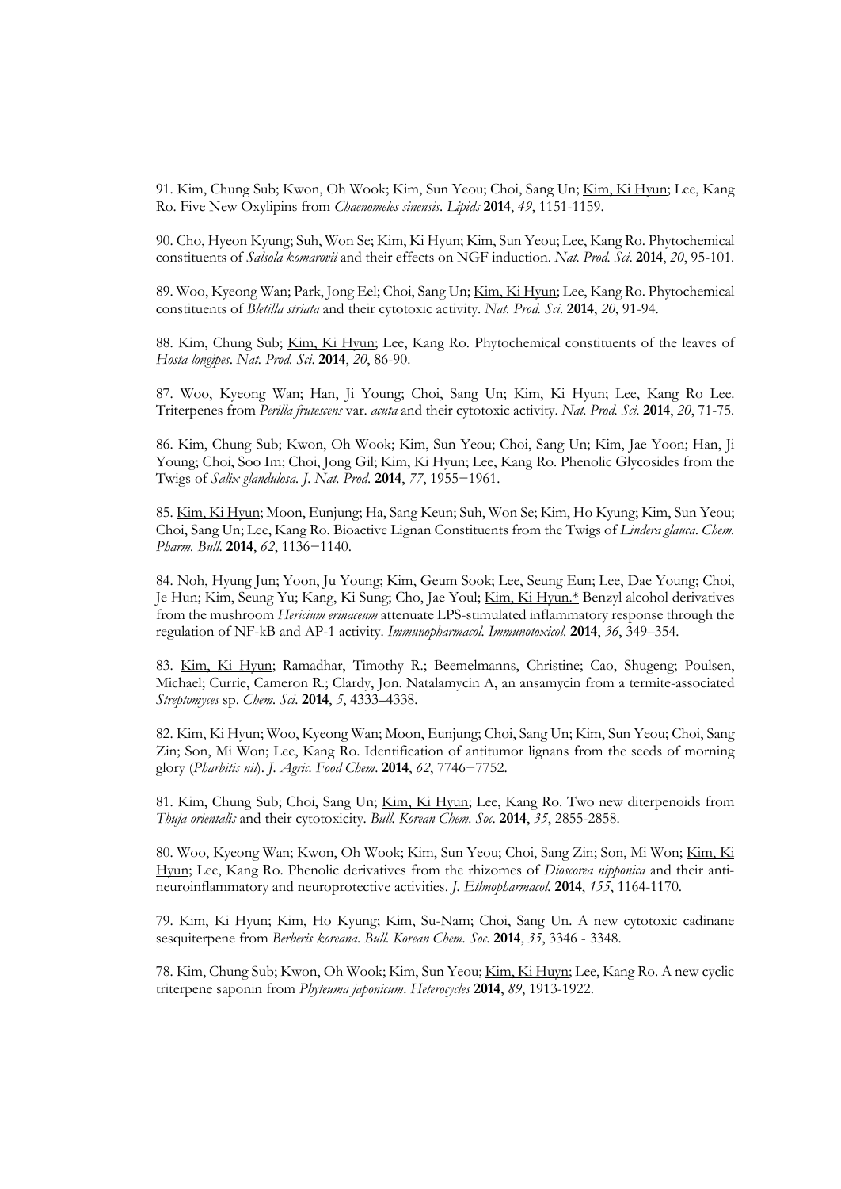91. Kim, Chung Sub; Kwon, Oh Wook; Kim, Sun Yeou; Choi, Sang Un; Kim, Ki Hyun; Lee, Kang Ro. Five New Oxylipins from *Chaenomeles sinensis*. *Lipids* **2014**, *49*, 1151-1159.

90. Cho, Hyeon Kyung; Suh, Won Se; Kim, Ki Hyun; Kim, Sun Yeou; Lee, Kang Ro. Phytochemical constituents of *Salsola komarovii* and their effects on NGF induction. *Nat. Prod. Sci*. **2014**, *20*, 95-101.

89. Woo, Kyeong Wan; Park, Jong Eel; Choi, Sang Un; Kim, Ki Hyun; Lee, Kang Ro. Phytochemical constituents of *Bletilla striata* and their cytotoxic activity. *Nat. Prod. Sci*. **2014**, *20*, 91-94.

88. Kim, Chung Sub; Kim, Ki Hyun; Lee, Kang Ro. Phytochemical constituents of the leaves of *Hosta longipes*. *Nat. Prod. Sci*. **2014**, *20*, 86-90.

87. Woo, Kyeong Wan; Han, Ji Young; Choi, Sang Un; Kim, Ki Hyun; Lee, Kang Ro Lee. Triterpenes from *Perilla frutescens* var. *acuta* and their cytotoxic activity. *Nat. Prod. Sci*. **2014**, *20*, 71-75.

86. Kim, Chung Sub; Kwon, Oh Wook; Kim, Sun Yeou; Choi, Sang Un; Kim, Jae Yoon; Han, Ji Young; Choi, Soo Im; Choi, Jong Gil; Kim, Ki Hyun; Lee, Kang Ro. Phenolic Glycosides from the Twigs of *Salix glandulosa*. *J. Nat. Prod*. **2014**, *77*, 1955−1961.

85. Kim, Ki Hyun; Moon, Eunjung; Ha, Sang Keun; Suh, Won Se; Kim, Ho Kyung; Kim, Sun Yeou; Choi, Sang Un; Lee, Kang Ro. Bioactive Lignan Constituents from the Twigs of *Lindera glauca*. *Chem. Pharm. Bull*. **2014**, *62*, 1136−1140.

84. Noh, Hyung Jun; Yoon, Ju Young; Kim, Geum Sook; Lee, Seung Eun; Lee, Dae Young; Choi, Je Hun; Kim, Seung Yu; Kang, Ki Sung; Cho, Jae Youl; Kim, Ki Hyun.* Benzyl alcohol derivatives from the mushroom *Hericium erinaceum* attenuate LPS-stimulated inflammatory response through the regulation of NF-kB and AP-1 activity. *Immunopharmacol. Immunotoxicol*. **2014**, *36*, 349–354.

83. Kim, Ki Hyun; Ramadhar, Timothy R.; Beemelmanns, Christine; Cao, Shugeng; Poulsen, Michael; Currie, Cameron R.; Clardy, Jon. Natalamycin A, an ansamycin from a termite-associated *Streptomyces* sp. *Chem. Sci*. **2014**, *5*, 4333–4338.

82. Kim, Ki Hyun; Woo, Kyeong Wan; Moon, Eunjung; Choi, Sang Un; Kim, Sun Yeou; Choi, Sang Zin; Son, Mi Won; Lee, Kang Ro. Identification of antitumor lignans from the seeds of morning glory (*Pharbitis nil*). *J. Agric. Food Chem*. **2014**, *62*, 7746−7752.

81. Kim, Chung Sub; Choi, Sang Un; Kim, Ki Hyun; Lee, Kang Ro. Two new diterpenoids from *Thuja orientalis* and their cytotoxicity. *Bull. Korean Chem. Soc*. **2014**, *35*, 2855-2858.

80. Woo, Kyeong Wan; Kwon, Oh Wook; Kim, Sun Yeou; Choi, Sang Zin; Son, Mi Won; Kim, Ki Hyun; Lee, Kang Ro. Phenolic derivatives from the rhizomes of *Dioscorea nipponica* and their anti-neuroinflammatory and neuroprotective activities. *J. Ethnopharmacol.* **2014**, *155*, 1164-1170.

79. Kim, Ki Hyun; Kim, Ho Kyung; Kim, Su-Nam; Choi, Sang Un. A new cytotoxic cadinane sesquiterpene from *Berberis koreana*. *Bull. Korean Chem. Soc*. **2014**, *35*, 3346 - 3348.

78. Kim, Chung Sub; Kwon, Oh Wook; Kim, Sun Yeou; Kim, Ki Huyn; Lee, Kang Ro. A new cyclic triterpene saponin from *Phyteuma japonicum*. *Heterocycles* **2014**, *89*, 1913-1922.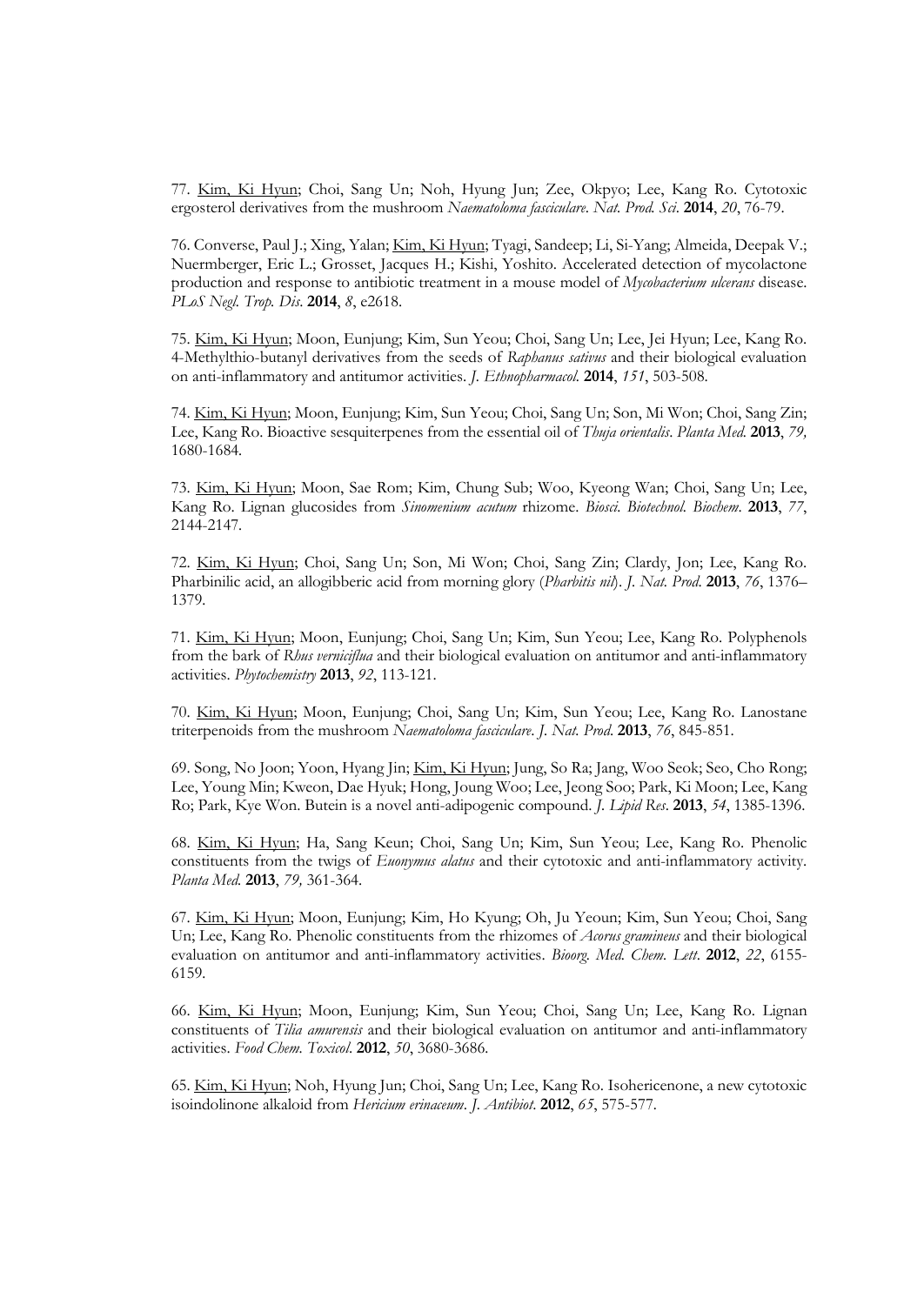77. Kim, Ki Hyun; Choi, Sang Un; Noh, Hyung Jun; Zee, Okpyo; Lee, Kang Ro. Cytotoxic ergosterol derivatives from the mushroom *Naematoloma fasciculare*. *Nat. Prod. Sci*. **2014**, *20*, 76-79.

76. Converse, Paul J.; Xing, Yalan; Kim, Ki Hyun; Tyagi, Sandeep; Li, Si-Yang; Almeida, Deepak V.; Nuermberger, Eric L.; Grosset, Jacques H.; Kishi, Yoshito. Accelerated detection of mycolactone production and response to antibiotic treatment in a mouse model of *Mycobacterium ulcerans* disease. *PLoS Negl. Trop. Dis*. **2014**, *8*, e2618.

75. Kim, Ki Hyun; Moon, Eunjung; Kim, Sun Yeou; Choi, Sang Un; Lee, Jei Hyun; Lee, Kang Ro. 4-Methylthio-butanyl derivatives from the seeds of *Raphanus sativus* and their biological evaluation on anti-inflammatory and antitumor activities. *J. Ethnopharmacol.* **2014**, *151*, 503-508.

74. Kim, Ki Hyun; Moon, Eunjung; Kim, Sun Yeou; Choi, Sang Un; Son, Mi Won; Choi, Sang Zin; Lee, Kang Ro. Bioactive sesquiterpenes from the essential oil of *Thuja orientalis*. *Planta Med.* **2013**, *79,* 1680-1684.

73. Kim, Ki Hyun; Moon, Sae Rom; Kim, Chung Sub; Woo, Kyeong Wan; Choi, Sang Un; Lee, Kang Ro. Lignan glucosides from *Sinomenium acutum* rhizome. *Biosci. Biotechnol. Biochem*. **2013**, *77*, 2144-2147.

72. Kim, Ki Hyun; Choi, Sang Un; Son, Mi Won; Choi, Sang Zin; Clardy, Jon; Lee, Kang Ro. Pharbinilic acid, an allogibberic acid from morning glory (*Pharbitis nil*). *J. Nat. Prod.* **2013**, *76*, 1376–1379.

71. Kim, Ki Hyun; Moon, Eunjung; Choi, Sang Un; Kim, Sun Yeou; Lee, Kang Ro. Polyphenols from the bark of *Rhus verniciflua* and their biological evaluation on antitumor and anti-inflammatory activities. *Phytochemistry* **2013**, *92*, 113-121.

70. Kim, Ki Hyun; Moon, Eunjung; Choi, Sang Un; Kim, Sun Yeou; Lee, Kang Ro. Lanostane triterpenoids from the mushroom *Naematoloma fasciculare*. *J. Nat. Prod*. **2013**, *76*, 845-851.

69. Song, No Joon; Yoon, Hyang Jin; Kim, Ki Hyun; Jung, So Ra; Jang, Woo Seok; Seo, Cho Rong; Lee, Young Min; Kweon, Dae Hyuk; Hong, Joung Woo; Lee, Jeong Soo; Park, Ki Moon; Lee, Kang Ro; Park, Kye Won. Butein is a novel anti-adipogenic compound. *J. Lipid Res*. **2013**, *54*, 1385-1396.

68. Kim, Ki Hyun; Ha, Sang Keun; Choi, Sang Un; Kim, Sun Yeou; Lee, Kang Ro. Phenolic constituents from the twigs of *Euonymus alatus* and their cytotoxic and anti-inflammatory activity. *Planta Med.* **2013**, *79,* 361-364.

67. Kim, Ki Hyun; Moon, Eunjung; Kim, Ho Kyung; Oh, Ju Yeoun; Kim, Sun Yeou; Choi, Sang Un; Lee, Kang Ro. Phenolic constituents from the rhizomes of *Acorus gramineus* and their biological evaluation on antitumor and anti-inflammatory activities. *Bioorg. Med. Chem. Lett*. **2012**, *22*, 6155-6159.

66. Kim, Ki Hyun; Moon, Eunjung; Kim, Sun Yeou; Choi, Sang Un; Lee, Kang Ro. Lignan constituents of *Tilia amurensis* and their biological evaluation on antitumor and anti-inflammatory activities. *Food Chem. Toxicol*. **2012**, *50*, 3680-3686.

65. Kim, Ki Hyun; Noh, Hyung Jun; Choi, Sang Un; Lee, Kang Ro. Isohericenone, a new cytotoxic isoindolinone alkaloid from *Hericium erinaceum*. *J. Antibiot*. **2012**, *65*, 575-577.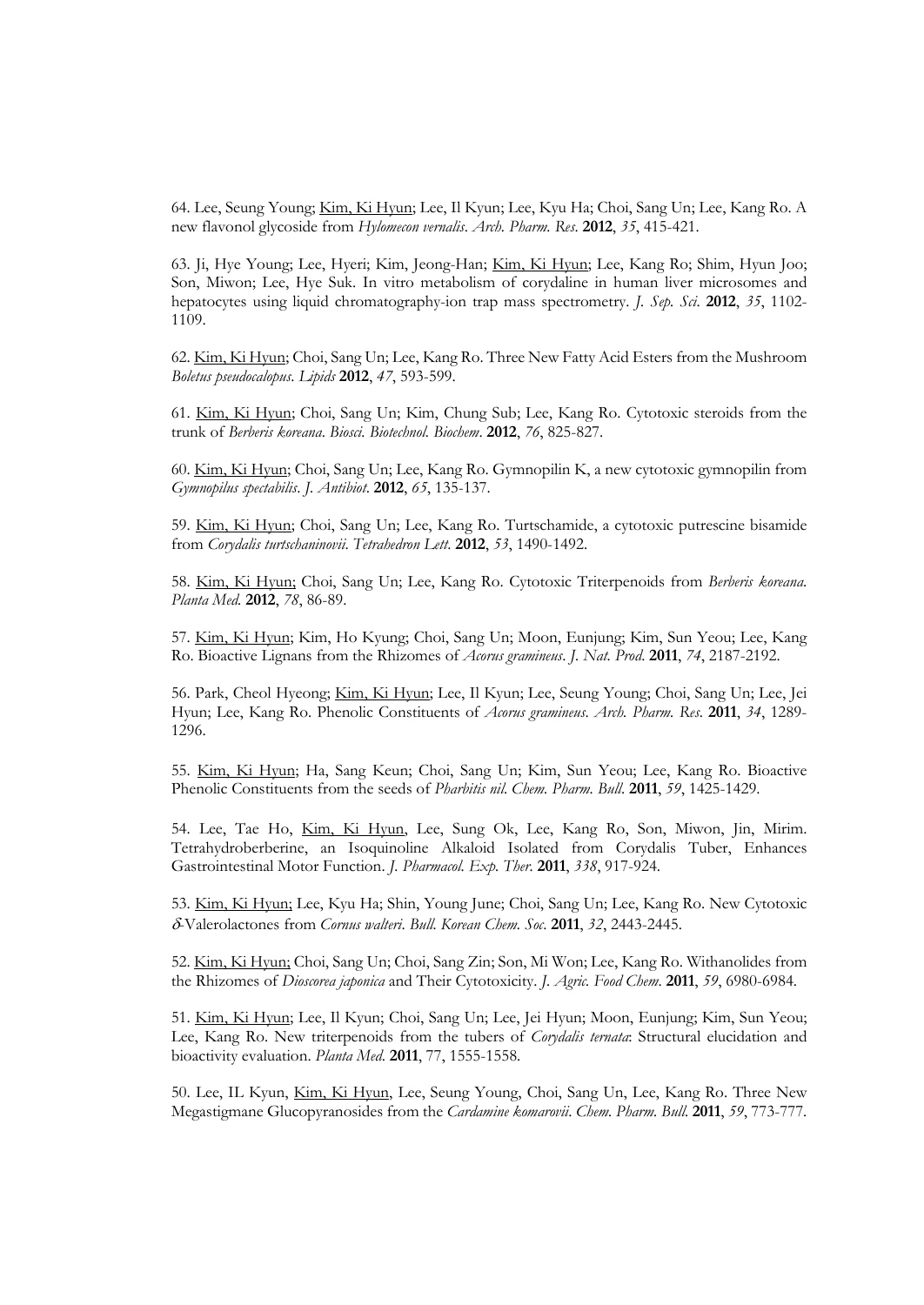64. Lee, Seung Young; Kim, Ki Hyun; Lee, Il Kyun; Lee, Kyu Ha; Choi, Sang Un; Lee, Kang Ro. A new flavonol glycoside from *Hylomecon vernalis*. *Arch. Pharm. Res*. **2012**, *35*, 415-421.

63. Ji, Hye Young; Lee, Hyeri; Kim, Jeong-Han; Kim, Ki Hyun; Lee, Kang Ro; Shim, Hyun Joo; Son, Miwon; Lee, Hye Suk. In vitro metabolism of corydaline in human liver microsomes and hepatocytes using liquid chromatography-ion trap mass spectrometry. *J. Sep. Sci*. **2012**, *35*, 1102-1109.

62. Kim, Ki Hyun; Choi, Sang Un; Lee, Kang Ro. Three New Fatty Acid Esters from the Mushroom *Boletus pseudocalopus*. *Lipids* **2012**, *47*, 593-599.

61. Kim, Ki Hyun; Choi, Sang Un; Kim, Chung Sub; Lee, Kang Ro. Cytotoxic steroids from the trunk of *Berberis koreana*. *Biosci. Biotechnol. Biochem*. **2012**, *76*, 825-827.

60. Kim, Ki Hyun; Choi, Sang Un; Lee, Kang Ro. Gymnopilin K, a new cytotoxic gymnopilin from *Gymnopilus spectabilis*. *J. Antibiot*. **2012**, *65*, 135-137.

59. Kim, Ki Hyun; Choi, Sang Un; Lee, Kang Ro. Turtschamide, a cytotoxic putrescine bisamide from *Corydalis turtschaninovii*. *Tetrahedron Lett*. **2012**, *53*, 1490-1492.

58. Kim, Ki Hyun; Choi, Sang Un; Lee, Kang Ro. Cytotoxic Triterpenoids from *Berberis koreana*. *Planta Med*. **2012**, *78*, 86-89.

57. Kim, Ki Hyun; Kim, Ho Kyung; Choi, Sang Un; Moon, Eunjung; Kim, Sun Yeou; Lee, Kang Ro. Bioactive Lignans from the Rhizomes of *Acorus gramineus*. *J. Nat. Prod*. **2011**, *74*, 2187-2192.

56. Park, Cheol Hyeong; Kim, Ki Hyun; Lee, Il Kyun; Lee, Seung Young; Choi, Sang Un; Lee, Jei Hyun; Lee, Kang Ro. Phenolic Constituents of *Acorus gramineus*. *Arch. Pharm. Res*. **2011**, *34*, 1289-1296.

55. Kim, Ki Hyun; Ha, Sang Keun; Choi, Sang Un; Kim, Sun Yeou; Lee, Kang Ro. Bioactive Phenolic Constituents from the seeds of *Pharbitis nil*. *Chem. Pharm. Bull*. **2011**, *59*, 1425-1429.

54. Lee, Tae Ho, Kim, Ki Hyun, Lee, Sung Ok, Lee, Kang Ro, Son, Miwon, Jin, Mirim. Tetrahydroberberine, an Isoquinoline Alkaloid Isolated from Corydalis Tuber, Enhances Gastrointestinal Motor Function. *J. Pharmacol. Exp. Ther*. **2011**, *338*, 917-924.

53. Kim, Ki Hyun; Lee, Kyu Ha; Shin, Young June; Choi, Sang Un; Lee, Kang Ro. New Cytotoxic $\delta$-Valerolactones from *Cornus walteri*. *Bull. Korean Chem. Soc*. **2011**, *32*, 2443-2445.

52. Kim, Ki Hyun; Choi, Sang Un; Choi, Sang Zin; Son, Mi Won; Lee, Kang Ro. Withanolides from the Rhizomes of *Dioscorea japonica* and Their Cytotoxicity. *J. Agric. Food Chem*. **2011**, *59*, 6980-6984.

51. Kim, Ki Hyun; Lee, Il Kyun; Choi, Sang Un; Lee, Jei Hyun; Moon, Eunjung; Kim, Sun Yeou; Lee, Kang Ro. New triterpenoids from the tubers of *Corydalis ternata*: Structural elucidation and bioactivity evaluation. *Planta Med*. **2011**, 77, 1555-1558.

50. Lee, IL Kyun, Kim, Ki Hyun, Lee, Seung Young, Choi, Sang Un, Lee, Kang Ro. Three New Megastigmane Glucopyranosides from the *Cardamine komarovii*. *Chem. Pharm. Bull*. **2011**, *59*, 773-777.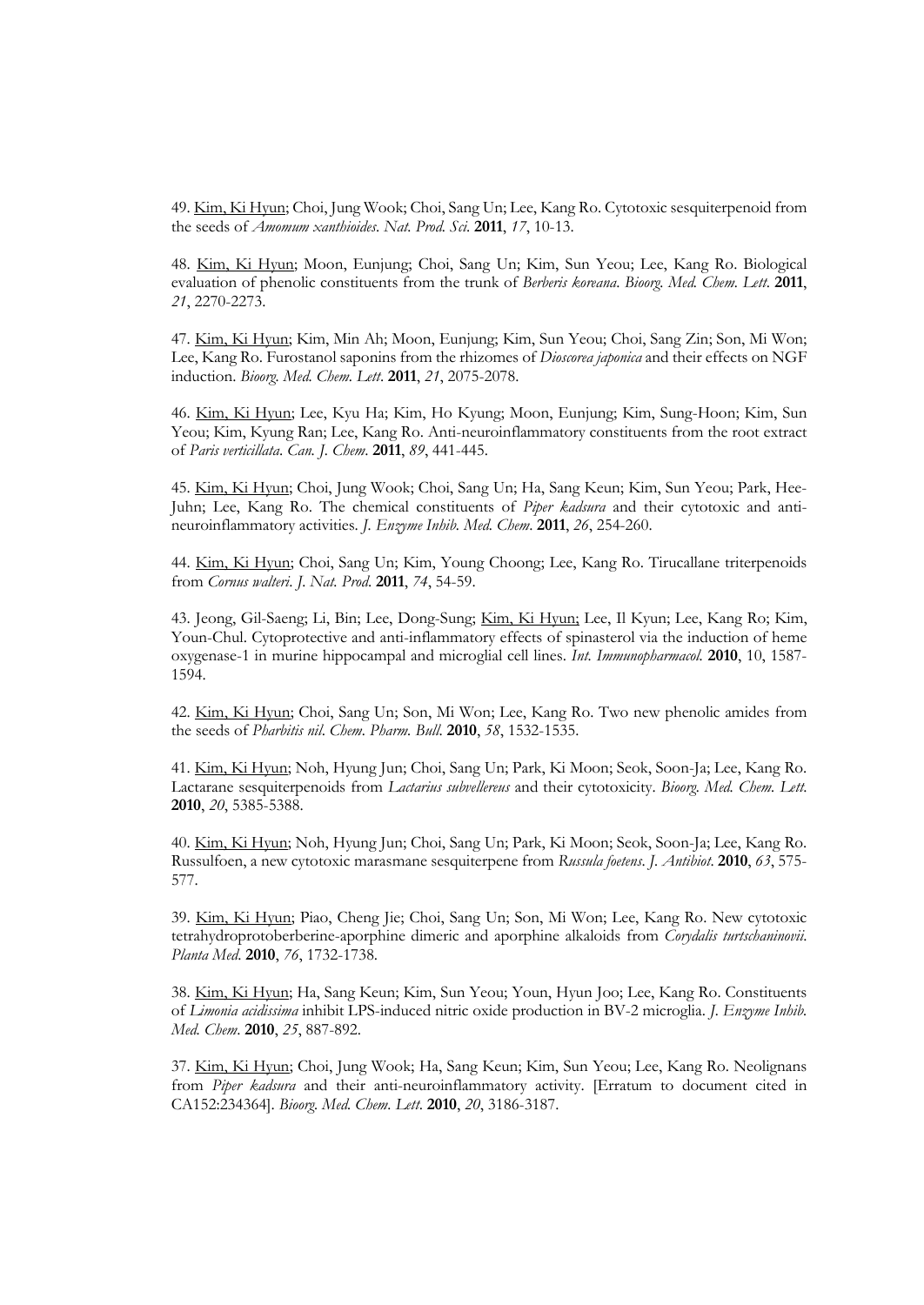49. <u>Kim, Ki Hyun</u>; Choi, Jung Wook; Choi, Sang Un; Lee, Kang Ro. Cytotoxic sesquiterpenoid from the seeds of *Amomum xanthioides*. *Nat. Prod. Sci*. **2011**, *17*, 10-13.

48. <u>Kim, Ki Hyun</u>; Moon, Eunjung; Choi, Sang Un; Kim, Sun Yeou; Lee, Kang Ro. Biological evaluation of phenolic constituents from the trunk of *Berberis koreana*. *Bioorg. Med. Chem. Lett*. **2011**, *21*, 2270-2273.

47. <u>Kim, Ki Hyun</u>; Kim, Min Ah; Moon, Eunjung; Kim, Sun Yeou; Choi, Sang Zin; Son, Mi Won; Lee, Kang Ro. Furostanol saponins from the rhizomes of *Dioscorea japonica* and their effects on NGF induction. *Bioorg. Med. Chem. Lett*. **2011**, *21*, 2075-2078.

46. <u>Kim, Ki Hyun</u>; Lee, Kyu Ha; Kim, Ho Kyung; Moon, Eunjung; Kim, Sung-Hoon; Kim, Sun Yeou; Kim, Kyung Ran; Lee, Kang Ro. Anti-neuroinflammatory constituents from the root extract of *Paris verticillata*. *Can. J. Chem*. **2011**, *89*, 441-445.

45. <u>Kim, Ki Hyun</u>; Choi, Jung Wook; Choi, Sang Un; Ha, Sang Keun; Kim, Sun Yeou; Park, Hee-Juhn; Lee, Kang Ro. The chemical constituents of *Piper kadsura* and their cytotoxic and anti-neuroinflammatory activities. *J. Enzyme Inhib. Med. Chem*. **2011**, *26*, 254-260.

44. <u>Kim, Ki Hyun</u>; Choi, Sang Un; Kim, Young Choong; Lee, Kang Ro. Tirucallane triterpenoids from *Cornus walteri*. *J. Nat. Prod*. **2011**, *74*, 54-59.

43. Jeong, Gil-Saeng; Li, Bin; Lee, Dong-Sung; <u>Kim, Ki Hyun;</u> Lee, Il Kyun; Lee, Kang Ro; Kim, Youn-Chul. Cytoprotective and anti-inflammatory effects of spinasterol via the induction of heme oxygenase-1 in murine hippocampal and microglial cell lines. *Int. Immunopharmacol*. **2010**, 10, 1587-1594.

42. <u>Kim, Ki Hyun</u>; Choi, Sang Un; Son, Mi Won; Lee, Kang Ro. Two new phenolic amides from the seeds of *Pharbitis nil*. *Chem. Pharm. Bull*. **2010**, *58*, 1532-1535.

41. <u>Kim, Ki Hyun</u>; Noh, Hyung Jun; Choi, Sang Un; Park, Ki Moon; Seok, Soon-Ja; Lee, Kang Ro. Lactarane sesquiterpenoids from *Lactarius subvellereus* and their cytotoxicity. *Bioorg. Med. Chem. Lett*. **2010**, *20*, 5385-5388.

40. <u>Kim, Ki Hyun</u>; Noh, Hyung Jun; Choi, Sang Un; Park, Ki Moon; Seok, Soon-Ja; Lee, Kang Ro. Russulfoen, a new cytotoxic marasmane sesquiterpene from *Russula foetens*. *J. Antibiot*. **2010**, *63*, 575-577.

39. <u>Kim, Ki Hyun</u>; Piao, Cheng Jie; Choi, Sang Un; Son, Mi Won; Lee, Kang Ro. New cytotoxic tetrahydroprotoberberine-aporphine dimeric and aporphine alkaloids from *Corydalis turtschaninovii*. *Planta Med*. **2010**, *76*, 1732-1738.

38. <u>Kim, Ki Hyun</u>; Ha, Sang Keun; Kim, Sun Yeou; Youn, Hyun Joo; Lee, Kang Ro. Constituents of *Limonia acidissima* inhibit LPS-induced nitric oxide production in BV-2 microglia. *J. Enzyme Inhib. Med. Chem*. **2010**, *25*, 887-892.

37. <u>Kim, Ki Hyun</u>; Choi, Jung Wook; Ha, Sang Keun; Kim, Sun Yeou; Lee, Kang Ro. Neolignans from *Piper kadsura* and their anti-neuroinflammatory activity. [Erratum to document cited in CA152:234364]. *Bioorg. Med. Chem. Lett*. **2010**, *20*, 3186-3187.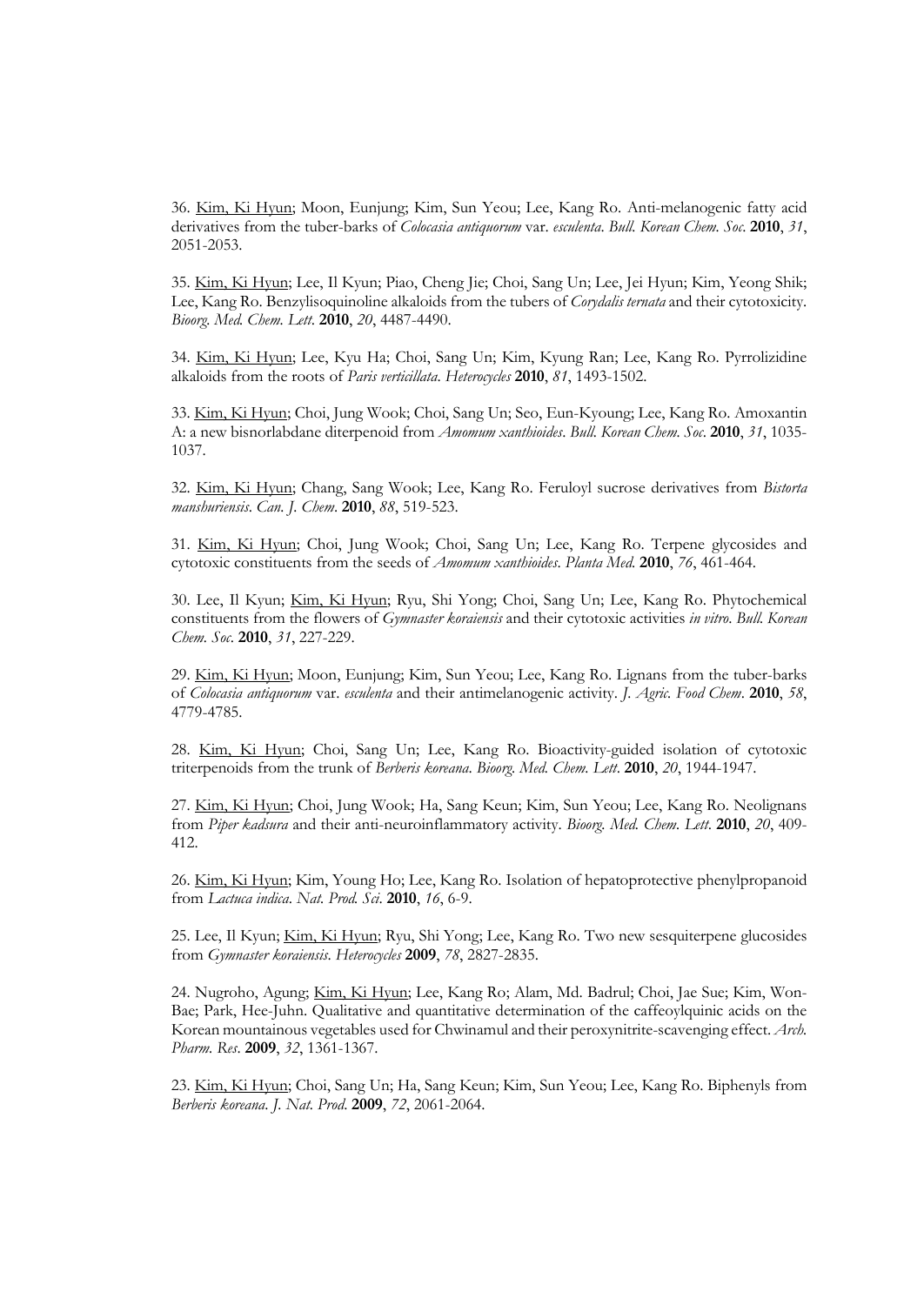36. Kim, Ki Hyun; Moon, Eunjung; Kim, Sun Yeou; Lee, Kang Ro. Anti-melanogenic fatty acid derivatives from the tuber-barks of *Colocasia antiquorum* var. *esculenta*. *Bull. Korean Chem. Soc.* **2010**, *31*, 2051-2053.

35. Kim, Ki Hyun; Lee, Il Kyun; Piao, Cheng Jie; Choi, Sang Un; Lee, Jei Hyun; Kim, Yeong Shik; Lee, Kang Ro. Benzylisoquinoline alkaloids from the tubers of *Corydalis ternata* and their cytotoxicity. *Bioorg. Med. Chem. Lett.* **2010**, *20*, 4487-4490.

34. Kim, Ki Hyun; Lee, Kyu Ha; Choi, Sang Un; Kim, Kyung Ran; Lee, Kang Ro. Pyrrolizidine alkaloids from the roots of *Paris verticillata*. *Heterocycles* **2010**, *81*, 1493-1502.

33. Kim, Ki Hyun; Choi, Jung Wook; Choi, Sang Un; Seo, Eun-Kyoung; Lee, Kang Ro. Amoxantin A: a new bisnorlabdane diterpenoid from *Amomum xanthioides*. *Bull. Korean Chem. Soc.* **2010**, *31*, 1035-1037.

32. Kim, Ki Hyun; Chang, Sang Wook; Lee, Kang Ro. Feruloyl sucrose derivatives from *Bistorta manshuriensis*. *Can. J. Chem.* **2010**, *88*, 519-523.

31. Kim, Ki Hyun; Choi, Jung Wook; Choi, Sang Un; Lee, Kang Ro. Terpene glycosides and cytotoxic constituents from the seeds of *Amomum xanthioides*. *Planta Med.* **2010**, *76*, 461-464.

30. Lee, Il Kyun; Kim, Ki Hyun; Ryu, Shi Yong; Choi, Sang Un; Lee, Kang Ro. Phytochemical constituents from the flowers of *Gymnaster koraiensis* and their cytotoxic activities *in vitro*. *Bull. Korean Chem. Soc.* **2010**, *31*, 227-229.

29. Kim, Ki Hyun; Moon, Eunjung; Kim, Sun Yeou; Lee, Kang Ro. Lignans from the tuber-barks of *Colocasia antiquorum* var. *esculenta* and their antimelanogenic activity. *J. Agric. Food Chem.* **2010**, *58*, 4779-4785.

28. Kim, Ki Hyun; Choi, Sang Un; Lee, Kang Ro. Bioactivity-guided isolation of cytotoxic triterpenoids from the trunk of *Berberis koreana*. *Bioorg. Med. Chem. Lett.* **2010**, *20*, 1944-1947.

27. Kim, Ki Hyun; Choi, Jung Wook; Ha, Sang Keun; Kim, Sun Yeou; Lee, Kang Ro. Neolignans from *Piper kadsura* and their anti-neuroinflammatory activity. *Bioorg. Med. Chem. Lett.* **2010**, *20*, 409-412.

26. Kim, Ki Hyun; Kim, Young Ho; Lee, Kang Ro. Isolation of hepatoprotective phenylpropanoid from *Lactuca indica*. *Nat. Prod. Sci.* **2010**, *16*, 6-9.

25. Lee, Il Kyun; Kim, Ki Hyun; Ryu, Shi Yong; Lee, Kang Ro. Two new sesquiterpene glucosides from *Gymnaster koraiensis*. *Heterocycles* **2009**, *78*, 2827-2835.

24. Nugroho, Agung; Kim, Ki Hyun; Lee, Kang Ro; Alam, Md. Badrul; Choi, Jae Sue; Kim, Won-Bae; Park, Hee-Juhn. Qualitative and quantitative determination of the caffeoylquinic acids on the Korean mountainous vegetables used for Chwinamul and their peroxynitrite-scavenging effect. *Arch. Pharm. Res.* **2009**, *32*, 1361-1367.

23. Kim, Ki Hyun; Choi, Sang Un; Ha, Sang Keun; Kim, Sun Yeou; Lee, Kang Ro. Biphenyls from *Berberis koreana*. *J. Nat. Prod.* **2009**, *72*, 2061-2064.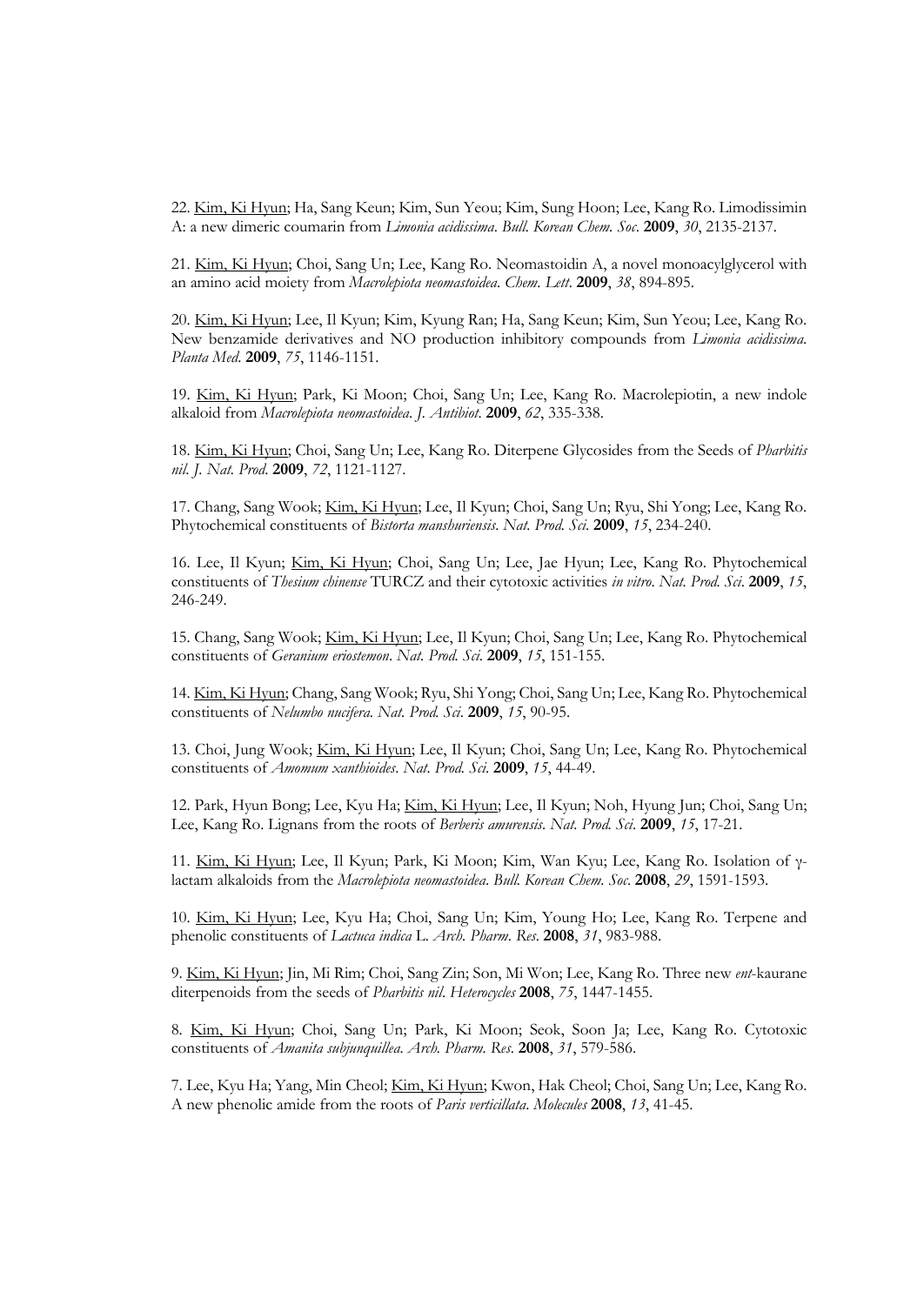22. <u>Kim, Ki Hyun</u>; Ha, Sang Keun; Kim, Sun Yeou; Kim, Sung Hoon; Lee, Kang Ro. Limodissimin A: a new dimeric coumarin from *Limonia acidissima*. *Bull. Korean Chem. Soc.* **2009**, *30*, 2135-2137.

21. <u>Kim, Ki Hyun</u>; Choi, Sang Un; Lee, Kang Ro. Neomastoidin A, a novel monoacylglycerol with an amino acid moiety from *Macrolepiota neomastoidea*. *Chem. Lett.* **2009**, *38*, 894-895.

20. <u>Kim, Ki Hyun</u>; Lee, Il Kyun; Kim, Kyung Ran; Ha, Sang Keun; Kim, Sun Yeou; Lee, Kang Ro. New benzamide derivatives and NO production inhibitory compounds from *Limonia acidissima*. *Planta Med.* **2009**, *75*, 1146-1151.

19. <u>Kim, Ki Hyun</u>; Park, Ki Moon; Choi, Sang Un; Lee, Kang Ro. Macrolepiotin, a new indole alkaloid from *Macrolepiota neomastoidea*. *J. Antibiot.* **2009**, *62*, 335-338.

18. <u>Kim, Ki Hyun</u>; Choi, Sang Un; Lee, Kang Ro. Diterpene Glycosides from the Seeds of *Pharbitis nil*. *J. Nat. Prod.* **2009**, *72*, 1121-1127.

17. Chang, Sang Wook; <u>Kim, Ki Hyun</u>; Lee, Il Kyun; Choi, Sang Un; Ryu, Shi Yong; Lee, Kang Ro. Phytochemical constituents of *Bistorta manshuriensis*. *Nat. Prod. Sci.* **2009**, *15*, 234-240.

16. Lee, Il Kyun; <u>Kim, Ki Hyun</u>; Choi, Sang Un; Lee, Jae Hyun; Lee, Kang Ro. Phytochemical constituents of *Thesium chinense* TURCZ and their cytotoxic activities *in vitro*. *Nat. Prod. Sci.* **2009**, *15*, 246-249.

15. Chang, Sang Wook; <u>Kim, Ki Hyun</u>; Lee, Il Kyun; Choi, Sang Un; Lee, Kang Ro. Phytochemical constituents of *Geranium eriostemon*. *Nat. Prod. Sci.* **2009**, *15*, 151-155.

14. <u>Kim, Ki Hyun</u>; Chang, Sang Wook; Ryu, Shi Yong; Choi, Sang Un; Lee, Kang Ro. Phytochemical constituents of *Nelumbo nucifera*. *Nat. Prod. Sci.* **2009**, *15*, 90-95.

13. Choi, Jung Wook; <u>Kim, Ki Hyun</u>; Lee, Il Kyun; Choi, Sang Un; Lee, Kang Ro. Phytochemical constituents of *Amomum xanthioides*. *Nat. Prod. Sci.* **2009**, *15*, 44-49.

12. Park, Hyun Bong; Lee, Kyu Ha; <u>Kim, Ki Hyun</u>; Lee, Il Kyun; Noh, Hyung Jun; Choi, Sang Un; Lee, Kang Ro. Lignans from the roots of *Berberis amurensis*. *Nat. Prod. Sci.* **2009**, *15*, 17-21.

11. <u>Kim, Ki Hyun</u>; Lee, Il Kyun; Park, Ki Moon; Kim, Wan Kyu; Lee, Kang Ro. Isolation of γ-lactam alkaloids from the *Macrolepiota neomastoidea*. *Bull. Korean Chem. Soc.* **2008**, *29*, 1591-1593.

10. <u>Kim, Ki Hyun</u>; Lee, Kyu Ha; Choi, Sang Un; Kim, Young Ho; Lee, Kang Ro. Terpene and phenolic constituents of *Lactuca indica* L. *Arch. Pharm. Res.* **2008**, *31*, 983-988.

9. <u>Kim, Ki Hyun</u>; Jin, Mi Rim; Choi, Sang Zin; Son, Mi Won; Lee, Kang Ro. Three new *ent*-kaurane diterpenoids from the seeds of *Pharbitis nil*. *Heterocycles* **2008**, *75*, 1447-1455.

8. <u>Kim, Ki Hyun</u>; Choi, Sang Un; Park, Ki Moon; Seok, Soon Ja; Lee, Kang Ro. Cytotoxic constituents of *Amanita subjunquillea*. *Arch. Pharm. Res.* **2008**, *31*, 579-586.

7. Lee, Kyu Ha; Yang, Min Cheol; <u>Kim, Ki Hyun</u>; Kwon, Hak Cheol; Choi, Sang Un; Lee, Kang Ro. A new phenolic amide from the roots of *Paris verticillata*. *Molecules* **2008**, *13*, 41-45.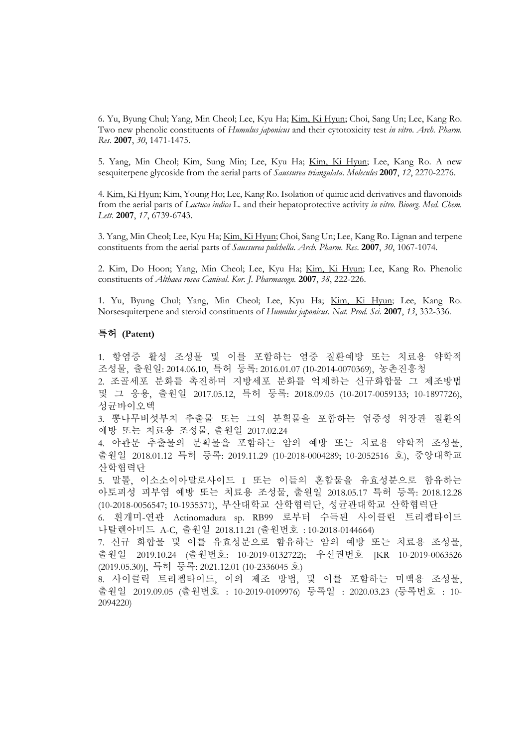6. Yu, Byung Chul; Yang, Min Cheol; Lee, Kyu Ha; <u>Kim, Ki Hyun</u>; Choi, Sang Un; Lee, Kang Ro. Two new phenolic constituents of *Humulus japonicus* and their cytotoxicity test *in vitro*. *Arch. Pharm. Res*. **2007**, *30*, 1471-1475.

5. Yang, Min Cheol; Kim, Sung Min; Lee, Kyu Ha; <u>Kim, Ki Hyun</u>; Lee, Kang Ro. A new sesquiterpene glycoside from the aerial parts of *Saussurea triangulata*. *Molecules* **2007**, *12*, 2270-2276.

4. <u>Kim, Ki Hyun</u>; Kim, Young Ho; Lee, Kang Ro. Isolation of quinic acid derivatives and flavonoids from the aerial parts of *Lactuca indica* L. and their hepatoprotective activity *in vitro*. *Bioorg. Med. Chem. Lett*. **2007**, *17*, 6739-6743.

3. Yang, Min Cheol; Lee, Kyu Ha; <u>Kim, Ki Hyun</u>; Choi, Sang Un; Lee, Kang Ro. Lignan and terpene constituents from the aerial parts of *Saussurea pulchella*. *Arch. Pharm. Res*. **2007**, *30*, 1067-1074.

2. Kim, Do Hoon; Yang, Min Cheol; Lee, Kyu Ha; <u>Kim, Ki Hyun</u>; Lee, Kang Ro. Phenolic constituents of *Althaea rosea Canival*. *Kor. J. Pharmacogn.* **2007**, *38*, 222-226.

1. Yu, Byung Chul; Yang, Min Cheol; Lee, Kyu Ha; <u>Kim, Ki Hyun</u>; Lee, Kang Ro. Norsesquiterpene and steroid constituents of *Humulus japonicus*. *Nat. Prod. Sci*. **2007**, *13*, 332-336.

## 특허 (Patent)

1. 항염증 활성 조성물 및 이를 포함하는 염증 질환예방 또는 치료용 약학적 조성물, 출원일: 2014.06.10, 특허 등록: 2016.01.07 (10-2014-0070369), 농촌진흥청
2. 조골세포 분화를 촉진하며 지방세포 분화를 억제하는 신규화합물 그 제조방법 및 그 응용, 출원일 2017.05.12, 특허 등록: 2018.09.05 (10-2017-0059133; 10-1897726), 성균바이오텍
3. 뽕나무버섯부치 추출물 또는 그의 분획물을 포함하는 염증성 위장관 질환의 예방 또는 치료용 조성물, 출원일 2017.02.24
4. 야관문 추출물의 분획물을 포함하는 암의 예방 또는 치료용 약학적 조성물, 출원일 2018.01.12 특허 등록: 2019.11.29 (10-2018-0004289; 10-2052516 호), 중앙대학교 산학협력단
5. 말톨, 이소소이아말로사이드 I 또는 이들의 혼합물을 유효성분으로 함유하는 아토피성 피부염 예방 또는 치료용 조성물, 출원일 2018.05.17 특허 등록: 2018.12.28 (10-2018-0056547; 10-1935371), 부산대학교 산학협력단, 성균관대학교 산학협력단
6. 흰개미-연관 Actinomadura sp. RB99 로부터 수득된 사이클린 트리펩타이드 나탈렌아미드 A-C, 출원일 2018.11.21 (출원번호 : 10-2018-0144664)
7. 신규 화합물 및 이를 유효성분으로 함유하는 암의 예방 또는 치료용 조성물, 출원일 2019.10.24 (출원번호: 10-2019-0132722); 우선권번호 [KR 10-2019-0063526 (2019.05.30)], 특허 등록: 2021.12.01 (10-2336045 호)
8. 사이클릭 트리펩타이드, 이의 제조 방법, 및 이를 포함하는 미백용 조성물, 출원일 2019.09.05 (출원번호 : 10-2019-0109976) 등록일 : 2020.03.23 (등록번호 : 10-2094220)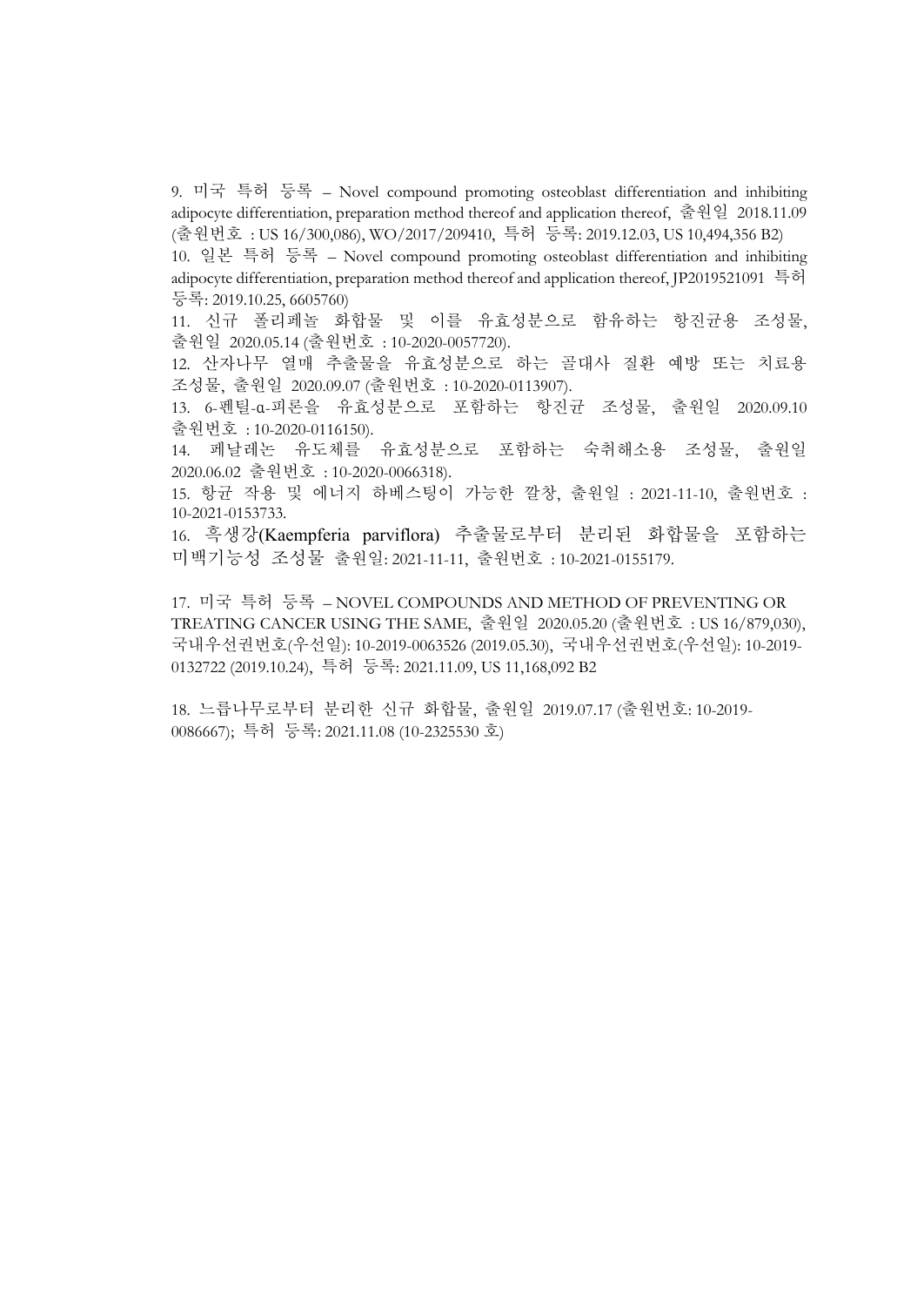9. 미국 특허 등록 – Novel compound promoting osteoblast differentiation and inhibiting adipocyte differentiation, preparation method thereof and application thereof, 출원일 2018.11.09 (출원번호 : US 16/300,086), WO/2017/209410, 특허 등록: 2019.12.03, US 10,494,356 B2)

10. 일본 특허 등록 – Novel compound promoting osteoblast differentiation and inhibiting adipocyte differentiation, preparation method thereof and application thereof, JP2019521091 특허 등록: 2019.10.25, 6605760)

11. 신규 폴리페놀 화합물 및 이를 유효성분으로 함유하는 항진균용 조성물, 출원일 2020.05.14 (출원번호 : 10-2020-0057720).

12. 산자나무 열매 추출물을 유효성분으로 하는 골대사 질환 예방 또는 치료용 조성물, 출원일 2020.09.07 (출원번호 : 10-2020-0113907).

13. 6-펜틸-α-피론을 유효성분으로 포함하는 항진균 조성물, 출원일 2020.09.10 출원번호 : 10-2020-0116150).

14. 페날레논 유도체를 유효성분으로 포함하는 숙취해소용 조성물, 출원일 2020.06.02 출원번호 : 10-2020-0066318).

15. 항균 작용 및 에너지 하베스팅이 가능한 깔창, 출원일 : 2021-11-10, 출원번호 : 10-2021-0153733.

16. 흑생강(Kaempferia parviflora) 추출물로부터 분리된 화합물을 포함하는 미백기능성 조성물 출원일: 2021-11-11, 출원번호 : 10-2021-0155179.

17. 미국 특허 등록 – NOVEL COMPOUNDS AND METHOD OF PREVENTING OR TREATING CANCER USING THE SAME, 출원일 2020.05.20 (출원번호 : US 16/879,030), 국내우선권번호(우선일): 10-2019-0063526 (2019.05.30), 국내우선권번호(우선일): 10-2019-0132722 (2019.10.24), 특허 등록: 2021.11.09, US 11,168,092 B2

18. 느릅나무로부터 분리한 신규 화합물, 출원일 2019.07.17 (출원번호: 10-2019-0086667); 특허 등록: 2021.11.08 (10-2325530 호)